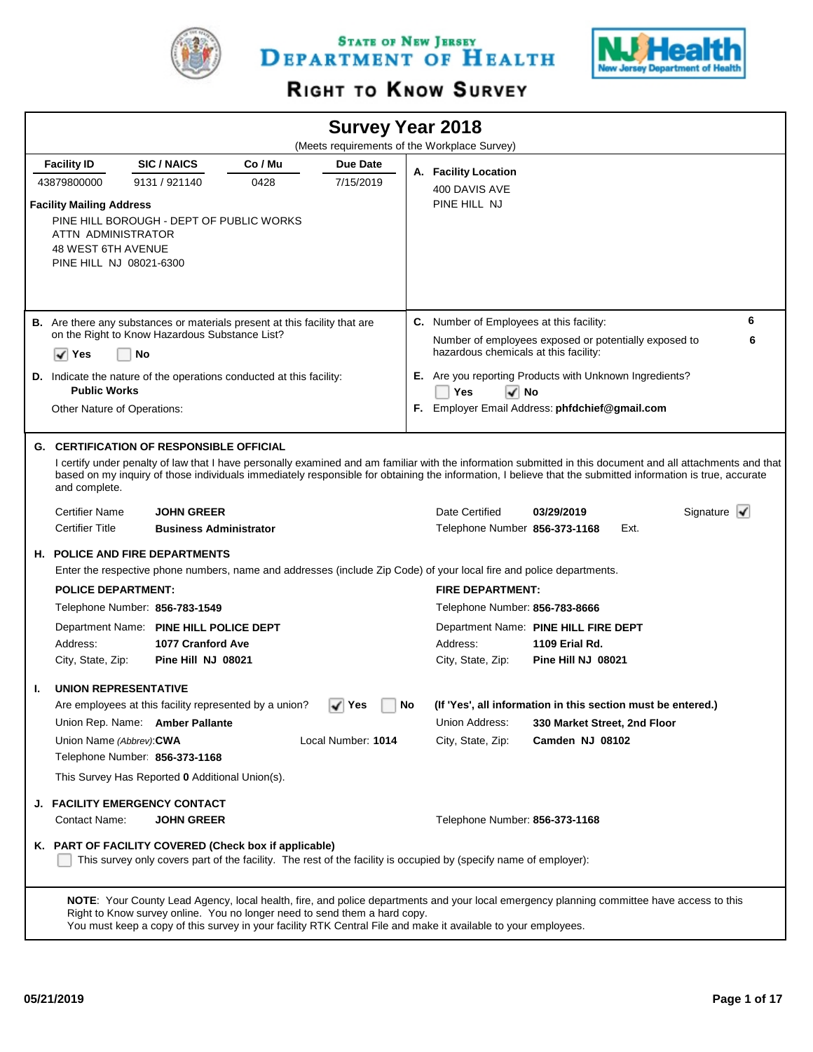# State of New Jersey Department of Health

## Right to Know Survey

## Survey Year 2018

(Meets requirements of the Workplace Survey)

| Facility ID | SIC / NAICS | Co / Mu | Due Date |
|---|---|---|---|
| 43879800000 | 9131 / 921140 | 0428 | 7/15/2019 |

**Facility Mailing Address**

PINE HILL BOROUGH - DEPT OF PUBLIC WORKS
ATTN ADMINISTRATOR
48 WEST 6TH AVENUE
PINE HILL NJ 08021-6300

**A. Facility Location**

400 DAVIS AVE
PINE HILL NJ

**B.** Are there any substances or materials present at this facility that are on the Right to Know Hazardous Substance List?

☑ Yes ☐ No

**C.** Number of Employees at this facility: **6**

Number of employees exposed or potentially exposed to hazardous chemicals at this facility: **6**

**D.** Indicate the nature of the operations conducted at this facility:
**Public Works**

Other Nature of Operations:

**E.** Are you reporting Products with Unknown Ingredients?

☐ Yes ☑ No

**F.** Employer Email Address: **phfdchief@gmail.com**

### G. CERTIFICATION OF RESPONSIBLE OFFICIAL

I certify under penalty of law that I have personally examined and am familiar with the information submitted in this document and all attachments and that based on my inquiry of those individuals immediately responsible for obtaining the information, I believe that the submitted information is true, accurate and complete.

Certifier Name **JOHN GREER**
Certifier Title **Business Administrator**

Date Certified **03/29/2019**
Telephone Number **856-373-1168** Ext.

Signature ☑

### H. POLICE AND FIRE DEPARTMENTS

Enter the respective phone numbers, name and addresses (include Zip Code) of your local fire and police departments.

**POLICE DEPARTMENT:**

Telephone Number: **856-783-1549**
Department Name: **PINE HILL POLICE DEPT**
Address: **1077 Cranford Ave**
City, State, Zip: **Pine Hill NJ 08021**

**FIRE DEPARTMENT:**

Telephone Number: **856-783-8666**
Department Name: **PINE HILL FIRE DEPT**
Address: **1109 Erial Rd.**
City, State, Zip: **Pine Hill NJ 08021**

### I. UNION REPRESENTATIVE

Are employees at this facility represented by a union? ☑ Yes ☐ No **(If 'Yes', all information in this section must be entered.)**

Union Rep. Name: **Amber Pallante**
Union Name *(Abbrev)*: **CWA** Local Number: **1014**
Telephone Number: **856-373-1168**

Union Address: **330 Market Street, 2nd Floor**
City, State, Zip: **Camden NJ 08102**

This Survey Has Reported **0** Additional Union(s).

### J. FACILITY EMERGENCY CONTACT

Contact Name: **JOHN GREER**
Telephone Number: **856-373-1168**

### K. PART OF FACILITY COVERED (Check box if applicable)

☐ This survey only covers part of the facility. The rest of the facility is occupied by (specify name of employer):

**NOTE**: Your County Lead Agency, local health, fire, and police departments and your local emergency planning committee have access to this Right to Know survey online. You no longer need to send them a hard copy.
You must keep a copy of this survey in your facility RTK Central File and make it available to your employees.

05/21/2019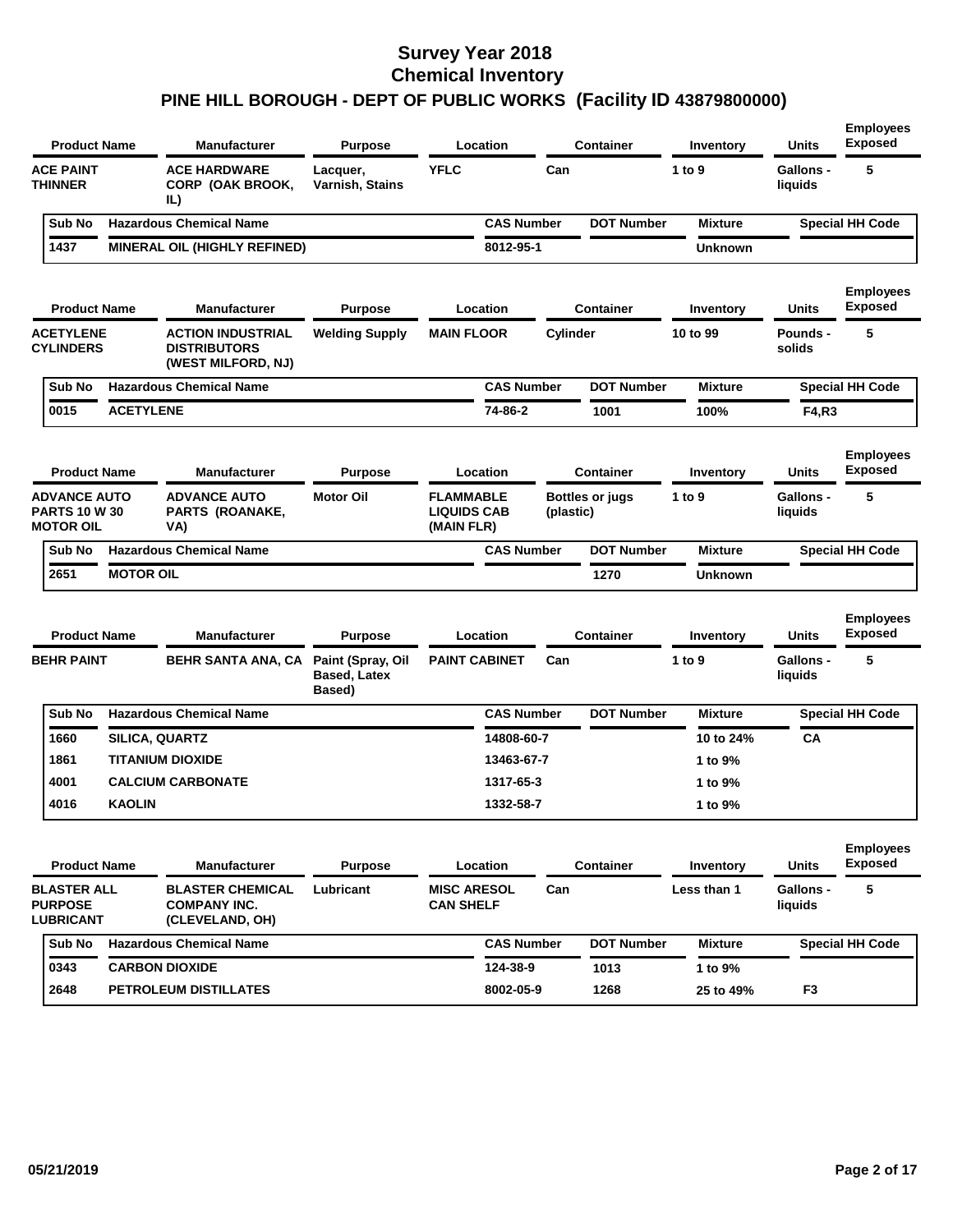# Survey Year 2018
# Chemical Inventory
## PINE HILL BOROUGH - DEPT OF PUBLIC WORKS (Facility ID 43879800000)

| Product Name | Manufacturer | Purpose | Location | Container | Inventory | Units | Employees Exposed |
|---|---|---|---|---|---|---|---|
| ACE PAINT THINNER | ACE HARDWARE CORP (OAK BROOK, IL) | Lacquer, Varnish, Stains | YFLC | Can | 1 to 9 | Gallons - liquids | 5 |

| Sub No | Hazardous Chemical Name | CAS Number | DOT Number | Mixture | Special HH Code |
|---|---|---|---|---|---|
| 1437 | MINERAL OIL (HIGHLY REFINED) | 8012-95-1 | | Unknown | |

| Product Name | Manufacturer | Purpose | Location | Container | Inventory | Units | Employees Exposed |
|---|---|---|---|---|---|---|---|
| ACETYLENE CYLINDERS | ACTION INDUSTRIAL DISTRIBUTORS (WEST MILFORD, NJ) | Welding Supply | MAIN FLOOR | Cylinder | 10 to 99 | Pounds - solids | 5 |

| Sub No | Hazardous Chemical Name | CAS Number | DOT Number | Mixture | Special HH Code |
|---|---|---|---|---|---|
| 0015 | ACETYLENE | 74-86-2 | 1001 | 100% | F4,R3 |

| Product Name | Manufacturer | Purpose | Location | Container | Inventory | Units | Employees Exposed |
|---|---|---|---|---|---|---|---|
| ADVANCE AUTO PARTS 10 W 30 MOTOR OIL | ADVANCE AUTO PARTS (ROANAKE, VA) | Motor Oil | FLAMMABLE LIQUIDS CAB (MAIN FLR) | Bottles or jugs (plastic) | 1 to 9 | Gallons - liquids | 5 |

| Sub No | Hazardous Chemical Name | CAS Number | DOT Number | Mixture | Special HH Code |
|---|---|---|---|---|---|
| 2651 | MOTOR OIL | | 1270 | Unknown | |

| Product Name | Manufacturer | Purpose | Location | Container | Inventory | Units | Employees Exposed |
|---|---|---|---|---|---|---|---|
| BEHR PAINT | BEHR SANTA ANA, CA | Paint (Spray, Oil Based, Latex Based) | PAINT CABINET | Can | 1 to 9 | Gallons - liquids | 5 |

| Sub No | Hazardous Chemical Name | CAS Number | DOT Number | Mixture | Special HH Code |
|---|---|---|---|---|---|
| 1660 | SILICA, QUARTZ | 14808-60-7 | | 10 to 24% | CA |
| 1861 | TITANIUM DIOXIDE | 13463-67-7 | | 1 to 9% | |
| 4001 | CALCIUM CARBONATE | 1317-65-3 | | 1 to 9% | |
| 4016 | KAOLIN | 1332-58-7 | | 1 to 9% | |

| Product Name | Manufacturer | Purpose | Location | Container | Inventory | Units | Employees Exposed |
|---|---|---|---|---|---|---|---|
| BLASTER ALL PURPOSE LUBRICANT | BLASTER CHEMICAL COMPANY INC. (CLEVELAND, OH) | Lubricant | MISC ARESOL CAN SHELF | Can | Less than 1 | Gallons - liquids | 5 |

| Sub No | Hazardous Chemical Name | CAS Number | DOT Number | Mixture | Special HH Code |
|---|---|---|---|---|---|
| 0343 | CARBON DIOXIDE | 124-38-9 | 1013 | 1 to 9% | |
| 2648 | PETROLEUM DISTILLATES | 8002-05-9 | 1268 | 25 to 49% | F3 |

05/21/2019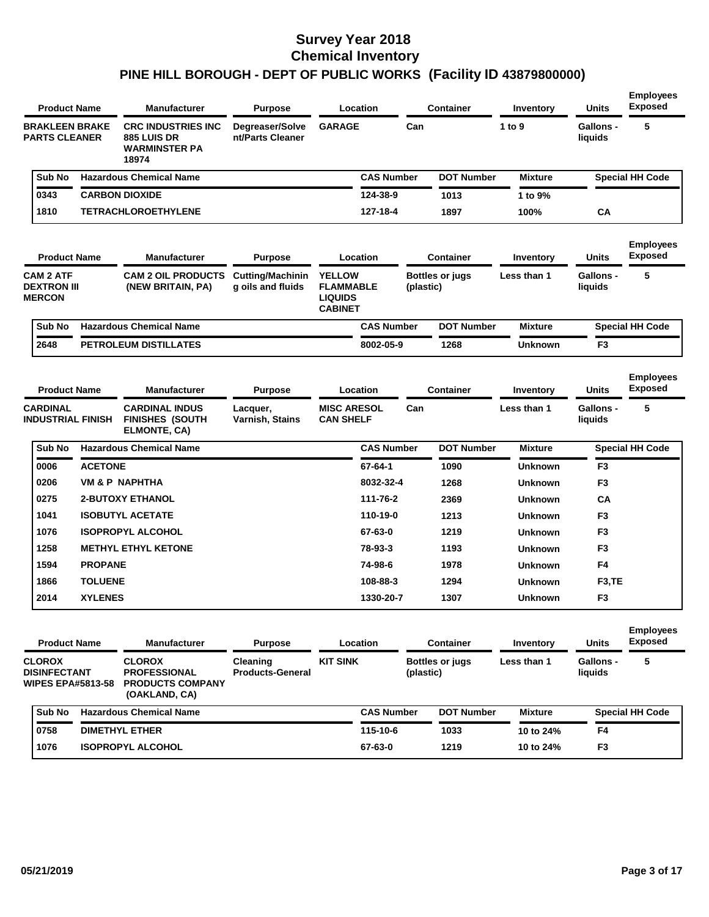# Survey Year 2018
# Chemical Inventory
## PINE HILL BOROUGH - DEPT OF PUBLIC WORKS (Facility ID 43879800000)

| Product Name | Manufacturer | Purpose | Location | Container | Inventory | Units | Employees Exposed |
|---|---|---|---|---|---|---|---|
| BRAKLEEN BRAKE PARTS CLEANER | CRC INDUSTRIES INC 885 LUIS DR WARMINSTER PA 18974 | Degreaser/Solvent/Parts Cleaner | GARAGE | Can | 1 to 9 | Gallons - liquids | 5 |

| Sub No | Hazardous Chemical Name | CAS Number | DOT Number | Mixture | Special HH Code |
|---|---|---|---|---|---|
| 0343 | CARBON DIOXIDE | 124-38-9 | 1013 | 1 to 9% | |
| 1810 | TETRACHLOROETHYLENE | 127-18-4 | 1897 | 100% | CA |

| Product Name | Manufacturer | Purpose | Location | Container | Inventory | Units | Employees Exposed |
|---|---|---|---|---|---|---|---|
| CAM 2 ATF DEXTRON III MERCON | CAM 2 OIL PRODUCTS (NEW BRITAIN, PA) | Cutting/Machining oils and fluids | YELLOW FLAMMABLE LIQUIDS CABINET | Bottles or jugs (plastic) | Less than 1 | Gallons - liquids | 5 |

| Sub No | Hazardous Chemical Name | CAS Number | DOT Number | Mixture | Special HH Code |
|---|---|---|---|---|---|
| 2648 | PETROLEUM DISTILLATES | 8002-05-9 | 1268 | Unknown | F3 |

| Product Name | Manufacturer | Purpose | Location | Container | Inventory | Units | Employees Exposed |
|---|---|---|---|---|---|---|---|
| CARDINAL INDUSTRIAL FINISH | CARDINAL INDUS FINISHES (SOUTH ELMONTE, CA) | Lacquer, Varnish, Stains | MISC ARESOL CAN SHELF | Can | Less than 1 | Gallons - liquids | 5 |

| Sub No | Hazardous Chemical Name | CAS Number | DOT Number | Mixture | Special HH Code |
|---|---|---|---|---|---|
| 0006 | ACETONE | 67-64-1 | 1090 | Unknown | F3 |
| 0206 | VM & P NAPHTHA | 8032-32-4 | 1268 | Unknown | F3 |
| 0275 | 2-BUTOXY ETHANOL | 111-76-2 | 2369 | Unknown | CA |
| 1041 | ISOBUTYL ACETATE | 110-19-0 | 1213 | Unknown | F3 |
| 1076 | ISOPROPYL ALCOHOL | 67-63-0 | 1219 | Unknown | F3 |
| 1258 | METHYL ETHYL KETONE | 78-93-3 | 1193 | Unknown | F3 |
| 1594 | PROPANE | 74-98-6 | 1978 | Unknown | F4 |
| 1866 | TOLUENE | 108-88-3 | 1294 | Unknown | F3,TE |
| 2014 | XYLENES | 1330-20-7 | 1307 | Unknown | F3 |

| Product Name | Manufacturer | Purpose | Location | Container | Inventory | Units | Employees Exposed |
|---|---|---|---|---|---|---|---|
| CLOROX DISINFECTANT WIPES EPA#5813-58 | CLOROX PROFESSIONAL PRODUCTS COMPANY (OAKLAND, CA) | Cleaning Products-General | KIT SINK | Bottles or jugs (plastic) | Less than 1 | Gallons - liquids | 5 |

| Sub No | Hazardous Chemical Name | CAS Number | DOT Number | Mixture | Special HH Code |
|---|---|---|---|---|---|
| 0758 | DIMETHYL ETHER | 115-10-6 | 1033 | 10 to 24% | F4 |
| 1076 | ISOPROPYL ALCOHOL | 67-63-0 | 1219 | 10 to 24% | F3 |

05/21/2019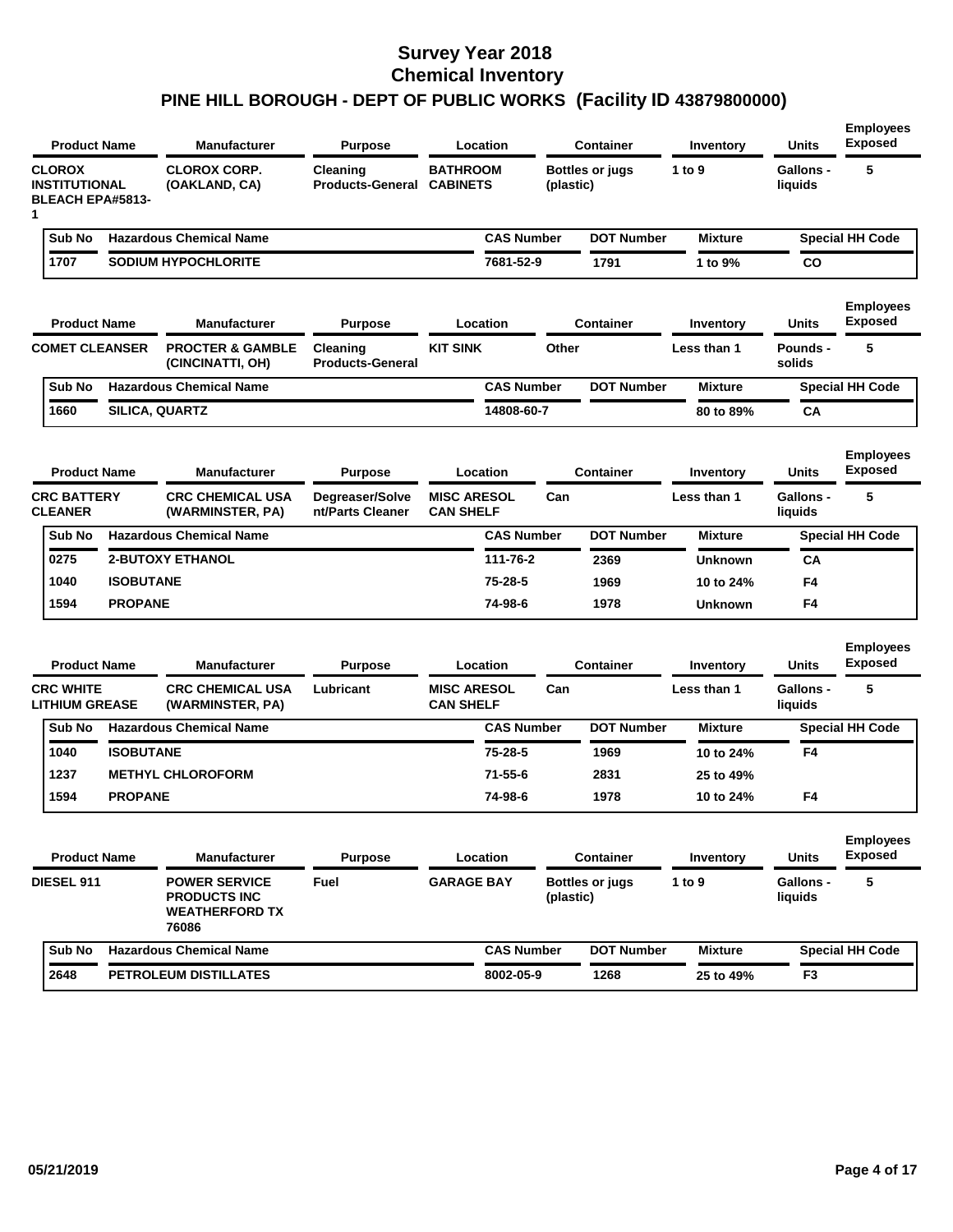# Survey Year 2018
## Chemical Inventory
## PINE HILL BOROUGH - DEPT OF PUBLIC WORKS (Facility ID 43879800000)

| Product Name | Manufacturer | Purpose | Location | Container | Inventory | Units | Employees Exposed |
|---|---|---|---|---|---|---|---|
| CLOROX INSTITUTIONAL BLEACH EPA#5813-1 | CLOROX CORP. (OAKLAND, CA) | Cleaning Products-General | BATHROOM CABINETS | Bottles or jugs (plastic) | 1 to 9 | Gallons - liquids | 5 |

| Sub No | Hazardous Chemical Name | CAS Number | DOT Number | Mixture | Special HH Code |
|---|---|---|---|---|---|
| 1707 | SODIUM HYPOCHLORITE | 7681-52-9 | 1791 | 1 to 9% | CO |

| Product Name | Manufacturer | Purpose | Location | Container | Inventory | Units | Employees Exposed |
|---|---|---|---|---|---|---|---|
| COMET CLEANSER | PROCTER & GAMBLE (CINCINATTI, OH) | Cleaning Products-General | KIT SINK | Other | Less than 1 | Pounds - solids | 5 |

| Sub No | Hazardous Chemical Name | CAS Number | DOT Number | Mixture | Special HH Code |
|---|---|---|---|---|---|
| 1660 | SILICA, QUARTZ | 14808-60-7 | | 80 to 89% | CA |

| Product Name | Manufacturer | Purpose | Location | Container | Inventory | Units | Employees Exposed |
|---|---|---|---|---|---|---|---|
| CRC BATTERY CLEANER | CRC CHEMICAL USA (WARMINSTER, PA) | Degreaser/Solvent/Parts Cleaner | MISC ARESOL CAN SHELF | Can | Less than 1 | Gallons - liquids | 5 |

| Sub No | Hazardous Chemical Name | CAS Number | DOT Number | Mixture | Special HH Code |
|---|---|---|---|---|---|
| 0275 | 2-BUTOXY ETHANOL | 111-76-2 | 2369 | Unknown | CA |
| 1040 | ISOBUTANE | 75-28-5 | 1969 | 10 to 24% | F4 |
| 1594 | PROPANE | 74-98-6 | 1978 | Unknown | F4 |

| Product Name | Manufacturer | Purpose | Location | Container | Inventory | Units | Employees Exposed |
|---|---|---|---|---|---|---|---|
| CRC WHITE LITHIUM GREASE | CRC CHEMICAL USA (WARMINSTER, PA) | Lubricant | MISC ARESOL CAN SHELF | Can | Less than 1 | Gallons - liquids | 5 |

| Sub No | Hazardous Chemical Name | CAS Number | DOT Number | Mixture | Special HH Code |
|---|---|---|---|---|---|
| 1040 | ISOBUTANE | 75-28-5 | 1969 | 10 to 24% | F4 |
| 1237 | METHYL CHLOROFORM | 71-55-6 | 2831 | 25 to 49% | |
| 1594 | PROPANE | 74-98-6 | 1978 | 10 to 24% | F4 |

| Product Name | Manufacturer | Purpose | Location | Container | Inventory | Units | Employees Exposed |
|---|---|---|---|---|---|---|---|
| DIESEL 911 | POWER SERVICE PRODUCTS INC WEATHERFORD TX 76086 | Fuel | GARAGE BAY | Bottles or jugs (plastic) | 1 to 9 | Gallons - liquids | 5 |

| Sub No | Hazardous Chemical Name | CAS Number | DOT Number | Mixture | Special HH Code |
|---|---|---|---|---|---|
| 2648 | PETROLEUM DISTILLATES | 8002-05-9 | 1268 | 25 to 49% | F3 |

05/21/2019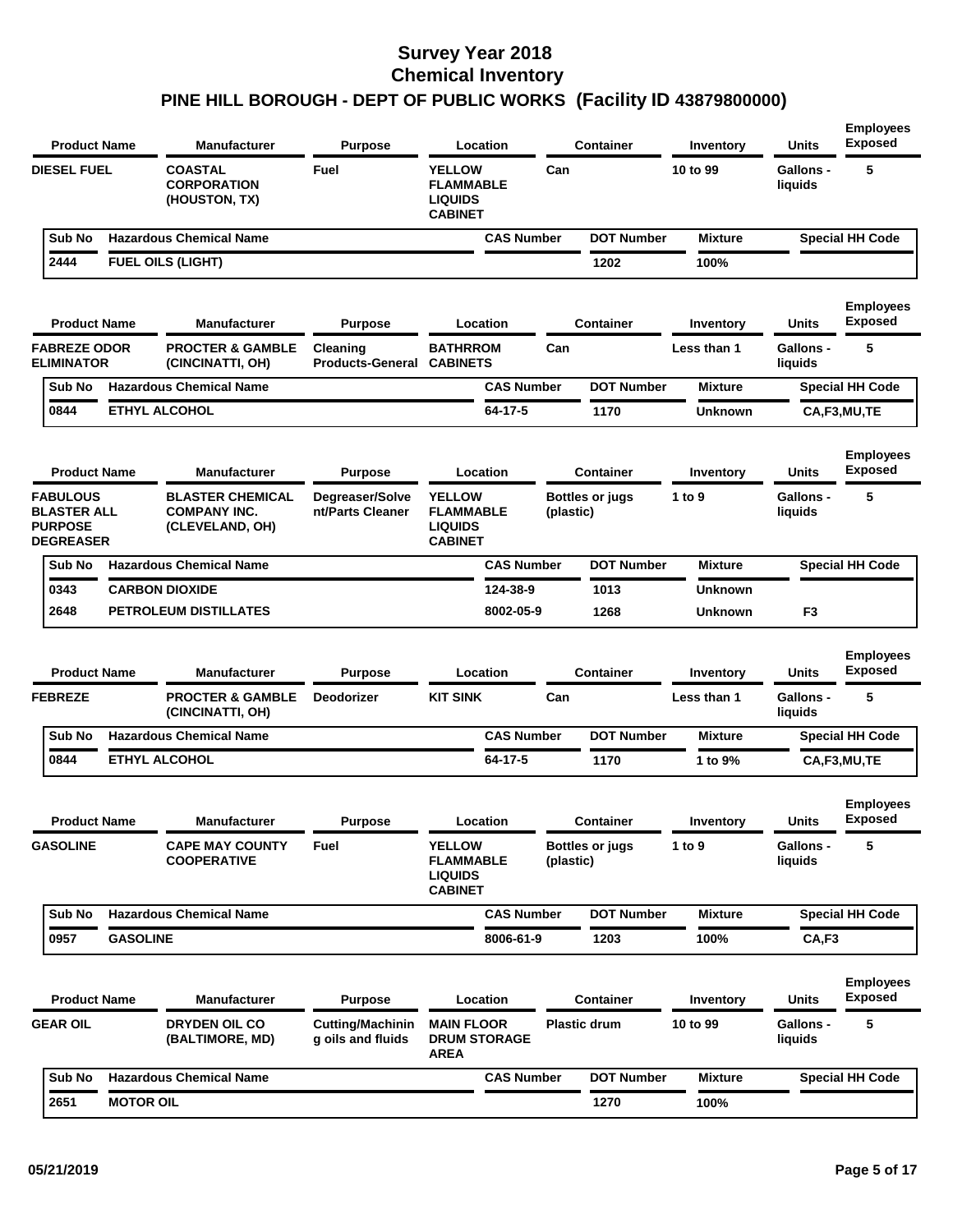# Survey Year 2018
# Chemical Inventory
# PINE HILL BOROUGH - DEPT OF PUBLIC WORKS (Facility ID 43879800000)

| Product Name | Manufacturer | Purpose | Location | Container | Inventory | Units | Employees Exposed |
|---|---|---|---|---|---|---|---|
| DIESEL FUEL | COASTAL CORPORATION (HOUSTON, TX) | Fuel | YELLOW FLAMMABLE LIQUIDS CABINET | Can | 10 to 99 | Gallons - liquids | 5 |

| Sub No | Hazardous Chemical Name | CAS Number | DOT Number | Mixture | Special HH Code |
|---|---|---|---|---|---|
| 2444 | FUEL OILS (LIGHT) | | 1202 | 100% | |

| Product Name | Manufacturer | Purpose | Location | Container | Inventory | Units | Employees Exposed |
|---|---|---|---|---|---|---|---|
| FABREZE ODOR ELIMINATOR | PROCTER & GAMBLE (CINCINATTI, OH) | Cleaning Products-General | BATHRROM CABINETS | Can | Less than 1 | Gallons - liquids | 5 |

| Sub No | Hazardous Chemical Name | CAS Number | DOT Number | Mixture | Special HH Code |
|---|---|---|---|---|---|
| 0844 | ETHYL ALCOHOL | 64-17-5 | 1170 | Unknown | CA,F3,MU,TE |

| Product Name | Manufacturer | Purpose | Location | Container | Inventory | Units | Employees Exposed |
|---|---|---|---|---|---|---|---|
| FABULOUS BLASTER ALL PURPOSE DEGREASER | BLASTER CHEMICAL COMPANY INC. (CLEVELAND, OH) | Degreaser/Solvent/Parts Cleaner | YELLOW FLAMMABLE LIQUIDS CABINET | Bottles or jugs (plastic) | 1 to 9 | Gallons - liquids | 5 |

| Sub No | Hazardous Chemical Name | CAS Number | DOT Number | Mixture | Special HH Code |
|---|---|---|---|---|---|
| 0343 | CARBON DIOXIDE | 124-38-9 | 1013 | Unknown | |
| 2648 | PETROLEUM DISTILLATES | 8002-05-9 | 1268 | Unknown | F3 |

| Product Name | Manufacturer | Purpose | Location | Container | Inventory | Units | Employees Exposed |
|---|---|---|---|---|---|---|---|
| FEBREZE | PROCTER & GAMBLE (CINCINATTI, OH) | Deodorizer | KIT SINK | Can | Less than 1 | Gallons - liquids | 5 |

| Sub No | Hazardous Chemical Name | CAS Number | DOT Number | Mixture | Special HH Code |
|---|---|---|---|---|---|
| 0844 | ETHYL ALCOHOL | 64-17-5 | 1170 | 1 to 9% | CA,F3,MU,TE |

| Product Name | Manufacturer | Purpose | Location | Container | Inventory | Units | Employees Exposed |
|---|---|---|---|---|---|---|---|
| GASOLINE | CAPE MAY COUNTY COOPERATIVE | Fuel | YELLOW FLAMMABLE LIQUIDS CABINET | Bottles or jugs (plastic) | 1 to 9 | Gallons - liquids | 5 |

| Sub No | Hazardous Chemical Name | CAS Number | DOT Number | Mixture | Special HH Code |
|---|---|---|---|---|---|
| 0957 | GASOLINE | 8006-61-9 | 1203 | 100% | CA,F3 |

| Product Name | Manufacturer | Purpose | Location | Container | Inventory | Units | Employees Exposed |
|---|---|---|---|---|---|---|---|
| GEAR OIL | DRYDEN OIL CO (BALTIMORE, MD) | Cutting/Machining oils and fluids | MAIN FLOOR DRUM STORAGE AREA | Plastic drum | 10 to 99 | Gallons - liquids | 5 |

| Sub No | Hazardous Chemical Name | CAS Number | DOT Number | Mixture | Special HH Code |
|---|---|---|---|---|---|
| 2651 | MOTOR OIL | | 1270 | 100% | |

05/21/2019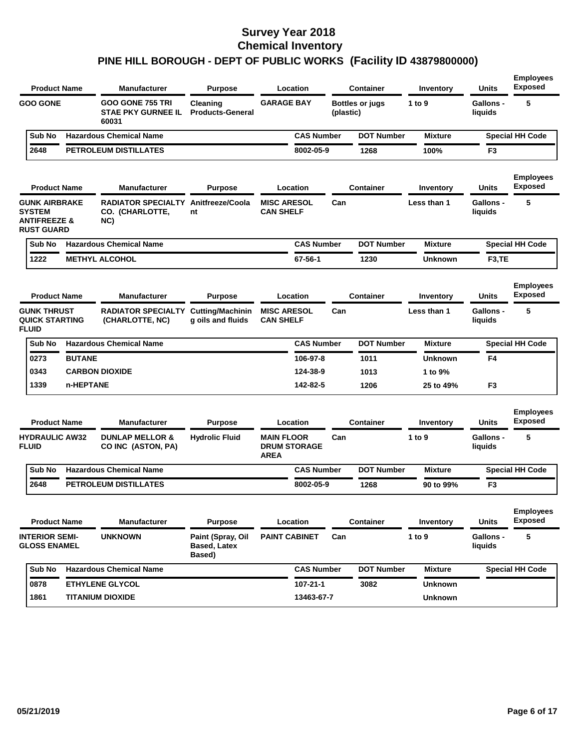# Survey Year 2018
## Chemical Inventory
## PINE HILL BOROUGH - DEPT OF PUBLIC WORKS (Facility ID 43879800000)

| Product Name | Manufacturer | Purpose | Location | Container | Inventory | Units | Employees Exposed |
|---|---|---|---|---|---|---|---|
| GOO GONE | GOO GONE 755 TRI STAE PKY GURNEE IL 60031 | Cleaning Products-General | GARAGE BAY | Bottles or jugs (plastic) | 1 to 9 | Gallons - liquids | 5 |

| Sub No | Hazardous Chemical Name | CAS Number | DOT Number | Mixture | Special HH Code |
|---|---|---|---|---|---|
| 2648 | PETROLEUM DISTILLATES | 8002-05-9 | 1268 | 100% | F3 |

| Product Name | Manufacturer | Purpose | Location | Container | Inventory | Units | Employees Exposed |
|---|---|---|---|---|---|---|---|
| GUNK AIRBRAKE SYSTEM ANTIFREEZE & RUST GUARD | RADIATOR SPECIALTY CO. (CHARLOTTE, NC) | Anitfreeze/Coolant | MISC ARESOL CAN SHELF | Can | Less than 1 | Gallons - liquids | 5 |

| Sub No | Hazardous Chemical Name | CAS Number | DOT Number | Mixture | Special HH Code |
|---|---|---|---|---|---|
| 1222 | METHYL ALCOHOL | 67-56-1 | 1230 | Unknown | F3,TE |

| Product Name | Manufacturer | Purpose | Location | Container | Inventory | Units | Employees Exposed |
|---|---|---|---|---|---|---|---|
| GUNK THRUST QUICK STARTING FLUID | RADIATOR SPECIALTY (CHARLOTTE, NC) | Cutting/Machining oils and fluids | MISC ARESOL CAN SHELF | Can | Less than 1 | Gallons - liquids | 5 |

| Sub No | Hazardous Chemical Name | CAS Number | DOT Number | Mixture | Special HH Code |
|---|---|---|---|---|---|
| 0273 | BUTANE | 106-97-8 | 1011 | Unknown | F4 |
| 0343 | CARBON DIOXIDE | 124-38-9 | 1013 | 1 to 9% | |
| 1339 | n-HEPTANE | 142-82-5 | 1206 | 25 to 49% | F3 |

| Product Name | Manufacturer | Purpose | Location | Container | Inventory | Units | Employees Exposed |
|---|---|---|---|---|---|---|---|
| HYDRAULIC AW32 FLUID | DUNLAP MELLOR & CO INC (ASTON, PA) | Hydrolic Fluid | MAIN FLOOR DRUM STORAGE AREA | Can | 1 to 9 | Gallons - liquids | 5 |

| Sub No | Hazardous Chemical Name | CAS Number | DOT Number | Mixture | Special HH Code |
|---|---|---|---|---|---|
| 2648 | PETROLEUM DISTILLATES | 8002-05-9 | 1268 | 90 to 99% | F3 |

| Product Name | Manufacturer | Purpose | Location | Container | Inventory | Units | Employees Exposed |
|---|---|---|---|---|---|---|---|
| INTERIOR SEMI-GLOSS ENAMEL | UNKNOWN | Paint (Spray, Oil Based, Latex Based) | PAINT CABINET | Can | 1 to 9 | Gallons - liquids | 5 |

| Sub No | Hazardous Chemical Name | CAS Number | DOT Number | Mixture | Special HH Code |
|---|---|---|---|---|---|
| 0878 | ETHYLENE GLYCOL | 107-21-1 | 3082 | Unknown | |
| 1861 | TITANIUM DIOXIDE | 13463-67-7 | | Unknown | |

05/21/2019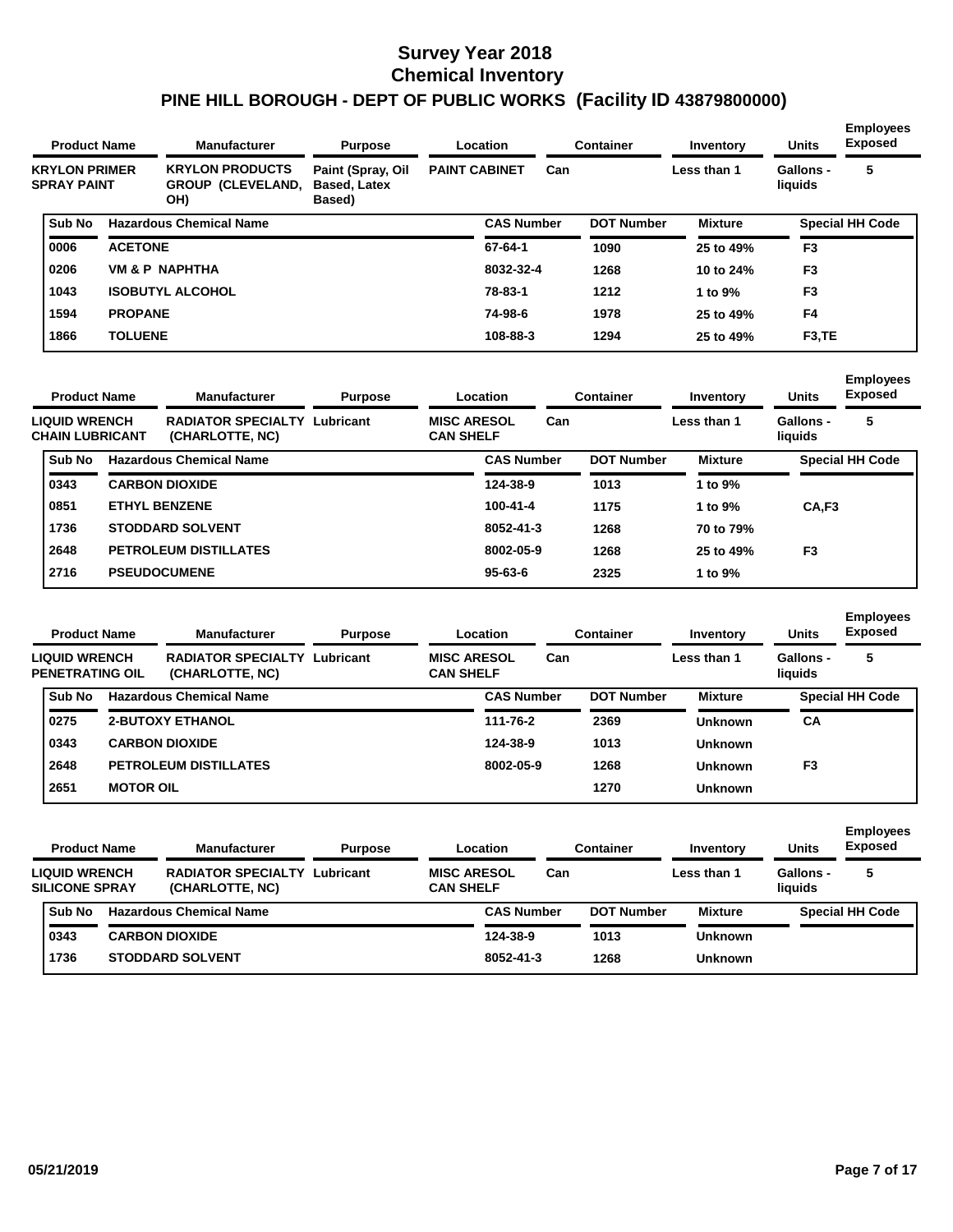# Survey Year 2018
# Chemical Inventory
## PINE HILL BOROUGH - DEPT OF PUBLIC WORKS (Facility ID 43879800000)

| Product Name | Manufacturer | Purpose | Location | Container | Inventory | Units | Employees Exposed |
|---|---|---|---|---|---|---|---|
| KRYLON PRIMER SPRAY PAINT | KRYLON PRODUCTS GROUP (CLEVELAND, OH) | Paint (Spray, Oil Based, Latex Based) | PAINT CABINET | Can | Less than 1 | Gallons - liquids | 5 |

| Sub No | Hazardous Chemical Name | CAS Number | DOT Number | Mixture | Special HH Code |
|---|---|---|---|---|---|
| 0006 | ACETONE | 67-64-1 | 1090 | 25 to 49% | F3 |
| 0206 | VM & P NAPHTHA | 8032-32-4 | 1268 | 10 to 24% | F3 |
| 1043 | ISOBUTYL ALCOHOL | 78-83-1 | 1212 | 1 to 9% | F3 |
| 1594 | PROPANE | 74-98-6 | 1978 | 25 to 49% | F4 |
| 1866 | TOLUENE | 108-88-3 | 1294 | 25 to 49% | F3,TE |

| Product Name | Manufacturer | Purpose | Location | Container | Inventory | Units | Employees Exposed |
|---|---|---|---|---|---|---|---|
| LIQUID WRENCH CHAIN LUBRICANT | RADIATOR SPECIALTY (CHARLOTTE, NC) | Lubricant | MISC ARESOL CAN SHELF | Can | Less than 1 | Gallons - liquids | 5 |

| Sub No | Hazardous Chemical Name | CAS Number | DOT Number | Mixture | Special HH Code |
|---|---|---|---|---|---|
| 0343 | CARBON DIOXIDE | 124-38-9 | 1013 | 1 to 9% | |
| 0851 | ETHYL BENZENE | 100-41-4 | 1175 | 1 to 9% | CA,F3 |
| 1736 | STODDARD SOLVENT | 8052-41-3 | 1268 | 70 to 79% | |
| 2648 | PETROLEUM DISTILLATES | 8002-05-9 | 1268 | 25 to 49% | F3 |
| 2716 | PSEUDOCUMENE | 95-63-6 | 2325 | 1 to 9% | |

| Product Name | Manufacturer | Purpose | Location | Container | Inventory | Units | Employees Exposed |
|---|---|---|---|---|---|---|---|
| LIQUID WRENCH PENETRATING OIL | RADIATOR SPECIALTY (CHARLOTTE, NC) | Lubricant | MISC ARESOL CAN SHELF | Can | Less than 1 | Gallons - liquids | 5 |

| Sub No | Hazardous Chemical Name | CAS Number | DOT Number | Mixture | Special HH Code |
|---|---|---|---|---|---|
| 0275 | 2-BUTOXY ETHANOL | 111-76-2 | 2369 | Unknown | CA |
| 0343 | CARBON DIOXIDE | 124-38-9 | 1013 | Unknown | |
| 2648 | PETROLEUM DISTILLATES | 8002-05-9 | 1268 | Unknown | F3 |
| 2651 | MOTOR OIL | | 1270 | Unknown | |

| Product Name | Manufacturer | Purpose | Location | Container | Inventory | Units | Employees Exposed |
|---|---|---|---|---|---|---|---|
| LIQUID WRENCH SILICONE SPRAY | RADIATOR SPECIALTY (CHARLOTTE, NC) | Lubricant | MISC ARESOL CAN SHELF | Can | Less than 1 | Gallons - liquids | 5 |

| Sub No | Hazardous Chemical Name | CAS Number | DOT Number | Mixture | Special HH Code |
|---|---|---|---|---|---|
| 0343 | CARBON DIOXIDE | 124-38-9 | 1013 | Unknown | |
| 1736 | STODDARD SOLVENT | 8052-41-3 | 1268 | Unknown | |

05/21/2019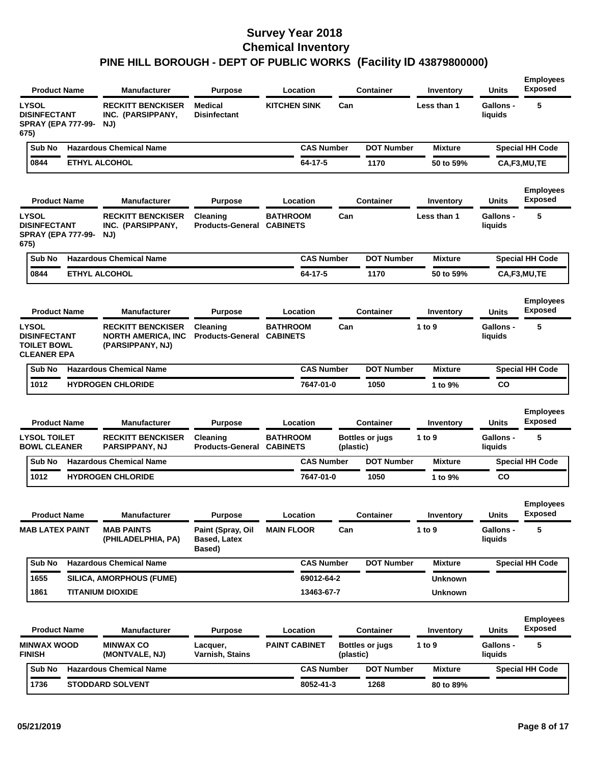# Survey Year 2018
# Chemical Inventory
# PINE HILL BOROUGH - DEPT OF PUBLIC WORKS (Facility ID 43879800000)

| Product Name | Manufacturer | Purpose | Location | Container | Inventory | Units | Employees Exposed |
|---|---|---|---|---|---|---|---|
| LYSOL DISINFECTANT SPRAY (EPA 777-99-675) | RECKITT BENCKISER INC. (PARSIPPANY, NJ) | Medical Disinfectant | KITCHEN SINK | Can | Less than 1 | Gallons - liquids | 5 |

| Sub No | Hazardous Chemical Name | CAS Number | DOT Number | Mixture | Special HH Code |
|---|---|---|---|---|---|
| 0844 | ETHYL ALCOHOL | 64-17-5 | 1170 | 50 to 59% | CA,F3,MU,TE |

| Product Name | Manufacturer | Purpose | Location | Container | Inventory | Units | Employees Exposed |
|---|---|---|---|---|---|---|---|
| LYSOL DISINFECTANT SPRAY (EPA 777-99-675) | RECKITT BENCKISER INC. (PARSIPPANY, NJ) | Cleaning Products-General | BATHROOM CABINETS | Can | Less than 1 | Gallons - liquids | 5 |

| Sub No | Hazardous Chemical Name | CAS Number | DOT Number | Mixture | Special HH Code |
|---|---|---|---|---|---|
| 0844 | ETHYL ALCOHOL | 64-17-5 | 1170 | 50 to 59% | CA,F3,MU,TE |

| Product Name | Manufacturer | Purpose | Location | Container | Inventory | Units | Employees Exposed |
|---|---|---|---|---|---|---|---|
| LYSOL DISINFECTANT TOILET BOWL CLEANER EPA | RECKITT BENCKISER NORTH AMERICA, INC (PARSIPPANY, NJ) | Cleaning Products-General | BATHROOM CABINETS | Can | 1 to 9 | Gallons - liquids | 5 |

| Sub No | Hazardous Chemical Name | CAS Number | DOT Number | Mixture | Special HH Code |
|---|---|---|---|---|---|
| 1012 | HYDROGEN CHLORIDE | 7647-01-0 | 1050 | 1 to 9% | CO |

| Product Name | Manufacturer | Purpose | Location | Container | Inventory | Units | Employees Exposed |
|---|---|---|---|---|---|---|---|
| LYSOL TOILET BOWL CLEANER | RECKITT BENCKISER PARSIPPANY, NJ | Cleaning Products-General | BATHROOM CABINETS | Bottles or jugs (plastic) | 1 to 9 | Gallons - liquids | 5 |

| Sub No | Hazardous Chemical Name | CAS Number | DOT Number | Mixture | Special HH Code |
|---|---|---|---|---|---|
| 1012 | HYDROGEN CHLORIDE | 7647-01-0 | 1050 | 1 to 9% | CO |

| Product Name | Manufacturer | Purpose | Location | Container | Inventory | Units | Employees Exposed |
|---|---|---|---|---|---|---|---|
| MAB LATEX PAINT | MAB PAINTS (PHILADELPHIA, PA) | Paint (Spray, Oil Based, Latex Based) | MAIN FLOOR | Can | 1 to 9 | Gallons - liquids | 5 |

| Sub No | Hazardous Chemical Name | CAS Number | DOT Number | Mixture | Special HH Code |
|---|---|---|---|---|---|
| 1655 | SILICA, AMORPHOUS (FUME) | 69012-64-2 | | Unknown | |
| 1861 | TITANIUM DIOXIDE | 13463-67-7 | | Unknown | |

| Product Name | Manufacturer | Purpose | Location | Container | Inventory | Units | Employees Exposed |
|---|---|---|---|---|---|---|---|
| MINWAX WOOD FINISH | MINWAX CO (MONTVALE, NJ) | Lacquer, Varnish, Stains | PAINT CABINET | Bottles or jugs (plastic) | 1 to 9 | Gallons - liquids | 5 |

| Sub No | Hazardous Chemical Name | CAS Number | DOT Number | Mixture | Special HH Code |
|---|---|---|---|---|---|
| 1736 | STODDARD SOLVENT | 8052-41-3 | 1268 | 80 to 89% | |

05/21/2019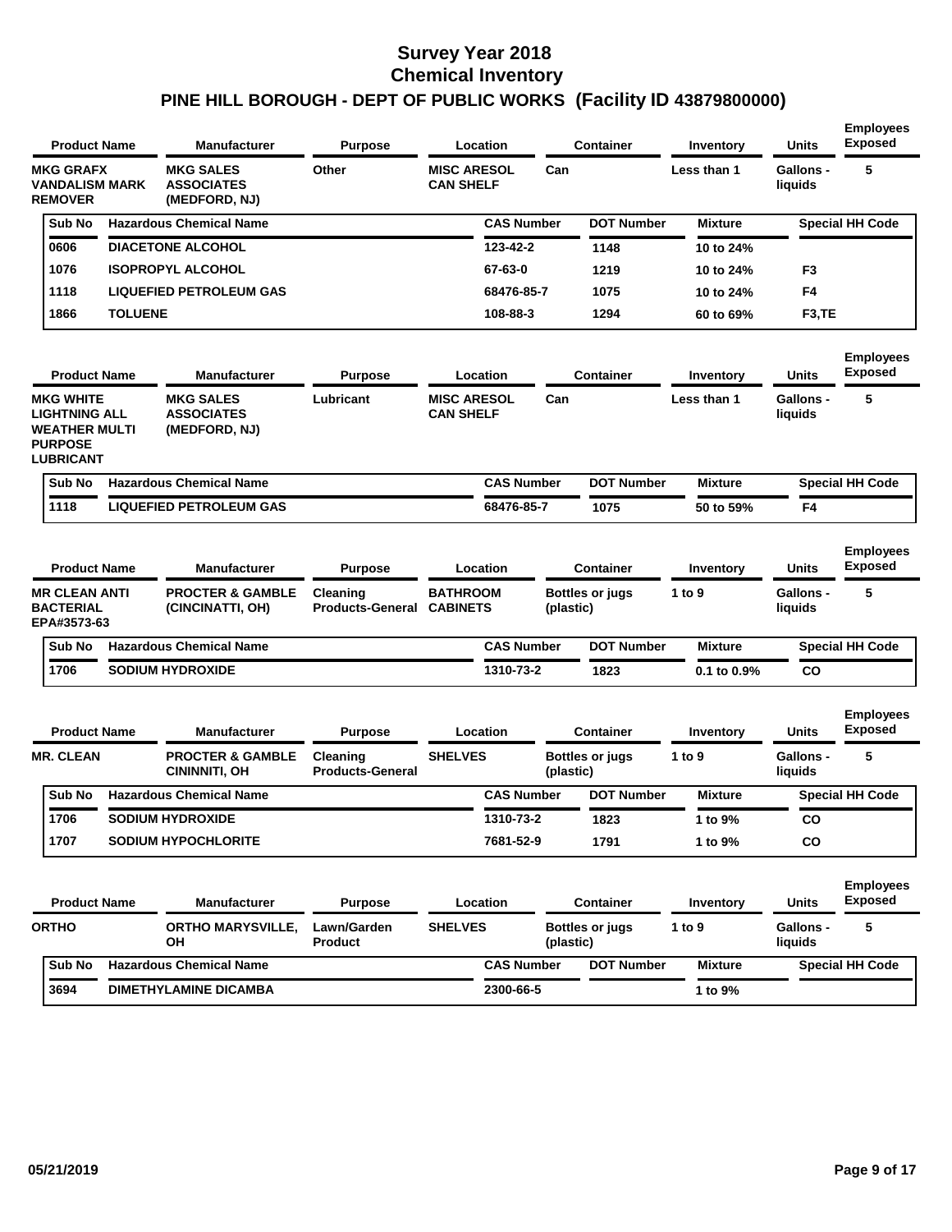# Survey Year 2018
# Chemical Inventory
## PINE HILL BOROUGH - DEPT OF PUBLIC WORKS (Facility ID 43879800000)

| Product Name | Manufacturer | Purpose | Location | Container | Inventory | Units | Employees Exposed |
|---|---|---|---|---|---|---|---|
| MKG GRAFX VANDALISM MARK REMOVER | MKG SALES ASSOCIATES (MEDFORD, NJ) | Other | MISC ARESOL CAN SHELF | Can | Less than 1 | Gallons - liquids | 5 |

| Sub No | Hazardous Chemical Name | CAS Number | DOT Number | Mixture | Special HH Code |
|---|---|---|---|---|---|
| 0606 | DIACETONE ALCOHOL | 123-42-2 | 1148 | 10 to 24% | |
| 1076 | ISOPROPYL ALCOHOL | 67-63-0 | 1219 | 10 to 24% | F3 |
| 1118 | LIQUEFIED PETROLEUM GAS | 68476-85-7 | 1075 | 10 to 24% | F4 |
| 1866 | TOLUENE | 108-88-3 | 1294 | 60 to 69% | F3,TE |

| Product Name | Manufacturer | Purpose | Location | Container | Inventory | Units | Employees Exposed |
|---|---|---|---|---|---|---|---|
| MKG WHITE LIGHTNING ALL WEATHER MULTI PURPOSE LUBRICANT | MKG SALES ASSOCIATES (MEDFORD, NJ) | Lubricant | MISC ARESOL CAN SHELF | Can | Less than 1 | Gallons - liquids | 5 |

| Sub No | Hazardous Chemical Name | CAS Number | DOT Number | Mixture | Special HH Code |
|---|---|---|---|---|---|
| 1118 | LIQUEFIED PETROLEUM GAS | 68476-85-7 | 1075 | 50 to 59% | F4 |

| Product Name | Manufacturer | Purpose | Location | Container | Inventory | Units | Employees Exposed |
|---|---|---|---|---|---|---|---|
| MR CLEAN ANTI BACTERIAL EPA#3573-63 | PROCTER & GAMBLE (CINCINATTI, OH) | Cleaning Products-General | BATHROOM CABINETS | Bottles or jugs (plastic) | 1 to 9 | Gallons - liquids | 5 |

| Sub No | Hazardous Chemical Name | CAS Number | DOT Number | Mixture | Special HH Code |
|---|---|---|---|---|---|
| 1706 | SODIUM HYDROXIDE | 1310-73-2 | 1823 | 0.1 to 0.9% | CO |

| Product Name | Manufacturer | Purpose | Location | Container | Inventory | Units | Employees Exposed |
|---|---|---|---|---|---|---|---|
| MR. CLEAN | PROCTER & GAMBLE CININNITI, OH | Cleaning Products-General | SHELVES | Bottles or jugs (plastic) | 1 to 9 | Gallons - liquids | 5 |

| Sub No | Hazardous Chemical Name | CAS Number | DOT Number | Mixture | Special HH Code |
|---|---|---|---|---|---|
| 1706 | SODIUM HYDROXIDE | 1310-73-2 | 1823 | 1 to 9% | CO |
| 1707 | SODIUM HYPOCHLORITE | 7681-52-9 | 1791 | 1 to 9% | CO |

| Product Name | Manufacturer | Purpose | Location | Container | Inventory | Units | Employees Exposed |
|---|---|---|---|---|---|---|---|
| ORTHO | ORTHO MARYSVILLE, OH | Lawn/Garden Product | SHELVES | Bottles or jugs (plastic) | 1 to 9 | Gallons - liquids | 5 |

| Sub No | Hazardous Chemical Name | CAS Number | DOT Number | Mixture | Special HH Code |
|---|---|---|---|---|---|
| 3694 | DIMETHYLAMINE DICAMBA | 2300-66-5 | | 1 to 9% | |

05/21/2019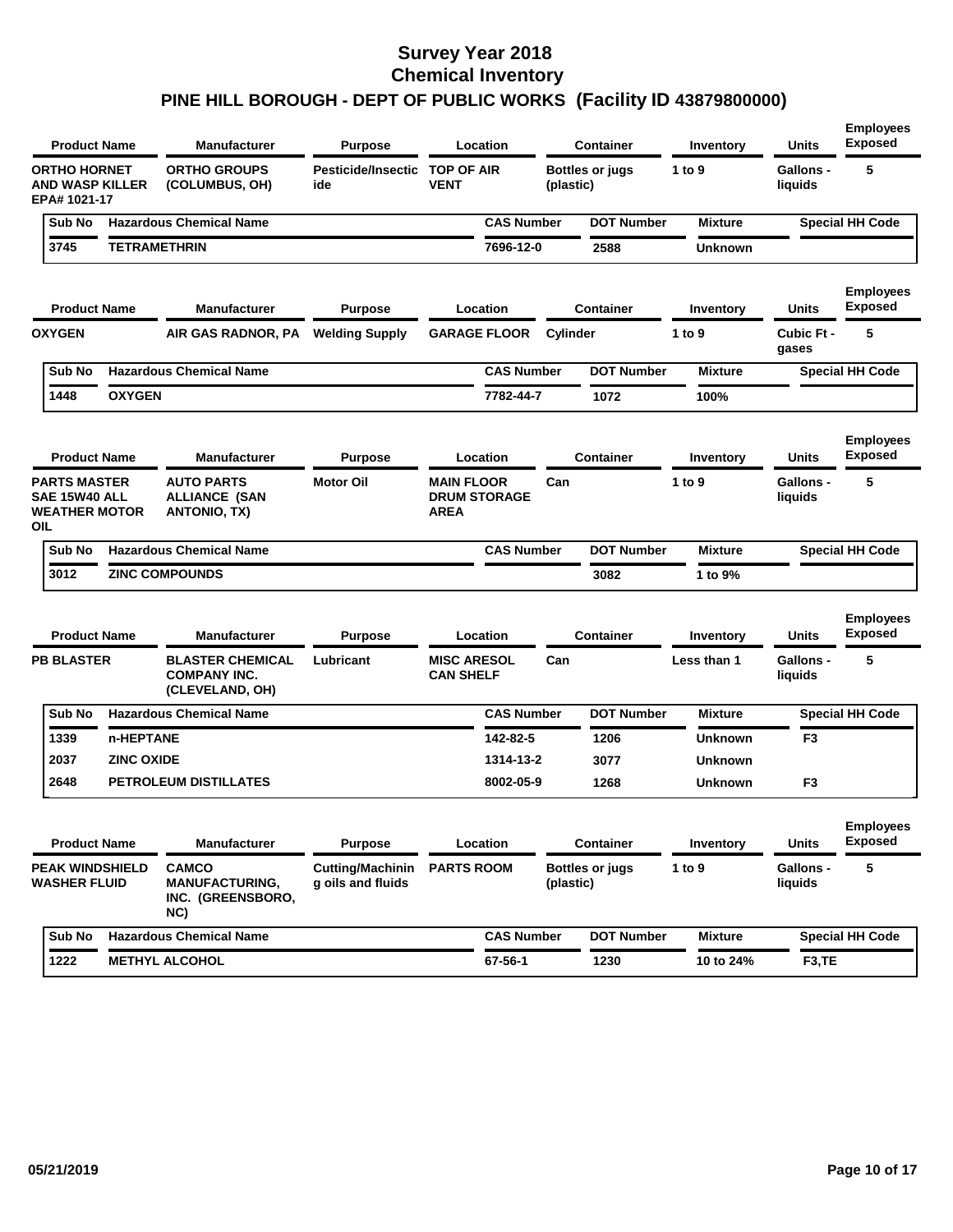# Survey Year 2018
# Chemical Inventory
## PINE HILL BOROUGH - DEPT OF PUBLIC WORKS (Facility ID 43879800000)

| Product Name | Manufacturer | Purpose | Location | Container | Inventory | Units | Employees Exposed |
|---|---|---|---|---|---|---|---|
| ORTHO HORNET AND WASP KILLER EPA# 1021-17 | ORTHO GROUPS (COLUMBUS, OH) | Pesticide/Insecticide | TOP OF AIR VENT | Bottles or jugs (plastic) | 1 to 9 | Gallons - liquids | 5 |

| Sub No | Hazardous Chemical Name | CAS Number | DOT Number | Mixture | Special HH Code |
|---|---|---|---|---|---|
| 3745 | TETRAMETHRIN | 7696-12-0 | 2588 | Unknown | |

| Product Name | Manufacturer | Purpose | Location | Container | Inventory | Units | Employees Exposed |
|---|---|---|---|---|---|---|---|
| OXYGEN | AIR GAS RADNOR, PA | Welding Supply | GARAGE FLOOR | Cylinder | 1 to 9 | Cubic Ft - gases | 5 |

| Sub No | Hazardous Chemical Name | CAS Number | DOT Number | Mixture | Special HH Code |
|---|---|---|---|---|---|
| 1448 | OXYGEN | 7782-44-7 | 1072 | 100% | |

| Product Name | Manufacturer | Purpose | Location | Container | Inventory | Units | Employees Exposed |
|---|---|---|---|---|---|---|---|
| PARTS MASTER SAE 15W40 ALL WEATHER MOTOR OIL | AUTO PARTS ALLIANCE (SAN ANTONIO, TX) | Motor Oil | MAIN FLOOR DRUM STORAGE AREA | Can | 1 to 9 | Gallons - liquids | 5 |

| Sub No | Hazardous Chemical Name | CAS Number | DOT Number | Mixture | Special HH Code |
|---|---|---|---|---|---|
| 3012 | ZINC COMPOUNDS | | 3082 | 1 to 9% | |

| Product Name | Manufacturer | Purpose | Location | Container | Inventory | Units | Employees Exposed |
|---|---|---|---|---|---|---|---|
| PB BLASTER | BLASTER CHEMICAL COMPANY INC. (CLEVELAND, OH) | Lubricant | MISC ARESOL CAN SHELF | Can | Less than 1 | Gallons - liquids | 5 |

| Sub No | Hazardous Chemical Name | CAS Number | DOT Number | Mixture | Special HH Code |
|---|---|---|---|---|---|
| 1339 | n-HEPTANE | 142-82-5 | 1206 | Unknown | F3 |
| 2037 | ZINC OXIDE | 1314-13-2 | 3077 | Unknown | |
| 2648 | PETROLEUM DISTILLATES | 8002-05-9 | 1268 | Unknown | F3 |

| Product Name | Manufacturer | Purpose | Location | Container | Inventory | Units | Employees Exposed |
|---|---|---|---|---|---|---|---|
| PEAK WINDSHIELD WASHER FLUID | CAMCO MANUFACTURING, INC. (GREENSBORO, NC) | Cutting/Machining oils and fluids | PARTS ROOM | Bottles or jugs (plastic) | 1 to 9 | Gallons - liquids | 5 |

| Sub No | Hazardous Chemical Name | CAS Number | DOT Number | Mixture | Special HH Code |
|---|---|---|---|---|---|
| 1222 | METHYL ALCOHOL | 67-56-1 | 1230 | 10 to 24% | F3,TE |

05/21/2019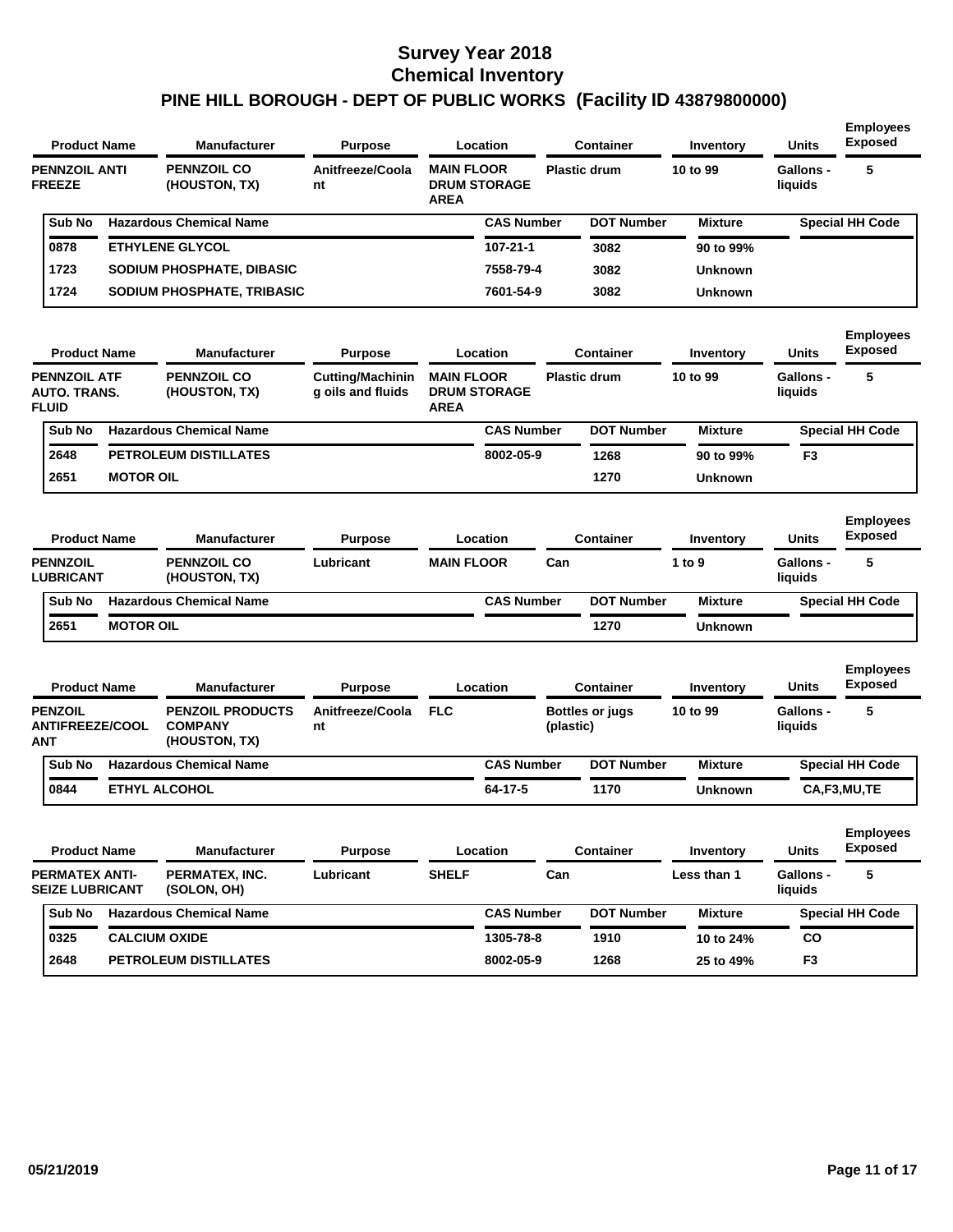# Survey Year 2018
# Chemical Inventory
## PINE HILL BOROUGH - DEPT OF PUBLIC WORKS (Facility ID 43879800000)

| Product Name | Manufacturer | Purpose | Location | Container | Inventory | Units | Employees Exposed |
|---|---|---|---|---|---|---|---|
| PENNZOIL ANTI FREEZE | PENNZOIL CO (HOUSTON, TX) | Anitfreeze/Coolant | MAIN FLOOR DRUM STORAGE AREA | Plastic drum | 10 to 99 | Gallons - liquids | 5 |

| Sub No | Hazardous Chemical Name | CAS Number | DOT Number | Mixture | Special HH Code |
|---|---|---|---|---|---|
| 0878 | ETHYLENE GLYCOL | 107-21-1 | 3082 | 90 to 99% | |
| 1723 | SODIUM PHOSPHATE, DIBASIC | 7558-79-4 | 3082 | Unknown | |
| 1724 | SODIUM PHOSPHATE, TRIBASIC | 7601-54-9 | 3082 | Unknown | |

| Product Name | Manufacturer | Purpose | Location | Container | Inventory | Units | Employees Exposed |
|---|---|---|---|---|---|---|---|
| PENNZOIL ATF AUTO. TRANS. FLUID | PENNZOIL CO (HOUSTON, TX) | Cutting/Machining oils and fluids | MAIN FLOOR DRUM STORAGE AREA | Plastic drum | 10 to 99 | Gallons - liquids | 5 |

| Sub No | Hazardous Chemical Name | CAS Number | DOT Number | Mixture | Special HH Code |
|---|---|---|---|---|---|
| 2648 | PETROLEUM DISTILLATES | 8002-05-9 | 1268 | 90 to 99% | F3 |
| 2651 | MOTOR OIL | | 1270 | Unknown | |

| Product Name | Manufacturer | Purpose | Location | Container | Inventory | Units | Employees Exposed |
|---|---|---|---|---|---|---|---|
| PENNZOIL LUBRICANT | PENNZOIL CO (HOUSTON, TX) | Lubricant | MAIN FLOOR | Can | 1 to 9 | Gallons - liquids | 5 |

| Sub No | Hazardous Chemical Name | CAS Number | DOT Number | Mixture | Special HH Code |
|---|---|---|---|---|---|
| 2651 | MOTOR OIL | | 1270 | Unknown | |

| Product Name | Manufacturer | Purpose | Location | Container | Inventory | Units | Employees Exposed |
|---|---|---|---|---|---|---|---|
| PENZOIL ANTIFREEZE/COOLANT | PENZOIL PRODUCTS COMPANY (HOUSTON, TX) | Anitfreeze/Coolant | FLC | Bottles or jugs (plastic) | 10 to 99 | Gallons - liquids | 5 |

| Sub No | Hazardous Chemical Name | CAS Number | DOT Number | Mixture | Special HH Code |
|---|---|---|---|---|---|
| 0844 | ETHYL ALCOHOL | 64-17-5 | 1170 | Unknown | CA,F3,MU,TE |

| Product Name | Manufacturer | Purpose | Location | Container | Inventory | Units | Employees Exposed |
|---|---|---|---|---|---|---|---|
| PERMATEX ANTI-SEIZE LUBRICANT | PERMATEX, INC. (SOLON, OH) | Lubricant | SHELF | Can | Less than 1 | Gallons - liquids | 5 |

| Sub No | Hazardous Chemical Name | CAS Number | DOT Number | Mixture | Special HH Code |
|---|---|---|---|---|---|
| 0325 | CALCIUM OXIDE | 1305-78-8 | 1910 | 10 to 24% | CO |
| 2648 | PETROLEUM DISTILLATES | 8002-05-9 | 1268 | 25 to 49% | F3 |

05/21/2019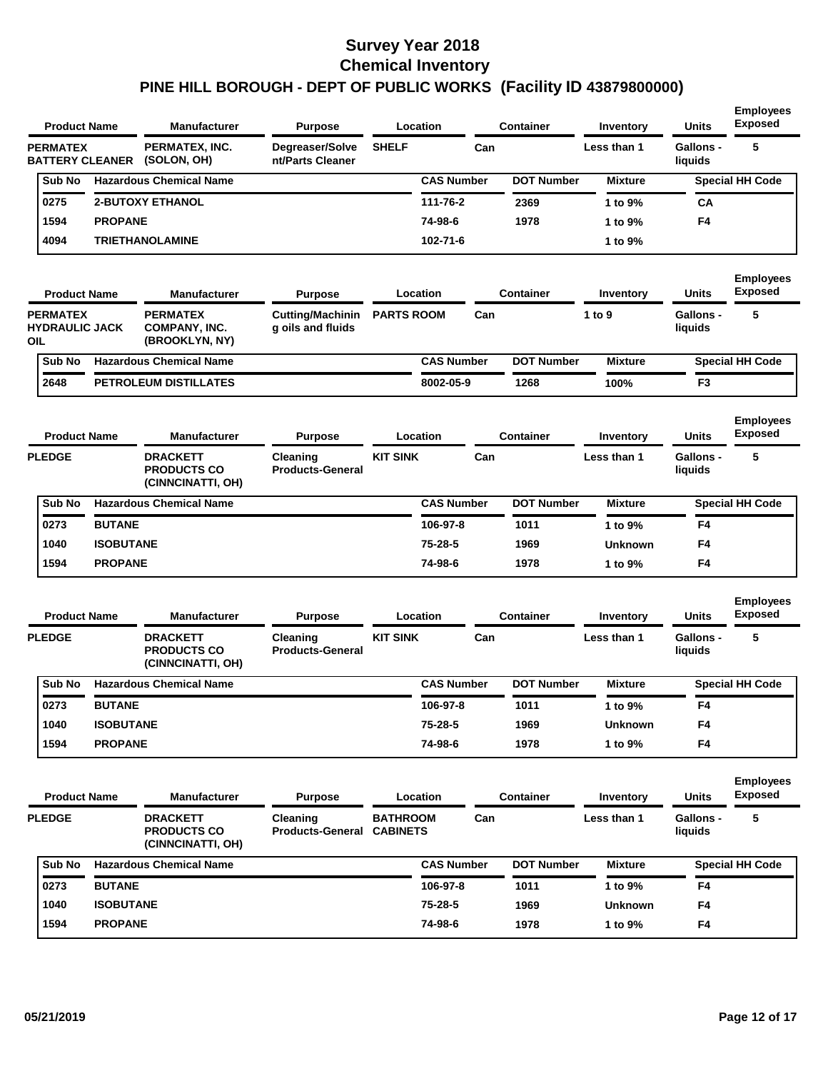# Survey Year 2018
# Chemical Inventory
# PINE HILL BOROUGH - DEPT OF PUBLIC WORKS (Facility ID 43879800000)

| Product Name | Manufacturer | Purpose | Location | Container | Inventory | Units | Employees Exposed |
|---|---|---|---|---|---|---|---|
| PERMATEX BATTERY CLEANER | PERMATEX, INC. (SOLON, OH) | Degreaser/Solvent/Parts Cleaner | SHELF | Can | Less than 1 | Gallons - liquids | 5 |

| Sub No | Hazardous Chemical Name | CAS Number | DOT Number | Mixture | Special HH Code |
|---|---|---|---|---|---|
| 0275 | 2-BUTOXY ETHANOL | 111-76-2 | 2369 | 1 to 9% | CA |
| 1594 | PROPANE | 74-98-6 | 1978 | 1 to 9% | F4 |
| 4094 | TRIETHANOLAMINE | 102-71-6 | | 1 to 9% | |

| Product Name | Manufacturer | Purpose | Location | Container | Inventory | Units | Employees Exposed |
|---|---|---|---|---|---|---|---|
| PERMATEX HYDRAULIC JACK OIL | PERMATEX COMPANY, INC. (BROOKLYN, NY) | Cutting/Machining oils and fluids | PARTS ROOM | Can | 1 to 9 | Gallons - liquids | 5 |

| Sub No | Hazardous Chemical Name | CAS Number | DOT Number | Mixture | Special HH Code |
|---|---|---|---|---|---|
| 2648 | PETROLEUM DISTILLATES | 8002-05-9 | 1268 | 100% | F3 |

| Product Name | Manufacturer | Purpose | Location | Container | Inventory | Units | Employees Exposed |
|---|---|---|---|---|---|---|---|
| PLEDGE | DRACKETT PRODUCTS CO (CINNCINATTI, OH) | Cleaning Products-General | KIT SINK | Can | Less than 1 | Gallons - liquids | 5 |

| Sub No | Hazardous Chemical Name | CAS Number | DOT Number | Mixture | Special HH Code |
|---|---|---|---|---|---|
| 0273 | BUTANE | 106-97-8 | 1011 | 1 to 9% | F4 |
| 1040 | ISOBUTANE | 75-28-5 | 1969 | Unknown | F4 |
| 1594 | PROPANE | 74-98-6 | 1978 | 1 to 9% | F4 |

| Product Name | Manufacturer | Purpose | Location | Container | Inventory | Units | Employees Exposed |
|---|---|---|---|---|---|---|---|
| PLEDGE | DRACKETT PRODUCTS CO (CINNCINATTI, OH) | Cleaning Products-General | KIT SINK | Can | Less than 1 | Gallons - liquids | 5 |

| Sub No | Hazardous Chemical Name | CAS Number | DOT Number | Mixture | Special HH Code |
|---|---|---|---|---|---|
| 0273 | BUTANE | 106-97-8 | 1011 | 1 to 9% | F4 |
| 1040 | ISOBUTANE | 75-28-5 | 1969 | Unknown | F4 |
| 1594 | PROPANE | 74-98-6 | 1978 | 1 to 9% | F4 |

| Product Name | Manufacturer | Purpose | Location | Container | Inventory | Units | Employees Exposed |
|---|---|---|---|---|---|---|---|
| PLEDGE | DRACKETT PRODUCTS CO (CINNCINATTI, OH) | Cleaning Products-General | BATHROOM CABINETS | Can | Less than 1 | Gallons - liquids | 5 |

| Sub No | Hazardous Chemical Name | CAS Number | DOT Number | Mixture | Special HH Code |
|---|---|---|---|---|---|
| 0273 | BUTANE | 106-97-8 | 1011 | 1 to 9% | F4 |
| 1040 | ISOBUTANE | 75-28-5 | 1969 | Unknown | F4 |
| 1594 | PROPANE | 74-98-6 | 1978 | 1 to 9% | F4 |

05/21/2019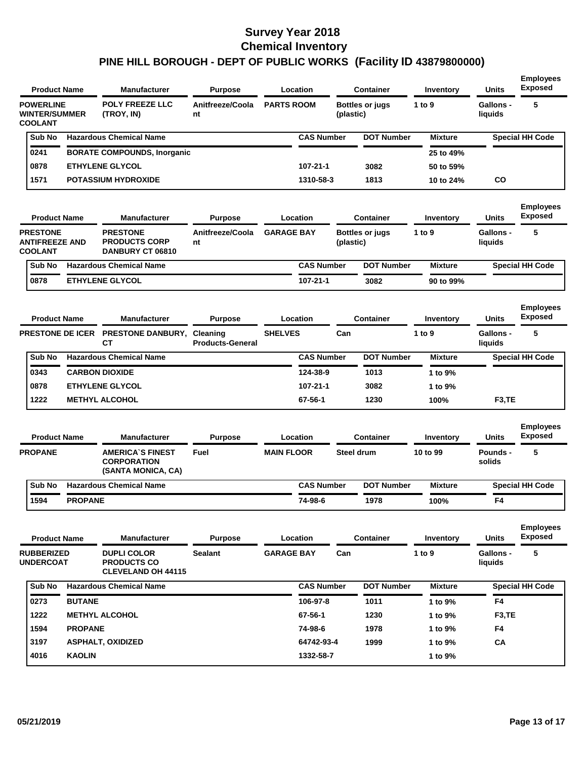# Survey Year 2018
# Chemical Inventory
# PINE HILL BOROUGH - DEPT OF PUBLIC WORKS (Facility ID 43879800000)

| Product Name | Manufacturer | Purpose | Location | Container | Inventory | Units | Employees Exposed |
|---|---|---|---|---|---|---|---|
| POWERLINE WINTER/SUMMER COOLANT | POLY FREEZE LLC (TROY, IN) | Anitfreeze/Coolant | PARTS ROOM | Bottles or jugs (plastic) | 1 to 9 | Gallons - liquids | 5 |

| Sub No | Hazardous Chemical Name | CAS Number | DOT Number | Mixture | Special HH Code |
|---|---|---|---|---|---|
| 0241 | BORATE COMPOUNDS, Inorganic | | | 25 to 49% | |
| 0878 | ETHYLENE GLYCOL | 107-21-1 | 3082 | 50 to 59% | |
| 1571 | POTASSIUM HYDROXIDE | 1310-58-3 | 1813 | 10 to 24% | CO |

| Product Name | Manufacturer | Purpose | Location | Container | Inventory | Units | Employees Exposed |
|---|---|---|---|---|---|---|---|
| PRESTONE ANTIFREEZE AND COOLANT | PRESTONE PRODUCTS CORP DANBURY CT 06810 | Anitfreeze/Coolant | GARAGE BAY | Bottles or jugs (plastic) | 1 to 9 | Gallons - liquids | 5 |

| Sub No | Hazardous Chemical Name | CAS Number | DOT Number | Mixture | Special HH Code |
|---|---|---|---|---|---|
| 0878 | ETHYLENE GLYCOL | 107-21-1 | 3082 | 90 to 99% | |

| Product Name | Manufacturer | Purpose | Location | Container | Inventory | Units | Employees Exposed |
|---|---|---|---|---|---|---|---|
| PRESTONE DE ICER | PRESTONE DANBURY, CT | Cleaning Products-General | SHELVES | Can | 1 to 9 | Gallons - liquids | 5 |

| Sub No | Hazardous Chemical Name | CAS Number | DOT Number | Mixture | Special HH Code |
|---|---|---|---|---|---|
| 0343 | CARBON DIOXIDE | 124-38-9 | 1013 | 1 to 9% | |
| 0878 | ETHYLENE GLYCOL | 107-21-1 | 3082 | 1 to 9% | |
| 1222 | METHYL ALCOHOL | 67-56-1 | 1230 | 100% | F3,TE |

| Product Name | Manufacturer | Purpose | Location | Container | Inventory | Units | Employees Exposed |
|---|---|---|---|---|---|---|---|
| PROPANE | AMERICA`S FINEST CORPORATION (SANTA MONICA, CA) | Fuel | MAIN FLOOR | Steel drum | 10 to 99 | Pounds - solids | 5 |

| Sub No | Hazardous Chemical Name | CAS Number | DOT Number | Mixture | Special HH Code |
|---|---|---|---|---|---|
| 1594 | PROPANE | 74-98-6 | 1978 | 100% | F4 |

| Product Name | Manufacturer | Purpose | Location | Container | Inventory | Units | Employees Exposed |
|---|---|---|---|---|---|---|---|
| RUBBERIZED UNDERCOAT | DUPLI COLOR PRODUCTS CO CLEVELAND OH 44115 | Sealant | GARAGE BAY | Can | 1 to 9 | Gallons - liquids | 5 |

| Sub No | Hazardous Chemical Name | CAS Number | DOT Number | Mixture | Special HH Code |
|---|---|---|---|---|---|
| 0273 | BUTANE | 106-97-8 | 1011 | 1 to 9% | F4 |
| 1222 | METHYL ALCOHOL | 67-56-1 | 1230 | 1 to 9% | F3,TE |
| 1594 | PROPANE | 74-98-6 | 1978 | 1 to 9% | F4 |
| 3197 | ASPHALT, OXIDIZED | 64742-93-4 | 1999 | 1 to 9% | CA |
| 4016 | KAOLIN | 1332-58-7 | | 1 to 9% | |

05/21/2019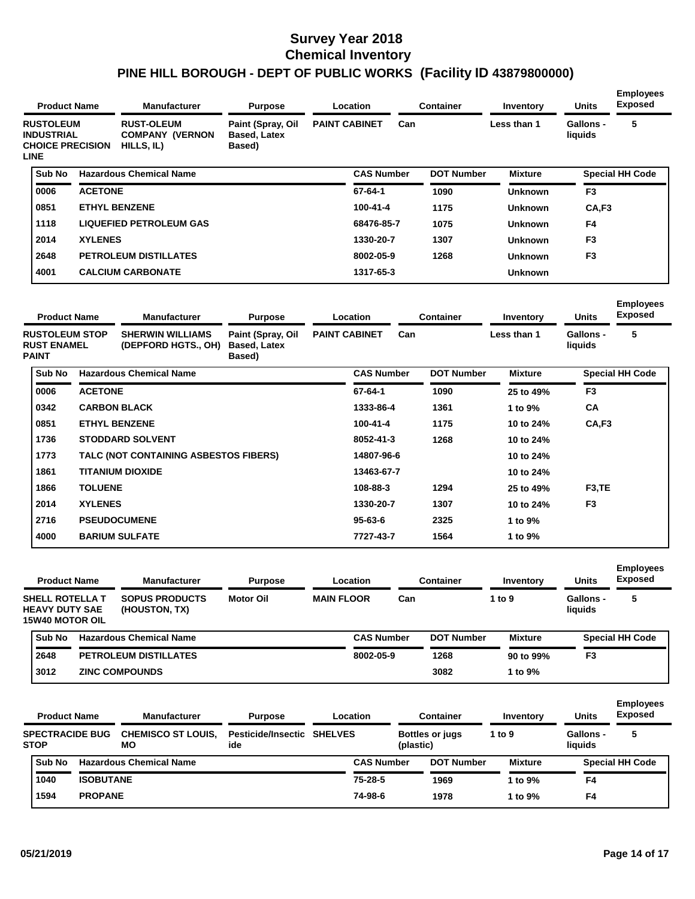# Survey Year 2018
## Chemical Inventory
## PINE HILL BOROUGH - DEPT OF PUBLIC WORKS (Facility ID 43879800000)

| Product Name | Manufacturer | Purpose | Location | Container | Inventory | Units | Employees Exposed |
|---|---|---|---|---|---|---|---|
| RUSTOLEUM INDUSTRIAL CHOICE PRECISION LINE | RUST-OLEUM COMPANY (VERNON HILLS, IL) | Paint (Spray, Oil Based, Latex Based) | PAINT CABINET | Can | Less than 1 | Gallons - liquids | 5 |

| Sub No | Hazardous Chemical Name | CAS Number | DOT Number | Mixture | Special HH Code |
|---|---|---|---|---|---|
| 0006 | ACETONE | 67-64-1 | 1090 | Unknown | F3 |
| 0851 | ETHYL BENZENE | 100-41-4 | 1175 | Unknown | CA,F3 |
| 1118 | LIQUEFIED PETROLEUM GAS | 68476-85-7 | 1075 | Unknown | F4 |
| 2014 | XYLENES | 1330-20-7 | 1307 | Unknown | F3 |
| 2648 | PETROLEUM DISTILLATES | 8002-05-9 | 1268 | Unknown | F3 |
| 4001 | CALCIUM CARBONATE | 1317-65-3 | | Unknown | |

| Product Name | Manufacturer | Purpose | Location | Container | Inventory | Units | Employees Exposed |
|---|---|---|---|---|---|---|---|
| RUSTOLEUM STOP RUST ENAMEL PAINT | SHERWIN WILLIAMS (DEPFORD HGTS., OH) | Paint (Spray, Oil Based, Latex Based) | PAINT CABINET | Can | Less than 1 | Gallons - liquids | 5 |

| Sub No | Hazardous Chemical Name | CAS Number | DOT Number | Mixture | Special HH Code |
|---|---|---|---|---|---|
| 0006 | ACETONE | 67-64-1 | 1090 | 25 to 49% | F3 |
| 0342 | CARBON BLACK | 1333-86-4 | 1361 | 1 to 9% | CA |
| 0851 | ETHYL BENZENE | 100-41-4 | 1175 | 10 to 24% | CA,F3 |
| 1736 | STODDARD SOLVENT | 8052-41-3 | 1268 | 10 to 24% | |
| 1773 | TALC (NOT CONTAINING ASBESTOS FIBERS) | 14807-96-6 | | 10 to 24% | |
| 1861 | TITANIUM DIOXIDE | 13463-67-7 | | 10 to 24% | |
| 1866 | TOLUENE | 108-88-3 | 1294 | 25 to 49% | F3,TE |
| 2014 | XYLENES | 1330-20-7 | 1307 | 10 to 24% | F3 |
| 2716 | PSEUDOCUMENE | 95-63-6 | 2325 | 1 to 9% | |
| 4000 | BARIUM SULFATE | 7727-43-7 | 1564 | 1 to 9% | |

| Product Name | Manufacturer | Purpose | Location | Container | Inventory | Units | Employees Exposed |
|---|---|---|---|---|---|---|---|
| SHELL ROTELLA T HEAVY DUTY SAE 15W40 MOTOR OIL | SOPUS PRODUCTS (HOUSTON, TX) | Motor Oil | MAIN FLOOR | Can | 1 to 9 | Gallons - liquids | 5 |

| Sub No | Hazardous Chemical Name | CAS Number | DOT Number | Mixture | Special HH Code |
|---|---|---|---|---|---|
| 2648 | PETROLEUM DISTILLATES | 8002-05-9 | 1268 | 90 to 99% | F3 |
| 3012 | ZINC COMPOUNDS | | 3082 | 1 to 9% | |

| Product Name | Manufacturer | Purpose | Location | Container | Inventory | Units | Employees Exposed |
|---|---|---|---|---|---|---|---|
| SPECTRACIDE BUG STOP | CHEMISCO ST LOUIS, MO | Pesticide/Insecticide | SHELVES | Bottles or jugs (plastic) | 1 to 9 | Gallons - liquids | 5 |

| Sub No | Hazardous Chemical Name | CAS Number | DOT Number | Mixture | Special HH Code |
|---|---|---|---|---|---|
| 1040 | ISOBUTANE | 75-28-5 | 1969 | 1 to 9% | F4 |
| 1594 | PROPANE | 74-98-6 | 1978 | 1 to 9% | F4 |

05/21/2019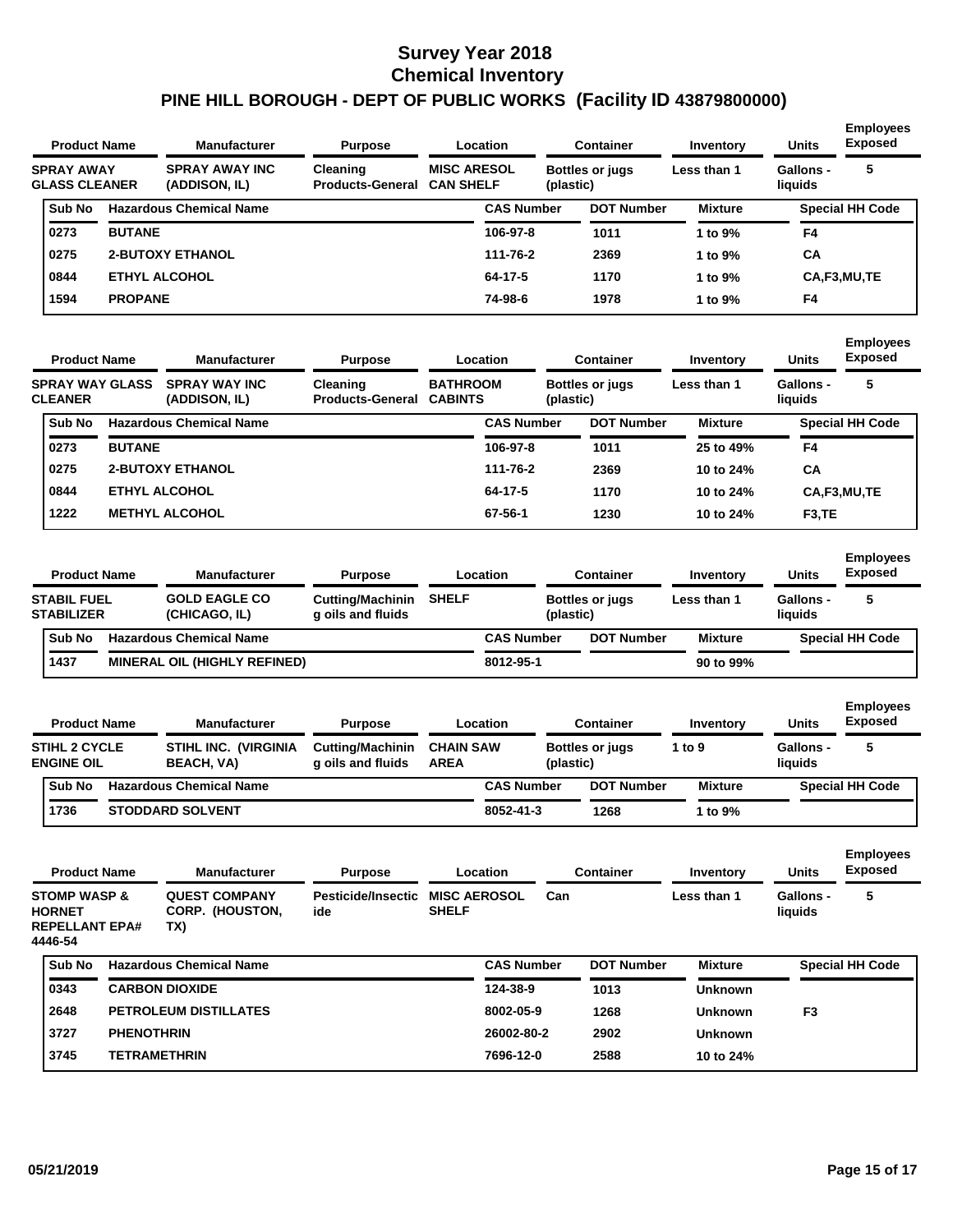# Survey Year 2018
## Chemical Inventory
## PINE HILL BOROUGH - DEPT OF PUBLIC WORKS (Facility ID 43879800000)

| Product Name | Manufacturer | Purpose | Location | Container | Inventory | Units | Employees Exposed |
|---|---|---|---|---|---|---|---|
| SPRAY AWAY GLASS CLEANER | SPRAY AWAY INC (ADDISON, IL) | Cleaning Products-General | MISC ARESOL CAN SHELF | Bottles or jugs (plastic) | Less than 1 | Gallons - liquids | 5 |

| Sub No | Hazardous Chemical Name | CAS Number | DOT Number | Mixture | Special HH Code |
|---|---|---|---|---|---|
| 0273 | BUTANE | 106-97-8 | 1011 | 1 to 9% | F4 |
| 0275 | 2-BUTOXY ETHANOL | 111-76-2 | 2369 | 1 to 9% | CA |
| 0844 | ETHYL ALCOHOL | 64-17-5 | 1170 | 1 to 9% | CA,F3,MU,TE |
| 1594 | PROPANE | 74-98-6 | 1978 | 1 to 9% | F4 |

| Product Name | Manufacturer | Purpose | Location | Container | Inventory | Units | Employees Exposed |
|---|---|---|---|---|---|---|---|
| SPRAY WAY GLASS CLEANER | SPRAY WAY INC (ADDISON, IL) | Cleaning Products-General | BATHROOM CABINTS | Bottles or jugs (plastic) | Less than 1 | Gallons - liquids | 5 |

| Sub No | Hazardous Chemical Name | CAS Number | DOT Number | Mixture | Special HH Code |
|---|---|---|---|---|---|
| 0273 | BUTANE | 106-97-8 | 1011 | 25 to 49% | F4 |
| 0275 | 2-BUTOXY ETHANOL | 111-76-2 | 2369 | 10 to 24% | CA |
| 0844 | ETHYL ALCOHOL | 64-17-5 | 1170 | 10 to 24% | CA,F3,MU,TE |
| 1222 | METHYL ALCOHOL | 67-56-1 | 1230 | 10 to 24% | F3,TE |

| Product Name | Manufacturer | Purpose | Location | Container | Inventory | Units | Employees Exposed |
|---|---|---|---|---|---|---|---|
| STABIL FUEL STABILIZER | GOLD EAGLE CO (CHICAGO, IL) | Cutting/Machining oils and fluids | SHELF | Bottles or jugs (plastic) | Less than 1 | Gallons - liquids | 5 |

| Sub No | Hazardous Chemical Name | CAS Number | DOT Number | Mixture | Special HH Code |
|---|---|---|---|---|---|
| 1437 | MINERAL OIL (HIGHLY REFINED) | 8012-95-1 | | 90 to 99% | |

| Product Name | Manufacturer | Purpose | Location | Container | Inventory | Units | Employees Exposed |
|---|---|---|---|---|---|---|---|
| STIHL 2 CYCLE ENGINE OIL | STIHL INC. (VIRGINIA BEACH, VA) | Cutting/Machining oils and fluids | CHAIN SAW AREA | Bottles or jugs (plastic) | 1 to 9 | Gallons - liquids | 5 |

| Sub No | Hazardous Chemical Name | CAS Number | DOT Number | Mixture | Special HH Code |
|---|---|---|---|---|---|
| 1736 | STODDARD SOLVENT | 8052-41-3 | 1268 | 1 to 9% | |

| Product Name | Manufacturer | Purpose | Location | Container | Inventory | Units | Employees Exposed |
|---|---|---|---|---|---|---|---|
| STOMP WASP & HORNET REPELLANT EPA# 4446-54 | QUEST COMPANY CORP. (HOUSTON, TX) | Pesticide/Insecticide | MISC AEROSOL SHELF | Can | Less than 1 | Gallons - liquids | 5 |

| Sub No | Hazardous Chemical Name | CAS Number | DOT Number | Mixture | Special HH Code |
|---|---|---|---|---|---|
| 0343 | CARBON DIOXIDE | 124-38-9 | 1013 | Unknown | |
| 2648 | PETROLEUM DISTILLATES | 8002-05-9 | 1268 | Unknown | F3 |
| 3727 | PHENOTHRIN | 26002-80-2 | 2902 | Unknown | |
| 3745 | TETRAMETHRIN | 7696-12-0 | 2588 | 10 to 24% | |

05/21/2019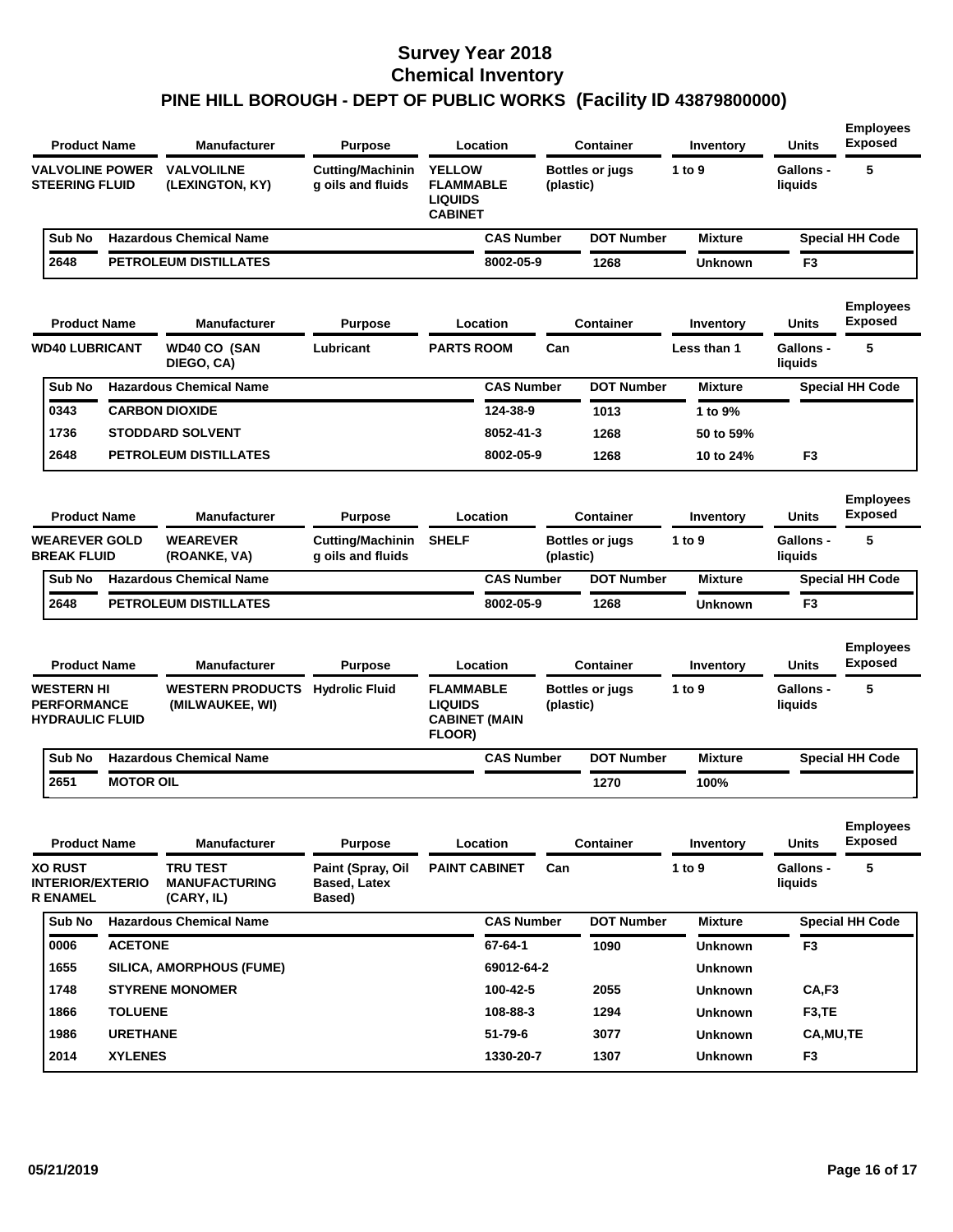# Survey Year 2018
## Chemical Inventory
## PINE HILL BOROUGH - DEPT OF PUBLIC WORKS (Facility ID 43879800000)

| Product Name | Manufacturer | Purpose | Location | Container | Inventory | Units | Employees Exposed |
|---|---|---|---|---|---|---|---|
| VALVOLINE POWER STEERING FLUID | VALVOLILNE (LEXINGTON, KY) | Cutting/Machining oils and fluids | YELLOW FLAMMABLE LIQUIDS CABINET | Bottles or jugs (plastic) | 1 to 9 | Gallons - liquids | 5 |

| Sub No | Hazardous Chemical Name | CAS Number | DOT Number | Mixture | Special HH Code |
|---|---|---|---|---|---|
| 2648 | PETROLEUM DISTILLATES | 8002-05-9 | 1268 | Unknown | F3 |

| Product Name | Manufacturer | Purpose | Location | Container | Inventory | Units | Employees Exposed |
|---|---|---|---|---|---|---|---|
| WD40 LUBRICANT | WD40 CO (SAN DIEGO, CA) | Lubricant | PARTS ROOM | Can | Less than 1 | Gallons - liquids | 5 |

| Sub No | Hazardous Chemical Name | CAS Number | DOT Number | Mixture | Special HH Code |
|---|---|---|---|---|---|
| 0343 | CARBON DIOXIDE | 124-38-9 | 1013 | 1 to 9% | |
| 1736 | STODDARD SOLVENT | 8052-41-3 | 1268 | 50 to 59% | |
| 2648 | PETROLEUM DISTILLATES | 8002-05-9 | 1268 | 10 to 24% | F3 |

| Product Name | Manufacturer | Purpose | Location | Container | Inventory | Units | Employees Exposed |
|---|---|---|---|---|---|---|---|
| WEAREVER GOLD BREAK FLUID | WEAREVER (ROANKE, VA) | Cutting/Machining oils and fluids | SHELF | Bottles or jugs (plastic) | 1 to 9 | Gallons - liquids | 5 |

| Sub No | Hazardous Chemical Name | CAS Number | DOT Number | Mixture | Special HH Code |
|---|---|---|---|---|---|
| 2648 | PETROLEUM DISTILLATES | 8002-05-9 | 1268 | Unknown | F3 |

| Product Name | Manufacturer | Purpose | Location | Container | Inventory | Units | Employees Exposed |
|---|---|---|---|---|---|---|---|
| WESTERN HI PERFORMANCE HYDRAULIC FLUID | WESTERN PRODUCTS (MILWAUKEE, WI) | Hydrolic Fluid | FLAMMABLE LIQUIDS CABINET (MAIN FLOOR) | Bottles or jugs (plastic) | 1 to 9 | Gallons - liquids | 5 |

| Sub No | Hazardous Chemical Name | CAS Number | DOT Number | Mixture | Special HH Code |
|---|---|---|---|---|---|
| 2651 | MOTOR OIL | | 1270 | 100% | |

| Product Name | Manufacturer | Purpose | Location | Container | Inventory | Units | Employees Exposed |
|---|---|---|---|---|---|---|---|
| XO RUST INTERIOR/EXTERIOR ENAMEL | TRU TEST MANUFACTURING (CARY, IL) | Paint (Spray, Oil Based, Latex Based) | PAINT CABINET | Can | 1 to 9 | Gallons - liquids | 5 |

| Sub No | Hazardous Chemical Name | CAS Number | DOT Number | Mixture | Special HH Code |
|---|---|---|---|---|---|
| 0006 | ACETONE | 67-64-1 | 1090 | Unknown | F3 |
| 1655 | SILICA, AMORPHOUS (FUME) | 69012-64-2 | | Unknown | |
| 1748 | STYRENE MONOMER | 100-42-5 | 2055 | Unknown | CA,F3 |
| 1866 | TOLUENE | 108-88-3 | 1294 | Unknown | F3,TE |
| 1986 | URETHANE | 51-79-6 | 3077 | Unknown | CA,MU,TE |
| 2014 | XYLENES | 1330-20-7 | 1307 | Unknown | F3 |

05/21/2019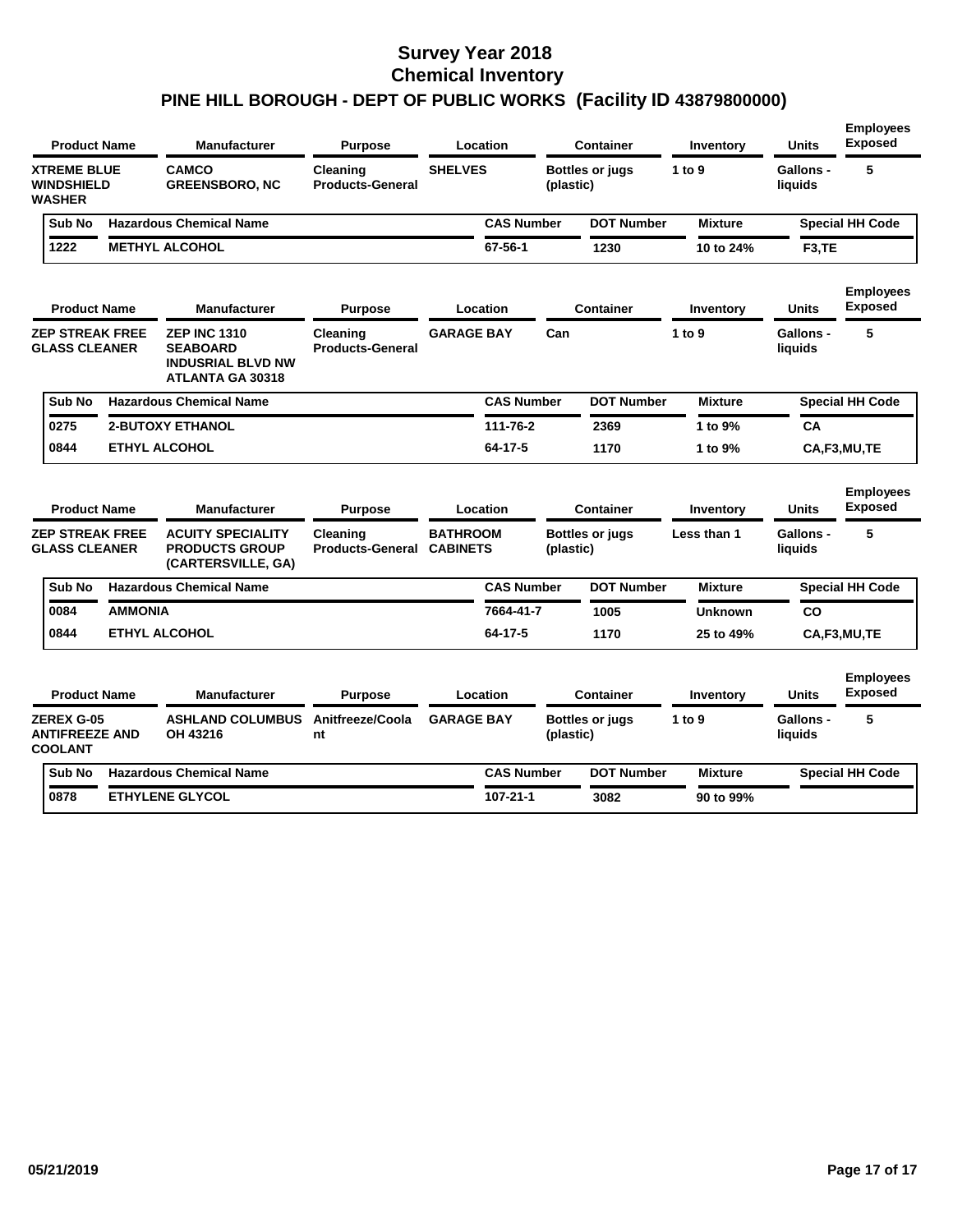# Survey Year 2018
# Chemical Inventory
## PINE HILL BOROUGH - DEPT OF PUBLIC WORKS (Facility ID 43879800000)

| Product Name | Manufacturer | Purpose | Location | Container | Inventory | Units | Employees Exposed |
|---|---|---|---|---|---|---|---|
| XTREME BLUE WINDSHIELD WASHER | CAMCO GREENSBORO, NC | Cleaning Products-General | SHELVES | Bottles or jugs (plastic) | 1 to 9 | Gallons - liquids | 5 |

| Sub No | Hazardous Chemical Name | CAS Number | DOT Number | Mixture | Special HH Code |
|---|---|---|---|---|---|
| 1222 | METHYL ALCOHOL | 67-56-1 | 1230 | 10 to 24% | F3,TE |

| Product Name | Manufacturer | Purpose | Location | Container | Inventory | Units | Employees Exposed |
|---|---|---|---|---|---|---|---|
| ZEP STREAK FREE GLASS CLEANER | ZEP INC 1310 SEABOARD INDUSRIAL BLVD NW ATLANTA GA 30318 | Cleaning Products-General | GARAGE BAY | Can | 1 to 9 | Gallons - liquids | 5 |

| Sub No | Hazardous Chemical Name | CAS Number | DOT Number | Mixture | Special HH Code |
|---|---|---|---|---|---|
| 0275 | 2-BUTOXY ETHANOL | 111-76-2 | 2369 | 1 to 9% | CA |
| 0844 | ETHYL ALCOHOL | 64-17-5 | 1170 | 1 to 9% | CA,F3,MU,TE |

| Product Name | Manufacturer | Purpose | Location | Container | Inventory | Units | Employees Exposed |
|---|---|---|---|---|---|---|---|
| ZEP STREAK FREE GLASS CLEANER | ACUITY SPECIALITY PRODUCTS GROUP (CARTERSVILLE, GA) | Cleaning Products-General | BATHROOM CABINETS | Bottles or jugs (plastic) | Less than 1 | Gallons - liquids | 5 |

| Sub No | Hazardous Chemical Name | CAS Number | DOT Number | Mixture | Special HH Code |
|---|---|---|---|---|---|
| 0084 | AMMONIA | 7664-41-7 | 1005 | Unknown | CO |
| 0844 | ETHYL ALCOHOL | 64-17-5 | 1170 | 25 to 49% | CA,F3,MU,TE |

| Product Name | Manufacturer | Purpose | Location | Container | Inventory | Units | Employees Exposed |
|---|---|---|---|---|---|---|---|
| ZEREX G-05 ANTIFREEZE AND COOLANT | ASHLAND COLUMBUS OH 43216 | Anitfreeze/Coolant | GARAGE BAY | Bottles or jugs (plastic) | 1 to 9 | Gallons - liquids | 5 |

| Sub No | Hazardous Chemical Name | CAS Number | DOT Number | Mixture | Special HH Code |
|---|---|---|---|---|---|
| 0878 | ETHYLENE GLYCOL | 107-21-1 | 3082 | 90 to 99% | |

05/21/2019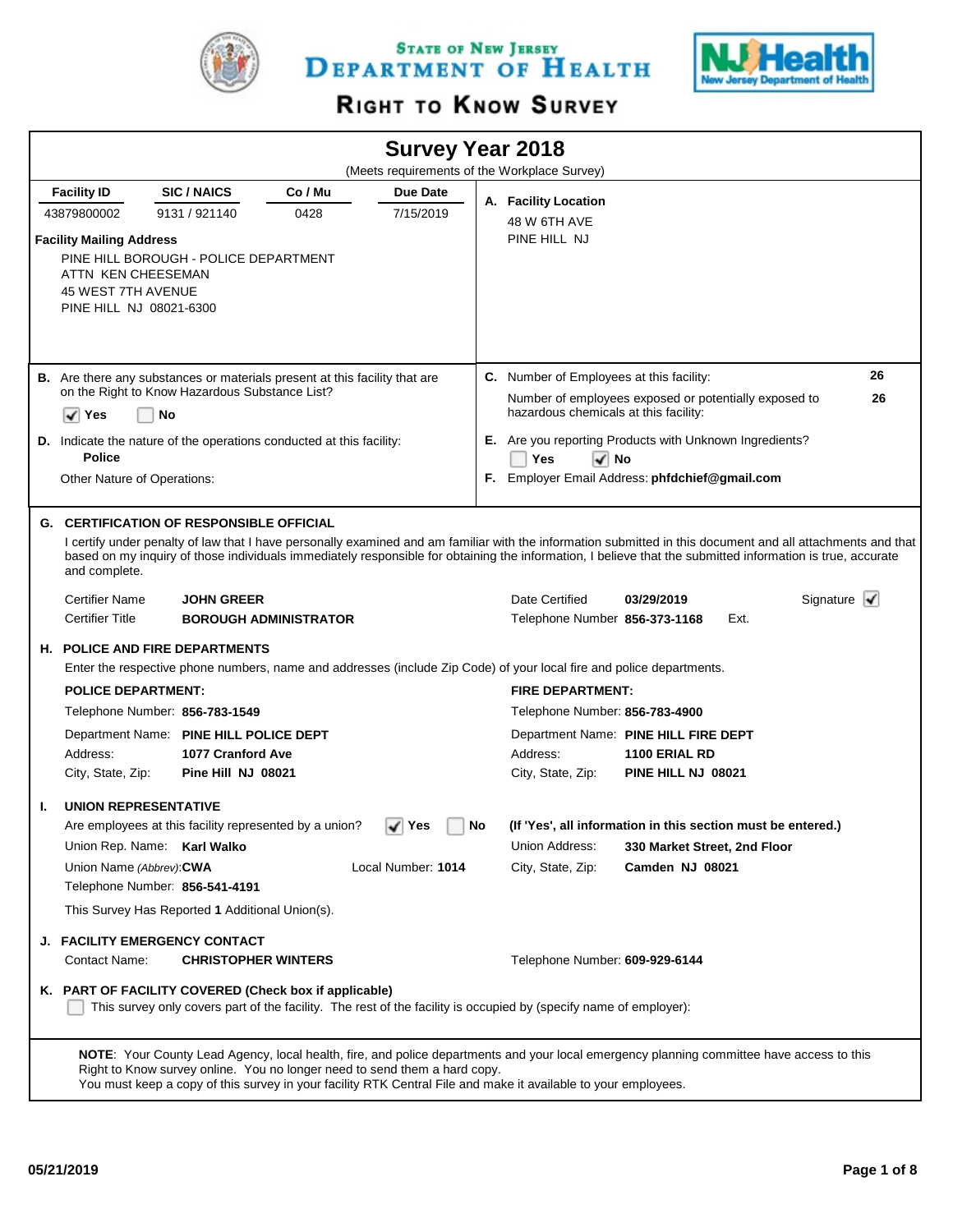# State of New Jersey Department of Health

## Right to Know Survey

## Survey Year 2018

(Meets requirements of the Workplace Survey)

| Facility ID | SIC / NAICS | Co / Mu | Due Date |
|---|---|---|---|
| 43879800002 | 9131 / 921140 | 0428 | 7/15/2019 |

**Facility Mailing Address**

PINE HILL BOROUGH - POLICE DEPARTMENT
ATTN KEN CHEESEMAN
45 WEST 7TH AVENUE
PINE HILL NJ 08021-6300

**A. Facility Location**

48 W 6TH AVE
PINE HILL NJ

**B.** Are there any substances or materials present at this facility that are on the Right to Know Hazardous Substance List?

☑ Yes ☐ No

**C.** Number of Employees at this facility: **26**

Number of employees exposed or potentially exposed to hazardous chemicals at this facility: **26**

**D.** Indicate the nature of the operations conducted at this facility:
**Police**

Other Nature of Operations:

**E.** Are you reporting Products with Unknown Ingredients?

☐ Yes ☑ No

**F.** Employer Email Address: **phfdchief@gmail.com**

### G. CERTIFICATION OF RESPONSIBLE OFFICIAL

I certify under penalty of law that I have personally examined and am familiar with the information submitted in this document and all attachments and that based on my inquiry of those individuals immediately responsible for obtaining the information, I believe that the submitted information is true, accurate and complete.

Certifier Name **JOHN GREER**
Certifier Title **BOROUGH ADMINISTRATOR**
Date Certified **03/29/2019**
Telephone Number **856-373-1168** Ext.
Signature ☑

### H. POLICE AND FIRE DEPARTMENTS

Enter the respective phone numbers, name and addresses (include Zip Code) of your local fire and police departments.

**POLICE DEPARTMENT:**

Telephone Number: **856-783-1549**
Department Name: **PINE HILL POLICE DEPT**
Address: **1077 Cranford Ave**
City, State, Zip: **Pine Hill NJ 08021**

**FIRE DEPARTMENT:**

Telephone Number: **856-783-4900**
Department Name: **PINE HILL FIRE DEPT**
Address: **1100 ERIAL RD**
City, State, Zip: **PINE HILL NJ 08021**

### I. UNION REPRESENTATIVE

Are employees at this facility represented by a union? ☑ Yes ☐ No

**(If 'Yes', all information in this section must be entered.)**

Union Rep. Name: **Karl Walko**
Union Name *(Abbrev)*: **CWA**
Local Number: **1014**
Telephone Number: **856-541-4191**
Union Address: **330 Market Street, 2nd Floor**
City, State, Zip: **Camden NJ 08021**

This Survey Has Reported **1** Additional Union(s).

### J. FACILITY EMERGENCY CONTACT

Contact Name: **CHRISTOPHER WINTERS**
Telephone Number: **609-929-6144**

### K. PART OF FACILITY COVERED (Check box if applicable)

☐ This survey only covers part of the facility. The rest of the facility is occupied by (specify name of employer):

**NOTE**: Your County Lead Agency, local health, fire, and police departments and your local emergency planning committee have access to this Right to Know survey online. You no longer need to send them a hard copy.
You must keep a copy of this survey in your facility RTK Central File and make it available to your employees.

05/21/2019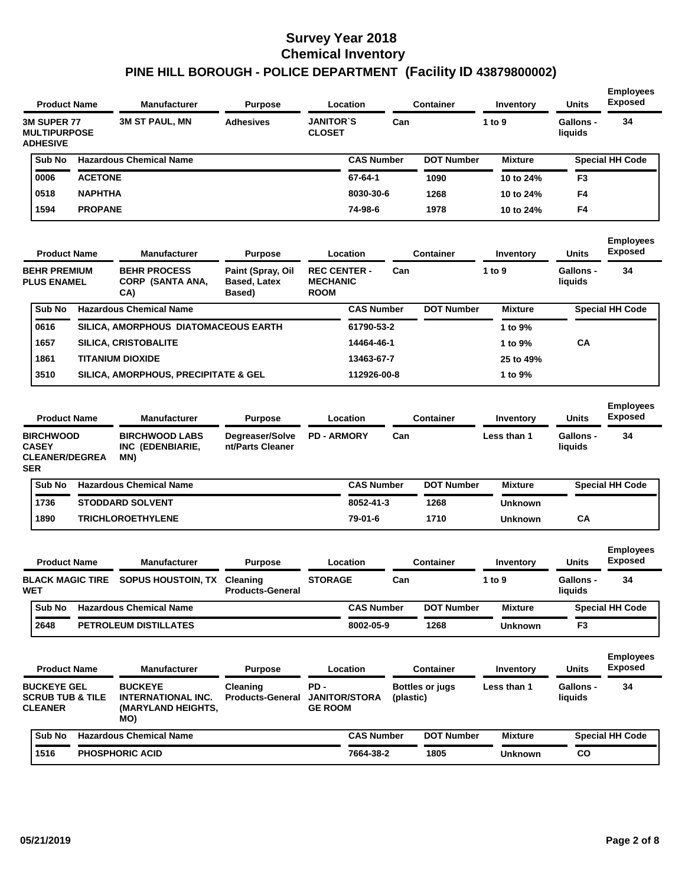# Survey Year 2018
## Chemical Inventory
## PINE HILL BOROUGH - POLICE DEPARTMENT (Facility ID 43879800002)

| Product Name | Manufacturer | Purpose | Location | Container | Inventory | Units | Employees Exposed |
|---|---|---|---|---|---|---|---|
| 3M SUPER 77 MULTIPURPOSE ADHESIVE | 3M ST PAUL, MN | Adhesives | JANITOR`S CLOSET | Can | 1 to 9 | Gallons - liquids | 34 |

| Sub No | Hazardous Chemical Name | CAS Number | DOT Number | Mixture | Special HH Code |
|---|---|---|---|---|---|
| 0006 | ACETONE | 67-64-1 | 1090 | 10 to 24% | F3 |
| 0518 | NAPHTHA | 8030-30-6 | 1268 | 10 to 24% | F4 |
| 1594 | PROPANE | 74-98-6 | 1978 | 10 to 24% | F4 |

| Product Name | Manufacturer | Purpose | Location | Container | Inventory | Units | Employees Exposed |
|---|---|---|---|---|---|---|---|
| BEHR PREMIUM PLUS ENAMEL | BEHR PROCESS CORP (SANTA ANA, CA) | Paint (Spray, Oil Based, Latex Based) | REC CENTER - MECHANIC ROOM | Can | 1 to 9 | Gallons - liquids | 34 |

| Sub No | Hazardous Chemical Name | CAS Number | DOT Number | Mixture | Special HH Code |
|---|---|---|---|---|---|
| 0616 | SILICA, AMORPHOUS DIATOMACEOUS EARTH | 61790-53-2 | | 1 to 9% | |
| 1657 | SILICA, CRISTOBALITE | 14464-46-1 | | 1 to 9% | CA |
| 1861 | TITANIUM DIOXIDE | 13463-67-7 | | 25 to 49% | |
| 3510 | SILICA, AMORPHOUS, PRECIPITATE & GEL | 112926-00-8 | | 1 to 9% | |

| Product Name | Manufacturer | Purpose | Location | Container | Inventory | Units | Employees Exposed |
|---|---|---|---|---|---|---|---|
| BIRCHWOOD CASEY CLEANER/DEGREASER | BIRCHWOOD LABS INC (EDENBIARIE, MN) | Degreaser/Solvent/Parts Cleaner | PD - ARMORY | Can | Less than 1 | Gallons - liquids | 34 |

| Sub No | Hazardous Chemical Name | CAS Number | DOT Number | Mixture | Special HH Code |
|---|---|---|---|---|---|
| 1736 | STODDARD SOLVENT | 8052-41-3 | 1268 | Unknown | |
| 1890 | TRICHLOROETHYLENE | 79-01-6 | 1710 | Unknown | CA |

| Product Name | Manufacturer | Purpose | Location | Container | Inventory | Units | Employees Exposed |
|---|---|---|---|---|---|---|---|
| BLACK MAGIC TIRE WET | SOPUS HOUSTOIN, TX | Cleaning Products-General | STORAGE | Can | 1 to 9 | Gallons - liquids | 34 |

| Sub No | Hazardous Chemical Name | CAS Number | DOT Number | Mixture | Special HH Code |
|---|---|---|---|---|---|
| 2648 | PETROLEUM DISTILLATES | 8002-05-9 | 1268 | Unknown | F3 |

| Product Name | Manufacturer | Purpose | Location | Container | Inventory | Units | Employees Exposed |
|---|---|---|---|---|---|---|---|
| BUCKEYE GEL SCRUB TUB & TILE CLEANER | BUCKEYE INTERNATIONAL INC. (MARYLAND HEIGHTS, MO) | Cleaning Products-General | PD - JANITOR/STORAGE ROOM | Bottles or jugs (plastic) | Less than 1 | Gallons - liquids | 34 |

| Sub No | Hazardous Chemical Name | CAS Number | DOT Number | Mixture | Special HH Code |
|---|---|---|---|---|---|
| 1516 | PHOSPHORIC ACID | 7664-38-2 | 1805 | Unknown | CO |

05/21/2019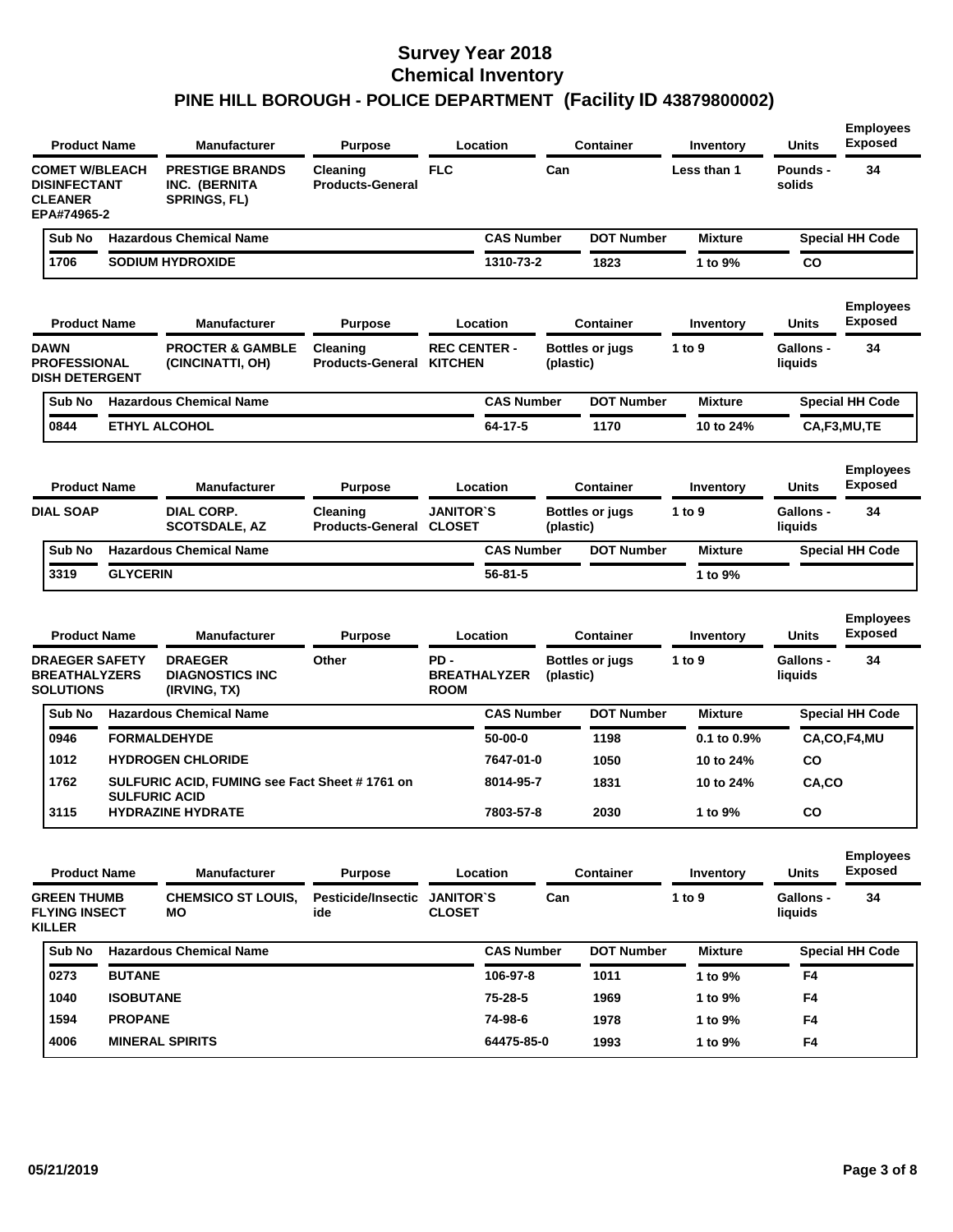# Survey Year 2018
# Chemical Inventory
## PINE HILL BOROUGH - POLICE DEPARTMENT (Facility ID 43879800002)

| Product Name | Manufacturer | Purpose | Location | Container | Inventory | Units | Employees Exposed |
|---|---|---|---|---|---|---|---|
| COMET W/BLEACH DISINFECTANT CLEANER EPA#74965-2 | PRESTIGE BRANDS INC. (BERNITA SPRINGS, FL) | Cleaning Products-General | FLC | Can | Less than 1 | Pounds - solids | 34 |

| Sub No | Hazardous Chemical Name | CAS Number | DOT Number | Mixture | Special HH Code |
|---|---|---|---|---|---|
| 1706 | SODIUM HYDROXIDE | 1310-73-2 | 1823 | 1 to 9% | CO |

| Product Name | Manufacturer | Purpose | Location | Container | Inventory | Units | Employees Exposed |
|---|---|---|---|---|---|---|---|
| DAWN PROFESSIONAL DISH DETERGENT | PROCTER & GAMBLE (CINCINATTI, OH) | Cleaning Products-General | REC CENTER - KITCHEN | Bottles or jugs (plastic) | 1 to 9 | Gallons - liquids | 34 |

| Sub No | Hazardous Chemical Name | CAS Number | DOT Number | Mixture | Special HH Code |
|---|---|---|---|---|---|
| 0844 | ETHYL ALCOHOL | 64-17-5 | 1170 | 10 to 24% | CA,F3,MU,TE |

| Product Name | Manufacturer | Purpose | Location | Container | Inventory | Units | Employees Exposed |
|---|---|---|---|---|---|---|---|
| DIAL SOAP | DIAL CORP. SCOTSDALE, AZ | Cleaning Products-General | JANITOR`S CLOSET | Bottles or jugs (plastic) | 1 to 9 | Gallons - liquids | 34 |

| Sub No | Hazardous Chemical Name | CAS Number | DOT Number | Mixture | Special HH Code |
|---|---|---|---|---|---|
| 3319 | GLYCERIN | 56-81-5 | | 1 to 9% | |

| Product Name | Manufacturer | Purpose | Location | Container | Inventory | Units | Employees Exposed |
|---|---|---|---|---|---|---|---|
| DRAEGER SAFETY BREATHALYZERS SOLUTIONS | DRAEGER DIAGNOSTICS INC (IRVING, TX) | Other | PD - BREATHALYZER ROOM | Bottles or jugs (plastic) | 1 to 9 | Gallons - liquids | 34 |

| Sub No | Hazardous Chemical Name | CAS Number | DOT Number | Mixture | Special HH Code |
|---|---|---|---|---|---|
| 0946 | FORMALDEHYDE | 50-00-0 | 1198 | 0.1 to 0.9% | CA,CO,F4,MU |
| 1012 | HYDROGEN CHLORIDE | 7647-01-0 | 1050 | 10 to 24% | CO |
| 1762 | SULFURIC ACID, FUMING see Fact Sheet # 1761 on SULFURIC ACID | 8014-95-7 | 1831 | 10 to 24% | CA,CO |
| 3115 | HYDRAZINE HYDRATE | 7803-57-8 | 2030 | 1 to 9% | CO |

| Product Name | Manufacturer | Purpose | Location | Container | Inventory | Units | Employees Exposed |
|---|---|---|---|---|---|---|---|
| GREEN THUMB FLYING INSECT KILLER | CHEMSICO ST LOUIS, MO | Pesticide/Insecticide | JANITOR`S CLOSET | Can | 1 to 9 | Gallons - liquids | 34 |

| Sub No | Hazardous Chemical Name | CAS Number | DOT Number | Mixture | Special HH Code |
|---|---|---|---|---|---|
| 0273 | BUTANE | 106-97-8 | 1011 | 1 to 9% | F4 |
| 1040 | ISOBUTANE | 75-28-5 | 1969 | 1 to 9% | F4 |
| 1594 | PROPANE | 74-98-6 | 1978 | 1 to 9% | F4 |
| 4006 | MINERAL SPIRITS | 64475-85-0 | 1993 | 1 to 9% | F4 |

05/21/2019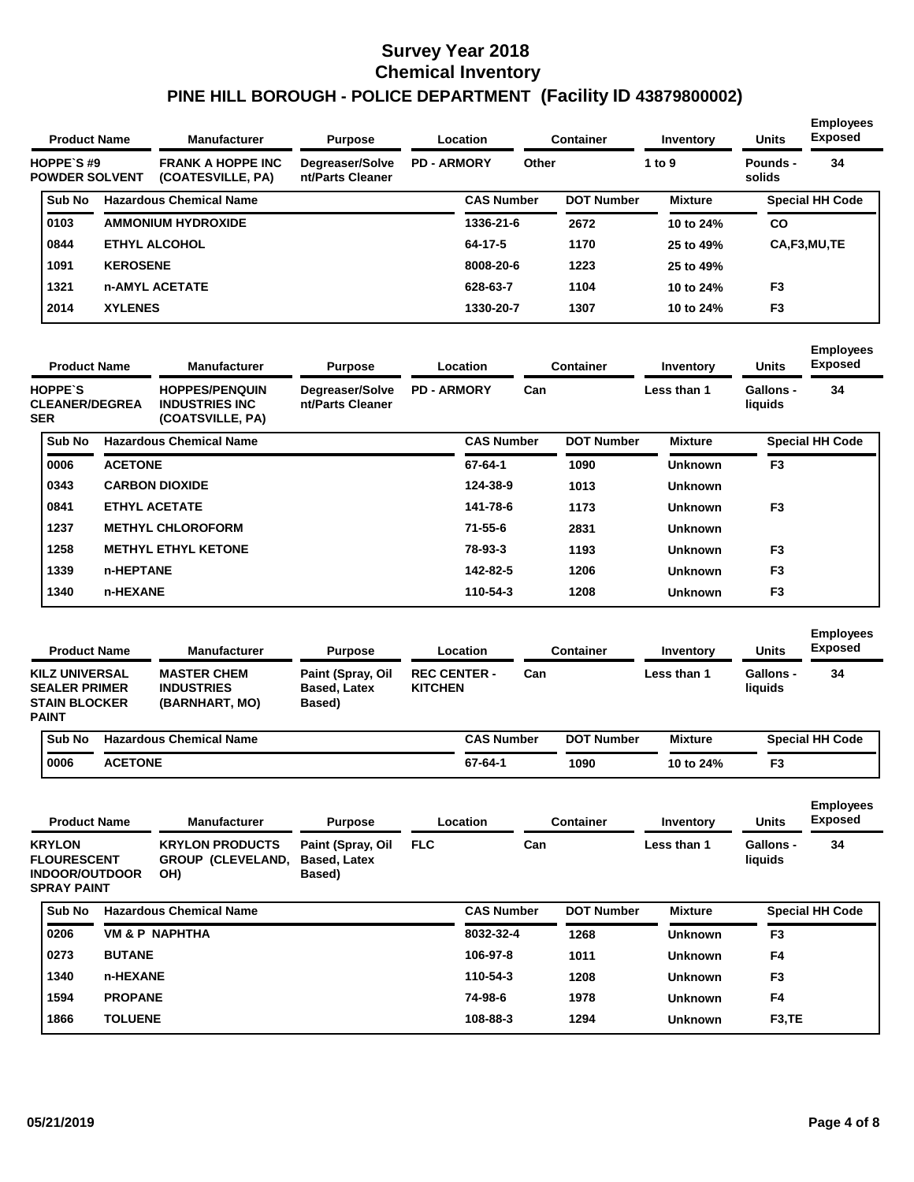# Survey Year 2018
# Chemical Inventory
# PINE HILL BOROUGH - POLICE DEPARTMENT (Facility ID 43879800002)

| Product Name | Manufacturer | Purpose | Location | Container | Inventory | Units | Employees Exposed |
|---|---|---|---|---|---|---|---|
| HOPPE`S #9 POWDER SOLVENT | FRANK A HOPPE INC (COATESVILLE, PA) | Degreaser/Solvent/Parts Cleaner | PD - ARMORY | Other | 1 to 9 | Pounds - solids | 34 |

| Sub No | Hazardous Chemical Name | CAS Number | DOT Number | Mixture | Special HH Code |
|---|---|---|---|---|---|
| 0103 | AMMONIUM HYDROXIDE | 1336-21-6 | 2672 | 10 to 24% | CO |
| 0844 | ETHYL ALCOHOL | 64-17-5 | 1170 | 25 to 49% | CA,F3,MU,TE |
| 1091 | KEROSENE | 8008-20-6 | 1223 | 25 to 49% | |
| 1321 | n-AMYL ACETATE | 628-63-7 | 1104 | 10 to 24% | F3 |
| 2014 | XYLENES | 1330-20-7 | 1307 | 10 to 24% | F3 |

| Product Name | Manufacturer | Purpose | Location | Container | Inventory | Units | Employees Exposed |
|---|---|---|---|---|---|---|---|
| HOPPE`S CLEANER/DEGREASER | HOPPES/PENQUIN INDUSTRIES INC (COATSVILLE, PA) | Degreaser/Solvent/Parts Cleaner | PD - ARMORY | Can | Less than 1 | Gallons - liquids | 34 |

| Sub No | Hazardous Chemical Name | CAS Number | DOT Number | Mixture | Special HH Code |
|---|---|---|---|---|---|
| 0006 | ACETONE | 67-64-1 | 1090 | Unknown | F3 |
| 0343 | CARBON DIOXIDE | 124-38-9 | 1013 | Unknown | |
| 0841 | ETHYL ACETATE | 141-78-6 | 1173 | Unknown | F3 |
| 1237 | METHYL CHLOROFORM | 71-55-6 | 2831 | Unknown | |
| 1258 | METHYL ETHYL KETONE | 78-93-3 | 1193 | Unknown | F3 |
| 1339 | n-HEPTANE | 142-82-5 | 1206 | Unknown | F3 |
| 1340 | n-HEXANE | 110-54-3 | 1208 | Unknown | F3 |

| Product Name | Manufacturer | Purpose | Location | Container | Inventory | Units | Employees Exposed |
|---|---|---|---|---|---|---|---|
| KILZ UNIVERSAL SEALER PRIMER STAIN BLOCKER PAINT | MASTER CHEM INDUSTRIES (BARNHART, MO) | Paint (Spray, Oil Based, Latex Based) | REC CENTER - KITCHEN | Can | Less than 1 | Gallons - liquids | 34 |

| Sub No | Hazardous Chemical Name | CAS Number | DOT Number | Mixture | Special HH Code |
|---|---|---|---|---|---|
| 0006 | ACETONE | 67-64-1 | 1090 | 10 to 24% | F3 |

| Product Name | Manufacturer | Purpose | Location | Container | Inventory | Units | Employees Exposed |
|---|---|---|---|---|---|---|---|
| KRYLON FLOURESCENT INDOOR/OUTDOOR SPRAY PAINT | KRYLON PRODUCTS GROUP (CLEVELAND, OH) | Paint (Spray, Oil Based, Latex Based) | FLC | Can | Less than 1 | Gallons - liquids | 34 |

| Sub No | Hazardous Chemical Name | CAS Number | DOT Number | Mixture | Special HH Code |
|---|---|---|---|---|---|
| 0206 | VM & P NAPHTHA | 8032-32-4 | 1268 | Unknown | F3 |
| 0273 | BUTANE | 106-97-8 | 1011 | Unknown | F4 |
| 1340 | n-HEXANE | 110-54-3 | 1208 | Unknown | F3 |
| 1594 | PROPANE | 74-98-6 | 1978 | Unknown | F4 |
| 1866 | TOLUENE | 108-88-3 | 1294 | Unknown | F3,TE |

05/21/2019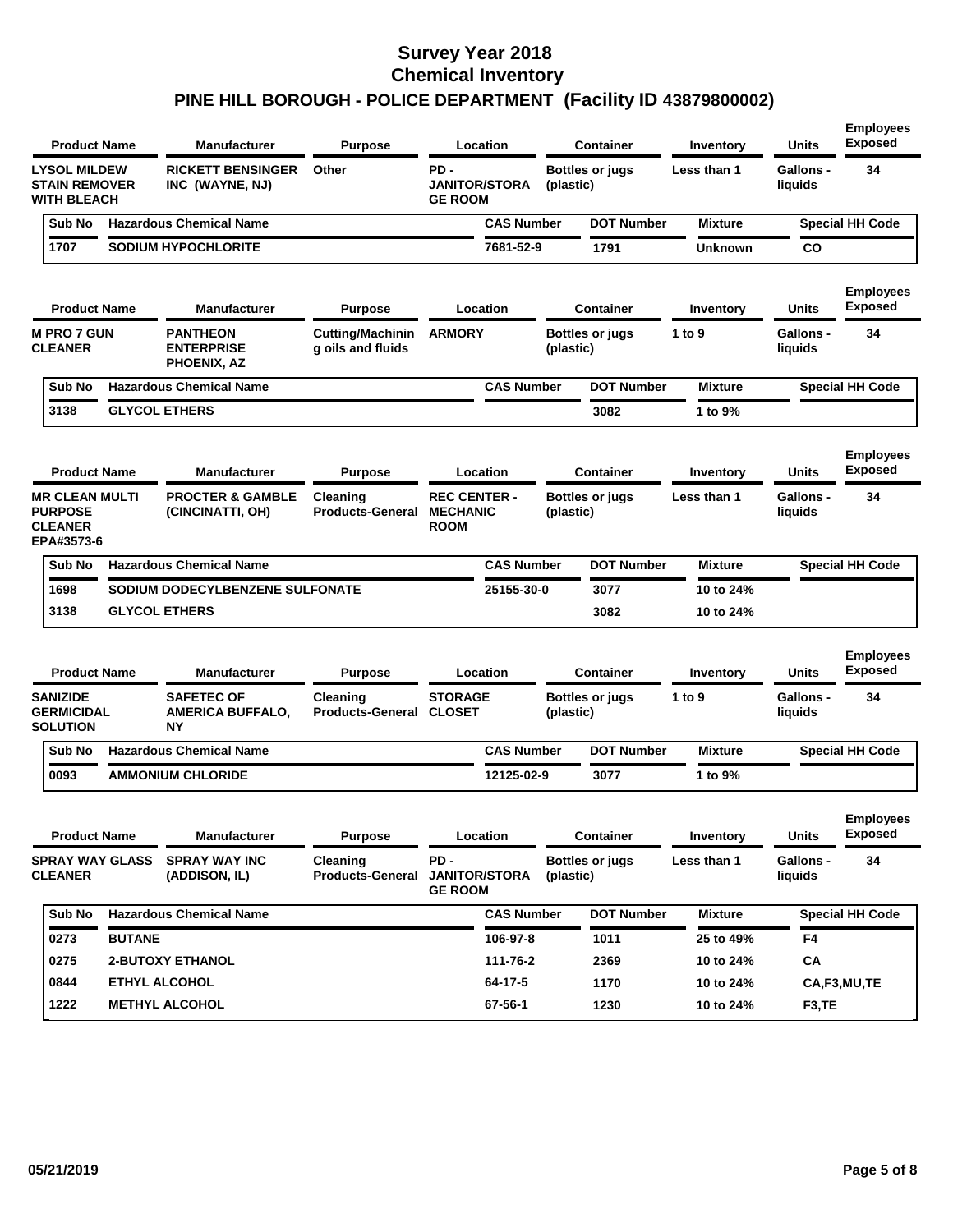# Survey Year 2018
# Chemical Inventory
# PINE HILL BOROUGH - POLICE DEPARTMENT (Facility ID 43879800002)

| Product Name | Manufacturer | Purpose | Location | Container | Inventory | Units | Employees Exposed |
|---|---|---|---|---|---|---|---|
| LYSOL MILDEW STAIN REMOVER WITH BLEACH | RICKETT BENSINGER INC (WAYNE, NJ) | Other | PD - JANITOR/STORAGE ROOM | Bottles or jugs (plastic) | Less than 1 | Gallons - liquids | 34 |

| Sub No | Hazardous Chemical Name | CAS Number | DOT Number | Mixture | Special HH Code |
|---|---|---|---|---|---|
| 1707 | SODIUM HYPOCHLORITE | 7681-52-9 | 1791 | Unknown | CO |

| Product Name | Manufacturer | Purpose | Location | Container | Inventory | Units | Employees Exposed |
|---|---|---|---|---|---|---|---|
| M PRO 7 GUN CLEANER | PANTHEON ENTERPRISE PHOENIX, AZ | Cutting/Machining oils and fluids | ARMORY | Bottles or jugs (plastic) | 1 to 9 | Gallons - liquids | 34 |

| Sub No | Hazardous Chemical Name | CAS Number | DOT Number | Mixture | Special HH Code |
|---|---|---|---|---|---|
| 3138 | GLYCOL ETHERS | | 3082 | 1 to 9% | |

| Product Name | Manufacturer | Purpose | Location | Container | Inventory | Units | Employees Exposed |
|---|---|---|---|---|---|---|---|
| MR CLEAN MULTI PURPOSE CLEANER EPA#3573-6 | PROCTER & GAMBLE (CINCINATTI, OH) | Cleaning Products-General | REC CENTER - MECHANIC ROOM | Bottles or jugs (plastic) | Less than 1 | Gallons - liquids | 34 |

| Sub No | Hazardous Chemical Name | CAS Number | DOT Number | Mixture | Special HH Code |
|---|---|---|---|---|---|
| 1698 | SODIUM DODECYLBENZENE SULFONATE | 25155-30-0 | 3077 | 10 to 24% | |
| 3138 | GLYCOL ETHERS | | 3082 | 10 to 24% | |

| Product Name | Manufacturer | Purpose | Location | Container | Inventory | Units | Employees Exposed |
|---|---|---|---|---|---|---|---|
| SANIZIDE GERMICIDAL SOLUTION | SAFETEC OF AMERICA BUFFALO, NY | Cleaning Products-General | STORAGE CLOSET | Bottles or jugs (plastic) | 1 to 9 | Gallons - liquids | 34 |

| Sub No | Hazardous Chemical Name | CAS Number | DOT Number | Mixture | Special HH Code |
|---|---|---|---|---|---|
| 0093 | AMMONIUM CHLORIDE | 12125-02-9 | 3077 | 1 to 9% | |

| Product Name | Manufacturer | Purpose | Location | Container | Inventory | Units | Employees Exposed |
|---|---|---|---|---|---|---|---|
| SPRAY WAY GLASS CLEANER | SPRAY WAY INC (ADDISON, IL) | Cleaning Products-General | PD - JANITOR/STORAGE ROOM | Bottles or jugs (plastic) | Less than 1 | Gallons - liquids | 34 |

| Sub No | Hazardous Chemical Name | CAS Number | DOT Number | Mixture | Special HH Code |
|---|---|---|---|---|---|
| 0273 | BUTANE | 106-97-8 | 1011 | 25 to 49% | F4 |
| 0275 | 2-BUTOXY ETHANOL | 111-76-2 | 2369 | 10 to 24% | CA |
| 0844 | ETHYL ALCOHOL | 64-17-5 | 1170 | 10 to 24% | CA,F3,MU,TE |
| 1222 | METHYL ALCOHOL | 67-56-1 | 1230 | 10 to 24% | F3,TE |

05/21/2019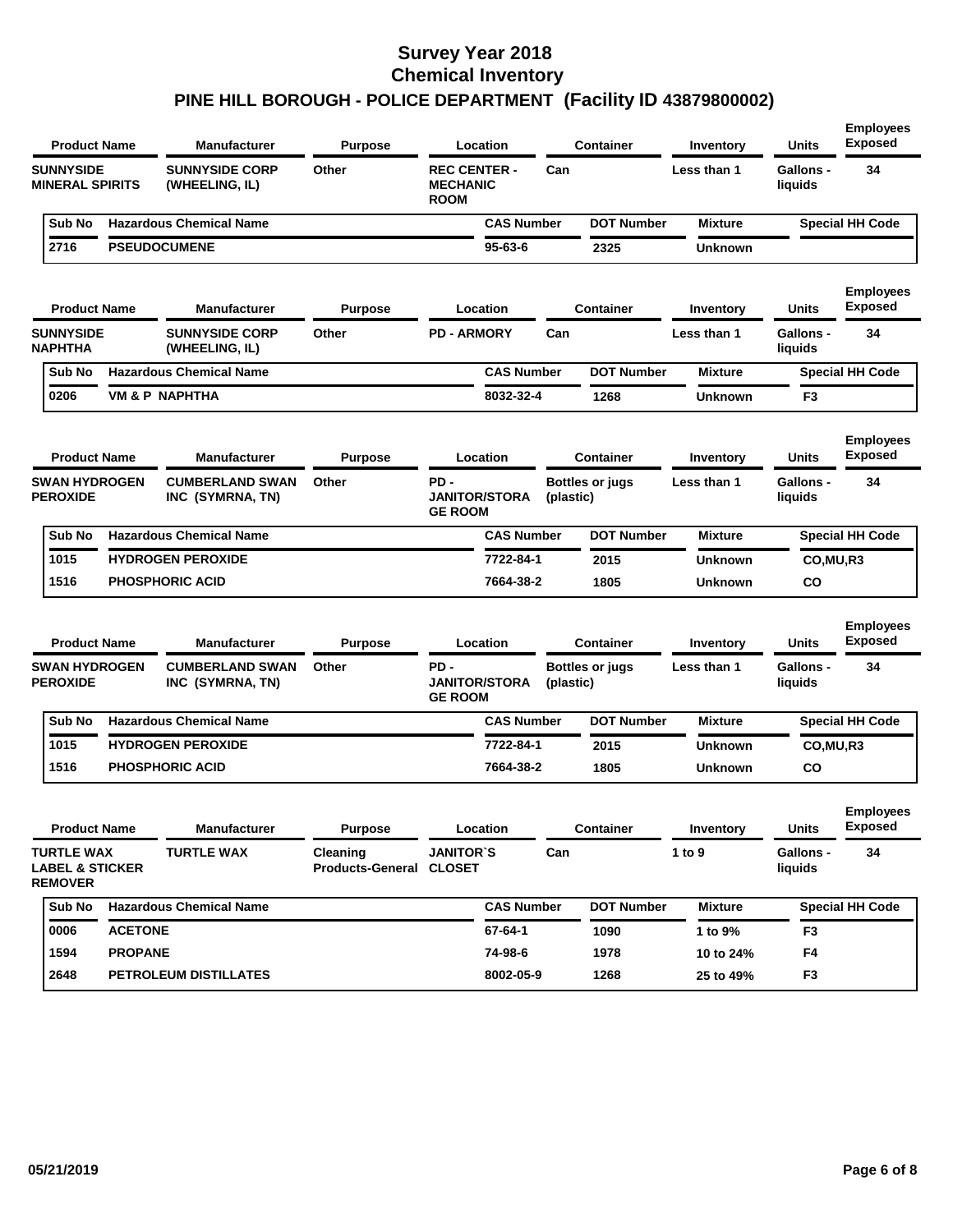# Survey Year 2018
## Chemical Inventory
## PINE HILL BOROUGH - POLICE DEPARTMENT (Facility ID 43879800002)

| Product Name | Manufacturer | Purpose | Location | Container | Inventory | Units | Employees Exposed |
|---|---|---|---|---|---|---|---|
| SUNNYSIDE MINERAL SPIRITS | SUNNYSIDE CORP (WHEELING, IL) | Other | REC CENTER - MECHANIC ROOM | Can | Less than 1 | Gallons - liquids | 34 |

| Sub No | Hazardous Chemical Name | CAS Number | DOT Number | Mixture | Special HH Code |
|---|---|---|---|---|---|
| 2716 | PSEUDOCUMENE | 95-63-6 | 2325 | Unknown | |

| Product Name | Manufacturer | Purpose | Location | Container | Inventory | Units | Employees Exposed |
|---|---|---|---|---|---|---|---|
| SUNNYSIDE NAPHTHA | SUNNYSIDE CORP (WHEELING, IL) | Other | PD - ARMORY | Can | Less than 1 | Gallons - liquids | 34 |

| Sub No | Hazardous Chemical Name | CAS Number | DOT Number | Mixture | Special HH Code |
|---|---|---|---|---|---|
| 0206 | VM & P NAPHTHA | 8032-32-4 | 1268 | Unknown | F3 |

| Product Name | Manufacturer | Purpose | Location | Container | Inventory | Units | Employees Exposed |
|---|---|---|---|---|---|---|---|
| SWAN HYDROGEN PEROXIDE | CUMBERLAND SWAN INC (SYMRNA, TN) | Other | PD - JANITOR/STORAGE ROOM | Bottles or jugs (plastic) | Less than 1 | Gallons - liquids | 34 |

| Sub No | Hazardous Chemical Name | CAS Number | DOT Number | Mixture | Special HH Code |
|---|---|---|---|---|---|
| 1015 | HYDROGEN PEROXIDE | 7722-84-1 | 2015 | Unknown | CO,MU,R3 |
| 1516 | PHOSPHORIC ACID | 7664-38-2 | 1805 | Unknown | CO |

| Product Name | Manufacturer | Purpose | Location | Container | Inventory | Units | Employees Exposed |
|---|---|---|---|---|---|---|---|
| SWAN HYDROGEN PEROXIDE | CUMBERLAND SWAN INC (SYMRNA, TN) | Other | PD - JANITOR/STORAGE ROOM | Bottles or jugs (plastic) | Less than 1 | Gallons - liquids | 34 |

| Sub No | Hazardous Chemical Name | CAS Number | DOT Number | Mixture | Special HH Code |
|---|---|---|---|---|---|
| 1015 | HYDROGEN PEROXIDE | 7722-84-1 | 2015 | Unknown | CO,MU,R3 |
| 1516 | PHOSPHORIC ACID | 7664-38-2 | 1805 | Unknown | CO |

| Product Name | Manufacturer | Purpose | Location | Container | Inventory | Units | Employees Exposed |
|---|---|---|---|---|---|---|---|
| TURTLE WAX LABEL & STICKER REMOVER | TURTLE WAX | Cleaning Products-General | JANITOR`S CLOSET | Can | 1 to 9 | Gallons - liquids | 34 |

| Sub No | Hazardous Chemical Name | CAS Number | DOT Number | Mixture | Special HH Code |
|---|---|---|---|---|---|
| 0006 | ACETONE | 67-64-1 | 1090 | 1 to 9% | F3 |
| 1594 | PROPANE | 74-98-6 | 1978 | 10 to 24% | F4 |
| 2648 | PETROLEUM DISTILLATES | 8002-05-9 | 1268 | 25 to 49% | F3 |

05/21/2019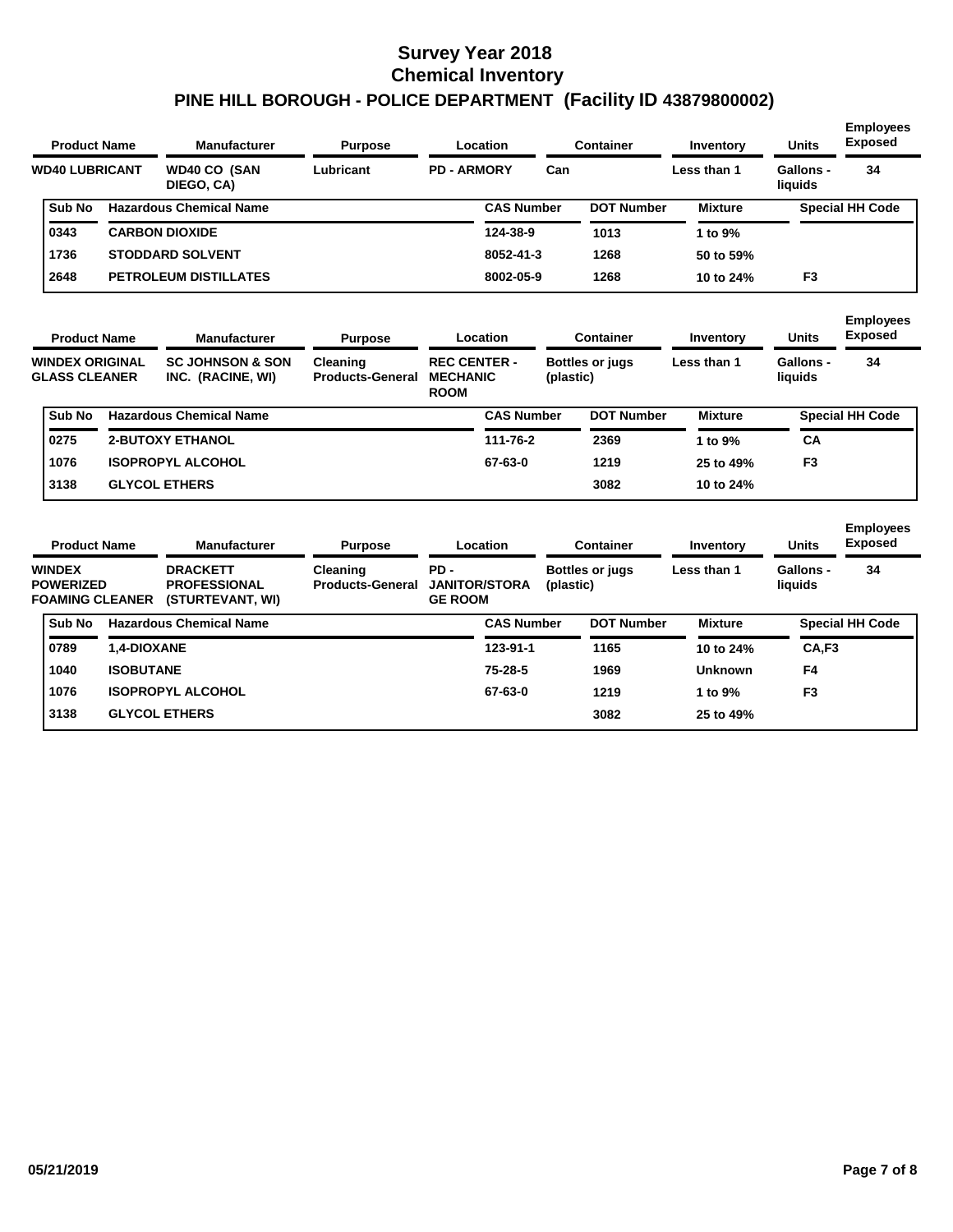# Survey Year 2018
## Chemical Inventory
## PINE HILL BOROUGH - POLICE DEPARTMENT (Facility ID 43879800002)

| Product Name | Manufacturer | Purpose | Location | Container | Inventory | Units | Employees Exposed |
|---|---|---|---|---|---|---|---|
| WD40 LUBRICANT | WD40 CO (SAN DIEGO, CA) | Lubricant | PD - ARMORY | Can | Less than 1 | Gallons - liquids | 34 |

| Sub No | Hazardous Chemical Name | CAS Number | DOT Number | Mixture | Special HH Code |
|---|---|---|---|---|---|
| 0343 | CARBON DIOXIDE | 124-38-9 | 1013 | 1 to 9% | |
| 1736 | STODDARD SOLVENT | 8052-41-3 | 1268 | 50 to 59% | |
| 2648 | PETROLEUM DISTILLATES | 8002-05-9 | 1268 | 10 to 24% | F3 |

| Product Name | Manufacturer | Purpose | Location | Container | Inventory | Units | Employees Exposed |
|---|---|---|---|---|---|---|---|
| WINDEX ORIGINAL GLASS CLEANER | SC JOHNSON & SON INC. (RACINE, WI) | Cleaning Products-General | REC CENTER - MECHANIC ROOM | Bottles or jugs (plastic) | Less than 1 | Gallons - liquids | 34 |

| Sub No | Hazardous Chemical Name | CAS Number | DOT Number | Mixture | Special HH Code |
|---|---|---|---|---|---|
| 0275 | 2-BUTOXY ETHANOL | 111-76-2 | 2369 | 1 to 9% | CA |
| 1076 | ISOPROPYL ALCOHOL | 67-63-0 | 1219 | 25 to 49% | F3 |
| 3138 | GLYCOL ETHERS | | 3082 | 10 to 24% | |

| Product Name | Manufacturer | Purpose | Location | Container | Inventory | Units | Employees Exposed |
|---|---|---|---|---|---|---|---|
| WINDEX POWERIZED FOAMING CLEANER | DRACKETT PROFESSIONAL (STURTEVANT, WI) | Cleaning Products-General | PD - JANITOR/STORAGE ROOM | Bottles or jugs (plastic) | Less than 1 | Gallons - liquids | 34 |

| Sub No | Hazardous Chemical Name | CAS Number | DOT Number | Mixture | Special HH Code |
|---|---|---|---|---|---|
| 0789 | 1,4-DIOXANE | 123-91-1 | 1165 | 10 to 24% | CA,F3 |
| 1040 | ISOBUTANE | 75-28-5 | 1969 | Unknown | F4 |
| 1076 | ISOPROPYL ALCOHOL | 67-63-0 | 1219 | 1 to 9% | F3 |
| 3138 | GLYCOL ETHERS | | 3082 | 25 to 49% | |

05/21/2019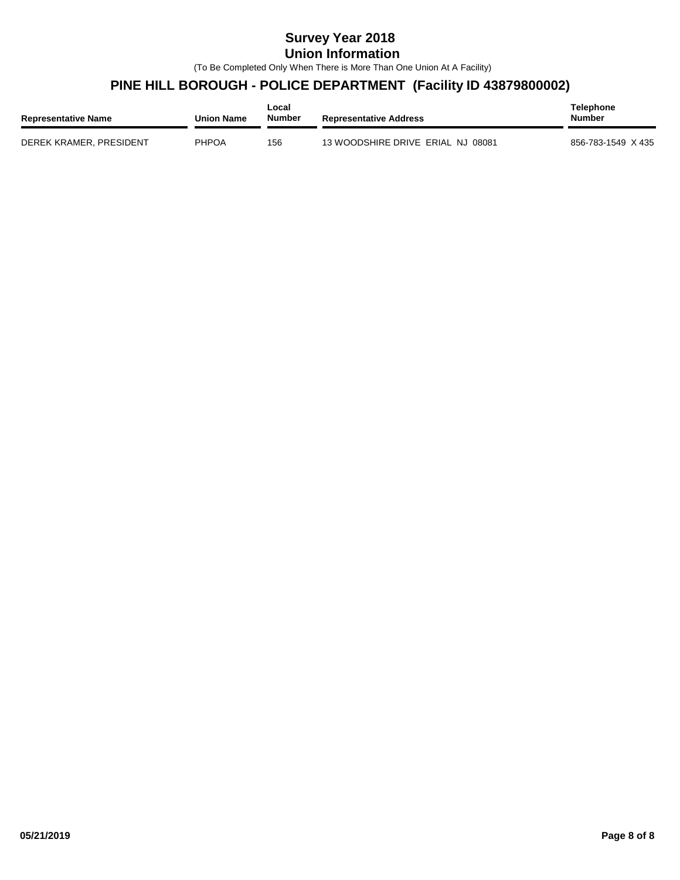# Survey Year 2018

## Union Information

(To Be Completed Only When There is More Than One Union At A Facility)

## PINE HILL BOROUGH - POLICE DEPARTMENT (Facility ID 43879800002)

| Representative Name | Union Name | Local Number | Representative Address | Telephone Number |
|---|---|---|---|---|
| DEREK KRAMER, PRESIDENT | PHPOA | 156 | 13 WOODSHIRE DRIVE ERIAL NJ 08081 | 856-783-1549 X 435 |

05/21/2019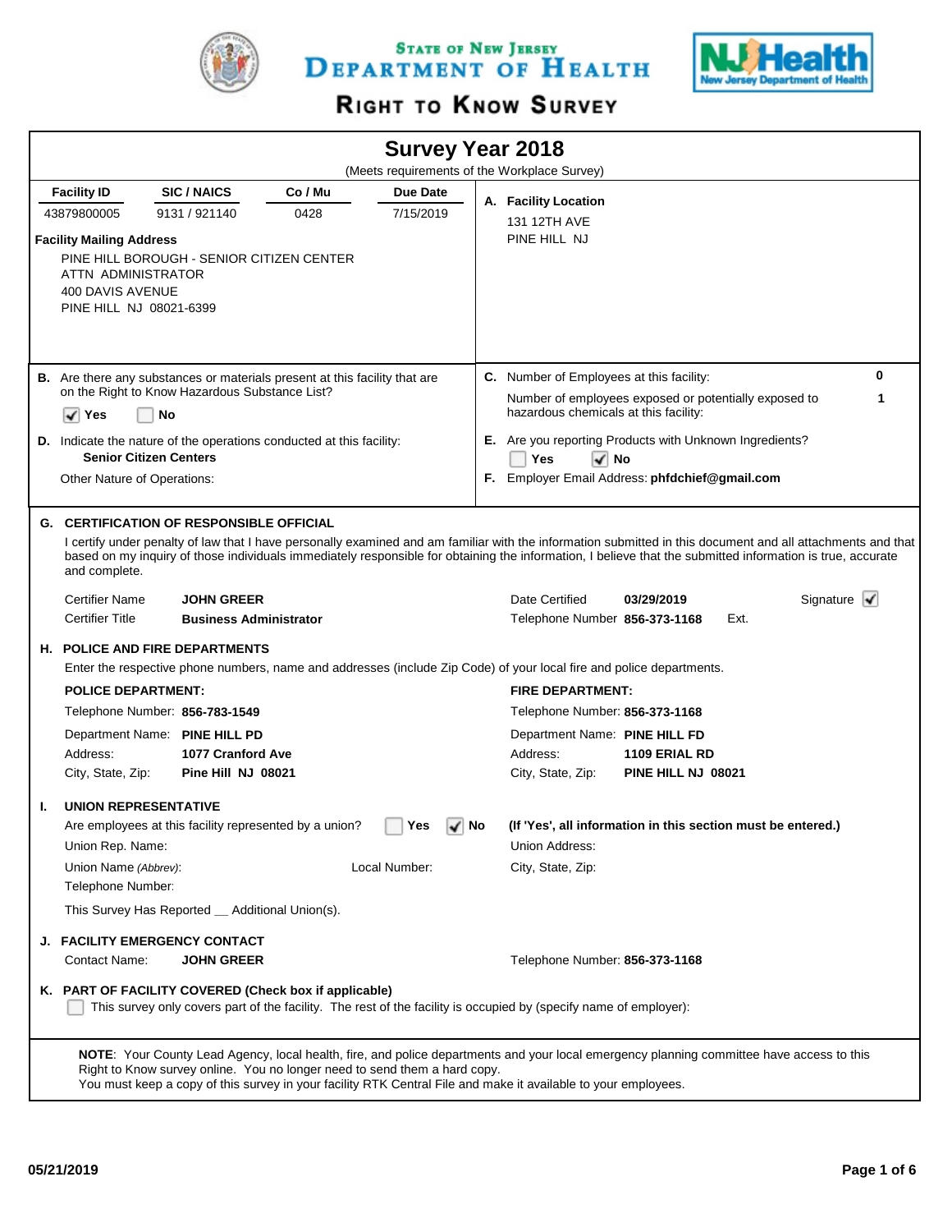**State of New Jersey**
# Department of Health

## Right to Know Survey

## Survey Year 2018

(Meets requirements of the Workplace Survey)

| Facility ID | SIC / NAICS | Co / Mu | Due Date |
|---|---|---|---|
| 43879800005 | 9131 / 921140 | 0428 | 7/15/2019 |

**Facility Mailing Address**

PINE HILL BOROUGH - SENIOR CITIZEN CENTER
ATTN ADMINISTRATOR
400 DAVIS AVENUE
PINE HILL NJ 08021-6399

**A. Facility Location**

131 12TH AVE
PINE HILL NJ

**B.** Are there any substances or materials present at this facility that are on the Right to Know Hazardous Substance List?

☑ Yes ☐ No

**C.** Number of Employees at this facility: **0**

Number of employees exposed or potentially exposed to hazardous chemicals at this facility: **1**

**D.** Indicate the nature of the operations conducted at this facility:
**Senior Citizen Centers**

Other Nature of Operations:

**E.** Are you reporting Products with Unknown Ingredients?

☐ Yes ☑ No

**F.** Employer Email Address: **phfdchief@gmail.com**

### G. CERTIFICATION OF RESPONSIBLE OFFICIAL

I certify under penalty of law that I have personally examined and am familiar with the information submitted in this document and all attachments and that based on my inquiry of those individuals immediately responsible for obtaining the information, I believe that the submitted information is true, accurate and complete.

Certifier Name **JOHN GREER**
Certifier Title **Business Administrator**
Date Certified **03/29/2019**
Telephone Number **856-373-1168** Ext.
Signature ☑

### H. POLICE AND FIRE DEPARTMENTS

Enter the respective phone numbers, name and addresses (include Zip Code) of your local fire and police departments.

**POLICE DEPARTMENT:**

Telephone Number: **856-783-1549**
Department Name: **PINE HILL PD**
Address: **1077 Cranford Ave**
City, State, Zip: **Pine Hill NJ 08021**

**FIRE DEPARTMENT:**

Telephone Number: **856-373-1168**
Department Name: **PINE HILL FD**
Address: **1109 ERIAL RD**
City, State, Zip: **PINE HILL NJ 08021**

### I. UNION REPRESENTATIVE

Are employees at this facility represented by a union? ☐ Yes ☑ No **(If 'Yes', all information in this section must be entered.)**

Union Rep. Name:
Union Address:
Union Name *(Abbrev)*: Local Number:
City, State, Zip:
Telephone Number:

This Survey Has Reported __ Additional Union(s).

### J. FACILITY EMERGENCY CONTACT

Contact Name: **JOHN GREER**
Telephone Number: **856-373-1168**

### K. PART OF FACILITY COVERED (Check box if applicable)

☐ This survey only covers part of the facility. The rest of the facility is occupied by (specify name of employer):

**NOTE**: Your County Lead Agency, local health, fire, and police departments and your local emergency planning committee have access to this Right to Know survey online. You no longer need to send them a hard copy.
You must keep a copy of this survey in your facility RTK Central File and make it available to your employees.

05/21/2019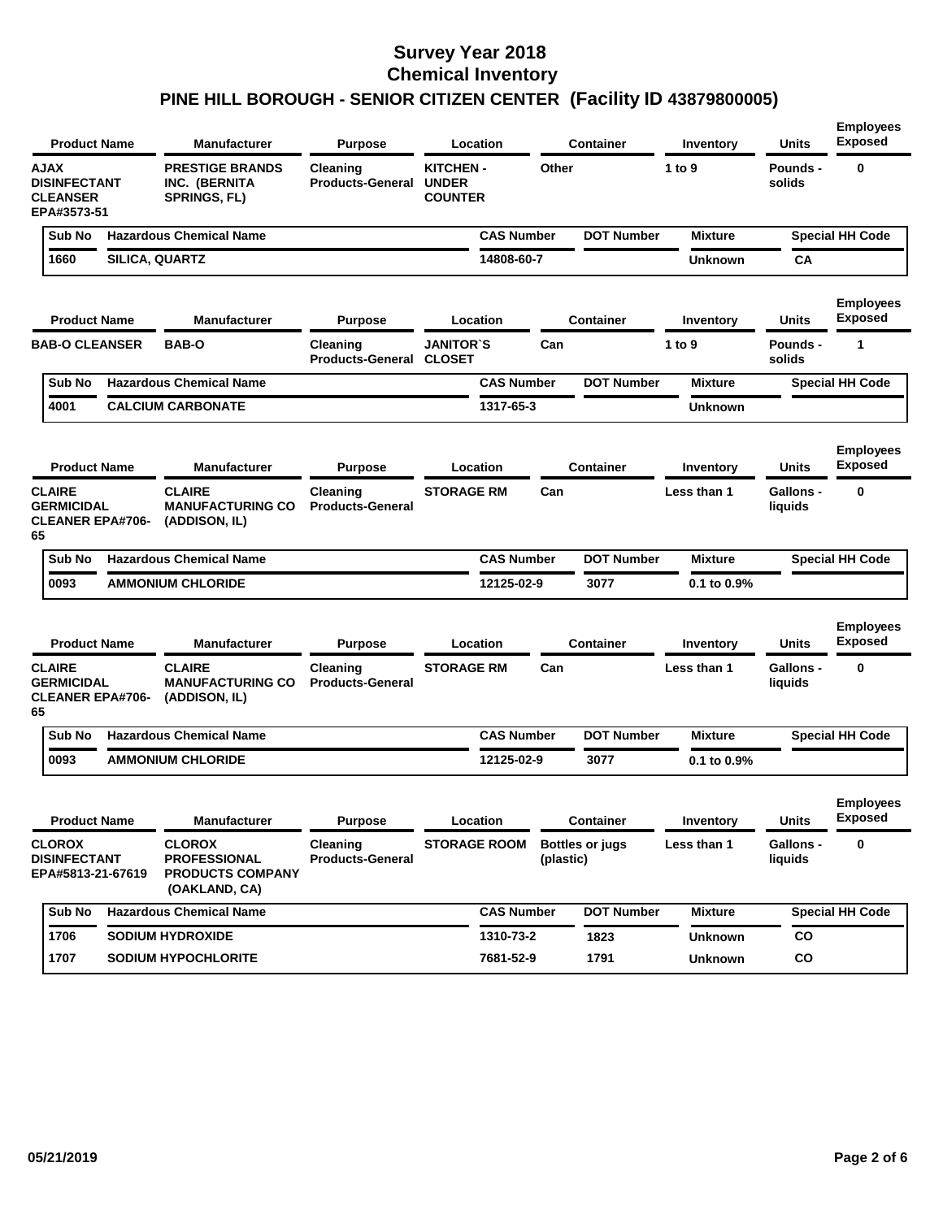# Survey Year 2018
## Chemical Inventory
## PINE HILL BOROUGH - SENIOR CITIZEN CENTER (Facility ID 43879800005)

| Product Name | Manufacturer | Purpose | Location | Container | Inventory | Units | Employees Exposed |
|---|---|---|---|---|---|---|---|
| AJAX DISINFECTANT CLEANSER EPA#3573-51 | PRESTIGE BRANDS INC. (BERNITA SPRINGS, FL) | Cleaning Products-General | KITCHEN - UNDER COUNTER | Other | 1 to 9 | Pounds - solids | 0 |

| Sub No | Hazardous Chemical Name | CAS Number | DOT Number | Mixture | Special HH Code |
|---|---|---|---|---|---|
| 1660 | SILICA, QUARTZ | 14808-60-7 | | Unknown | CA |

| Product Name | Manufacturer | Purpose | Location | Container | Inventory | Units | Employees Exposed |
|---|---|---|---|---|---|---|---|
| BAB-O CLEANSER | BAB-O | Cleaning Products-General | JANITOR`S CLOSET | Can | 1 to 9 | Pounds - solids | 1 |

| Sub No | Hazardous Chemical Name | CAS Number | DOT Number | Mixture | Special HH Code |
|---|---|---|---|---|---|
| 4001 | CALCIUM CARBONATE | 1317-65-3 | | Unknown | |

| Product Name | Manufacturer | Purpose | Location | Container | Inventory | Units | Employees Exposed |
|---|---|---|---|---|---|---|---|
| CLAIRE GERMICIDAL CLEANER EPA#706-65 | CLAIRE MANUFACTURING CO (ADDISON, IL) | Cleaning Products-General | STORAGE RM | Can | Less than 1 | Gallons - liquids | 0 |

| Sub No | Hazardous Chemical Name | CAS Number | DOT Number | Mixture | Special HH Code |
|---|---|---|---|---|---|
| 0093 | AMMONIUM CHLORIDE | 12125-02-9 | 3077 | 0.1 to 0.9% | |

| Product Name | Manufacturer | Purpose | Location | Container | Inventory | Units | Employees Exposed |
|---|---|---|---|---|---|---|---|
| CLAIRE GERMICIDAL CLEANER EPA#706-65 | CLAIRE MANUFACTURING CO (ADDISON, IL) | Cleaning Products-General | STORAGE RM | Can | Less than 1 | Gallons - liquids | 0 |

| Sub No | Hazardous Chemical Name | CAS Number | DOT Number | Mixture | Special HH Code |
|---|---|---|---|---|---|
| 0093 | AMMONIUM CHLORIDE | 12125-02-9 | 3077 | 0.1 to 0.9% | |

| Product Name | Manufacturer | Purpose | Location | Container | Inventory | Units | Employees Exposed |
|---|---|---|---|---|---|---|---|
| CLOROX DISINFECTANT EPA#5813-21-67619 | CLOROX PROFESSIONAL PRODUCTS COMPANY (OAKLAND, CA) | Cleaning Products-General | STORAGE ROOM | Bottles or jugs (plastic) | Less than 1 | Gallons - liquids | 0 |

| Sub No | Hazardous Chemical Name | CAS Number | DOT Number | Mixture | Special HH Code |
|---|---|---|---|---|---|
| 1706 | SODIUM HYDROXIDE | 1310-73-2 | 1823 | Unknown | CO |
| 1707 | SODIUM HYPOCHLORITE | 7681-52-9 | 1791 | Unknown | CO |

05/21/2019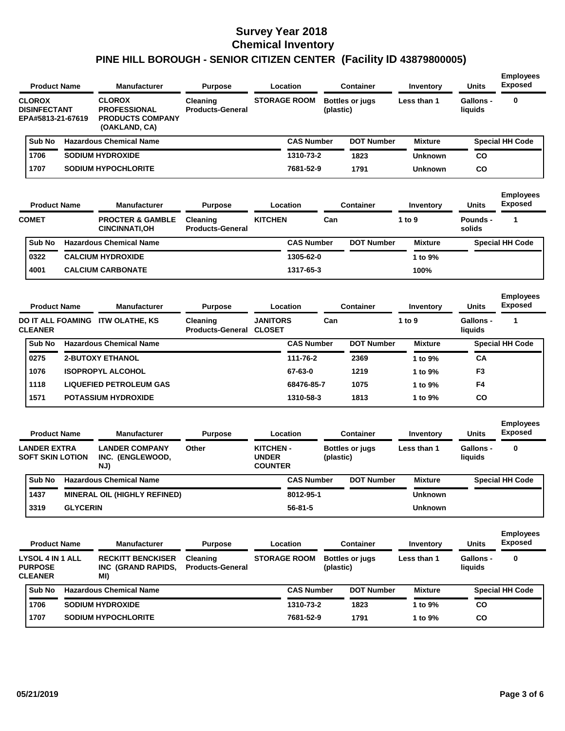# Survey Year 2018
## Chemical Inventory
## PINE HILL BOROUGH - SENIOR CITIZEN CENTER (Facility ID 43879800005)

| Product Name | Manufacturer | Purpose | Location | Container | Inventory | Units | Employees Exposed |
|---|---|---|---|---|---|---|---|
| CLOROX DISINFECTANT EPA#5813-21-67619 | CLOROX PROFESSIONAL PRODUCTS COMPANY (OAKLAND, CA) | Cleaning Products-General | STORAGE ROOM | Bottles or jugs (plastic) | Less than 1 | Gallons - liquids | 0 |

| Sub No | Hazardous Chemical Name | CAS Number | DOT Number | Mixture | Special HH Code |
|---|---|---|---|---|---|
| 1706 | SODIUM HYDROXIDE | 1310-73-2 | 1823 | Unknown | CO |
| 1707 | SODIUM HYPOCHLORITE | 7681-52-9 | 1791 | Unknown | CO |

| Product Name | Manufacturer | Purpose | Location | Container | Inventory | Units | Employees Exposed |
|---|---|---|---|---|---|---|---|
| COMET | PROCTER & GAMBLE CINCINNATI,OH | Cleaning Products-General | KITCHEN | Can | 1 to 9 | Pounds - solids | 1 |

| Sub No | Hazardous Chemical Name | CAS Number | DOT Number | Mixture | Special HH Code |
|---|---|---|---|---|---|
| 0322 | CALCIUM HYDROXIDE | 1305-62-0 | | 1 to 9% | |
| 4001 | CALCIUM CARBONATE | 1317-65-3 | | 100% | |

| Product Name | Manufacturer | Purpose | Location | Container | Inventory | Units | Employees Exposed |
|---|---|---|---|---|---|---|---|
| DO IT ALL FOAMING CLEANER | ITW OLATHE, KS | Cleaning Products-General | JANITORS CLOSET | Can | 1 to 9 | Gallons - liquids | 1 |

| Sub No | Hazardous Chemical Name | CAS Number | DOT Number | Mixture | Special HH Code |
|---|---|---|---|---|---|
| 0275 | 2-BUTOXY ETHANOL | 111-76-2 | 2369 | 1 to 9% | CA |
| 1076 | ISOPROPYL ALCOHOL | 67-63-0 | 1219 | 1 to 9% | F3 |
| 1118 | LIQUEFIED PETROLEUM GAS | 68476-85-7 | 1075 | 1 to 9% | F4 |
| 1571 | POTASSIUM HYDROXIDE | 1310-58-3 | 1813 | 1 to 9% | CO |

| Product Name | Manufacturer | Purpose | Location | Container | Inventory | Units | Employees Exposed |
|---|---|---|---|---|---|---|---|
| LANDER EXTRA SOFT SKIN LOTION | LANDER COMPANY INC. (ENGLEWOOD, NJ) | Other | KITCHEN - UNDER COUNTER | Bottles or jugs (plastic) | Less than 1 | Gallons - liquids | 0 |

| Sub No | Hazardous Chemical Name | CAS Number | DOT Number | Mixture | Special HH Code |
|---|---|---|---|---|---|
| 1437 | MINERAL OIL (HIGHLY REFINED) | 8012-95-1 | | Unknown | |
| 3319 | GLYCERIN | 56-81-5 | | Unknown | |

| Product Name | Manufacturer | Purpose | Location | Container | Inventory | Units | Employees Exposed |
|---|---|---|---|---|---|---|---|
| LYSOL 4 IN 1 ALL PURPOSE CLEANER | RECKITT BENCKISER INC (GRAND RAPIDS, MI) | Cleaning Products-General | STORAGE ROOM | Bottles or jugs (plastic) | Less than 1 | Gallons - liquids | 0 |

| Sub No | Hazardous Chemical Name | CAS Number | DOT Number | Mixture | Special HH Code |
|---|---|---|---|---|---|
| 1706 | SODIUM HYDROXIDE | 1310-73-2 | 1823 | 1 to 9% | CO |
| 1707 | SODIUM HYPOCHLORITE | 7681-52-9 | 1791 | 1 to 9% | CO |

05/21/2019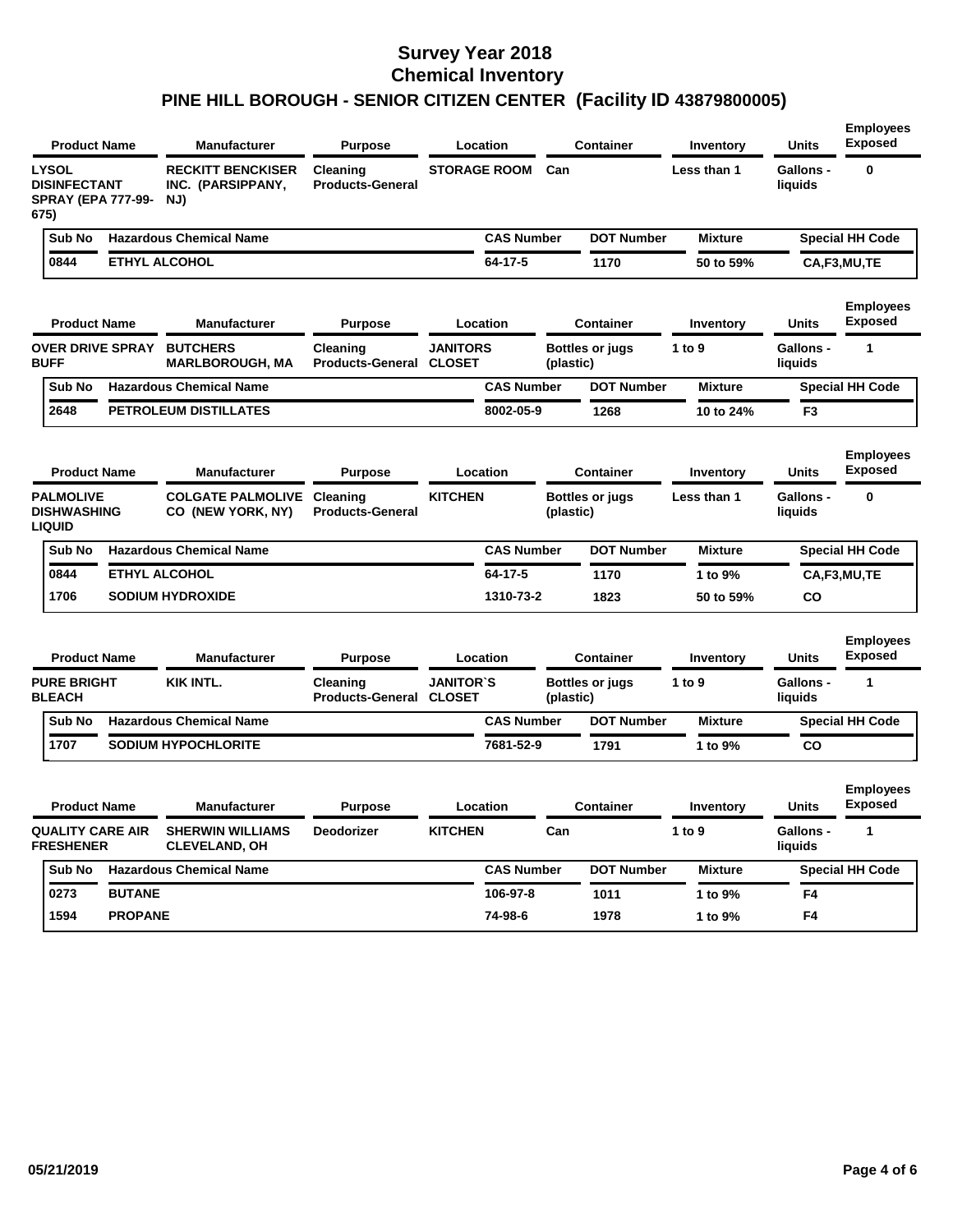# Survey Year 2018
## Chemical Inventory
## PINE HILL BOROUGH - SENIOR CITIZEN CENTER (Facility ID 43879800005)

| Product Name | Manufacturer | Purpose | Location | Container | Inventory | Units | Employees Exposed |
|---|---|---|---|---|---|---|---|
| LYSOL DISINFECTANT SPRAY (EPA 777-99-675) | RECKITT BENCKISER INC. (PARSIPPANY, NJ) | Cleaning Products-General | STORAGE ROOM | Can | Less than 1 | Gallons - liquids | 0 |

| Sub No | Hazardous Chemical Name | CAS Number | DOT Number | Mixture | Special HH Code |
|---|---|---|---|---|---|
| 0844 | ETHYL ALCOHOL | 64-17-5 | 1170 | 50 to 59% | CA,F3,MU,TE |

| Product Name | Manufacturer | Purpose | Location | Container | Inventory | Units | Employees Exposed |
|---|---|---|---|---|---|---|---|
| OVER DRIVE SPRAY BUFF | BUTCHERS MARLBOROUGH, MA | Cleaning Products-General | JANITORS CLOSET | Bottles or jugs (plastic) | 1 to 9 | Gallons - liquids | 1 |

| Sub No | Hazardous Chemical Name | CAS Number | DOT Number | Mixture | Special HH Code |
|---|---|---|---|---|---|
| 2648 | PETROLEUM DISTILLATES | 8002-05-9 | 1268 | 10 to 24% | F3 |

| Product Name | Manufacturer | Purpose | Location | Container | Inventory | Units | Employees Exposed |
|---|---|---|---|---|---|---|---|
| PALMOLIVE DISHWASHING LIQUID | COLGATE PALMOLIVE CO (NEW YORK, NY) | Cleaning Products-General | KITCHEN | Bottles or jugs (plastic) | Less than 1 | Gallons - liquids | 0 |

| Sub No | Hazardous Chemical Name | CAS Number | DOT Number | Mixture | Special HH Code |
|---|---|---|---|---|---|
| 0844 | ETHYL ALCOHOL | 64-17-5 | 1170 | 1 to 9% | CA,F3,MU,TE |
| 1706 | SODIUM HYDROXIDE | 1310-73-2 | 1823 | 50 to 59% | CO |

| Product Name | Manufacturer | Purpose | Location | Container | Inventory | Units | Employees Exposed |
|---|---|---|---|---|---|---|---|
| PURE BRIGHT BLEACH | KIK INTL. | Cleaning Products-General | JANITOR`S CLOSET | Bottles or jugs (plastic) | 1 to 9 | Gallons - liquids | 1 |

| Sub No | Hazardous Chemical Name | CAS Number | DOT Number | Mixture | Special HH Code |
|---|---|---|---|---|---|
| 1707 | SODIUM HYPOCHLORITE | 7681-52-9 | 1791 | 1 to 9% | CO |

| Product Name | Manufacturer | Purpose | Location | Container | Inventory | Units | Employees Exposed |
|---|---|---|---|---|---|---|---|
| QUALITY CARE AIR FRESHENER | SHERWIN WILLIAMS CLEVELAND, OH | Deodorizer | KITCHEN | Can | 1 to 9 | Gallons - liquids | 1 |

| Sub No | Hazardous Chemical Name | CAS Number | DOT Number | Mixture | Special HH Code |
|---|---|---|---|---|---|
| 0273 | BUTANE | 106-97-8 | 1011 | 1 to 9% | F4 |
| 1594 | PROPANE | 74-98-6 | 1978 | 1 to 9% | F4 |

05/21/2019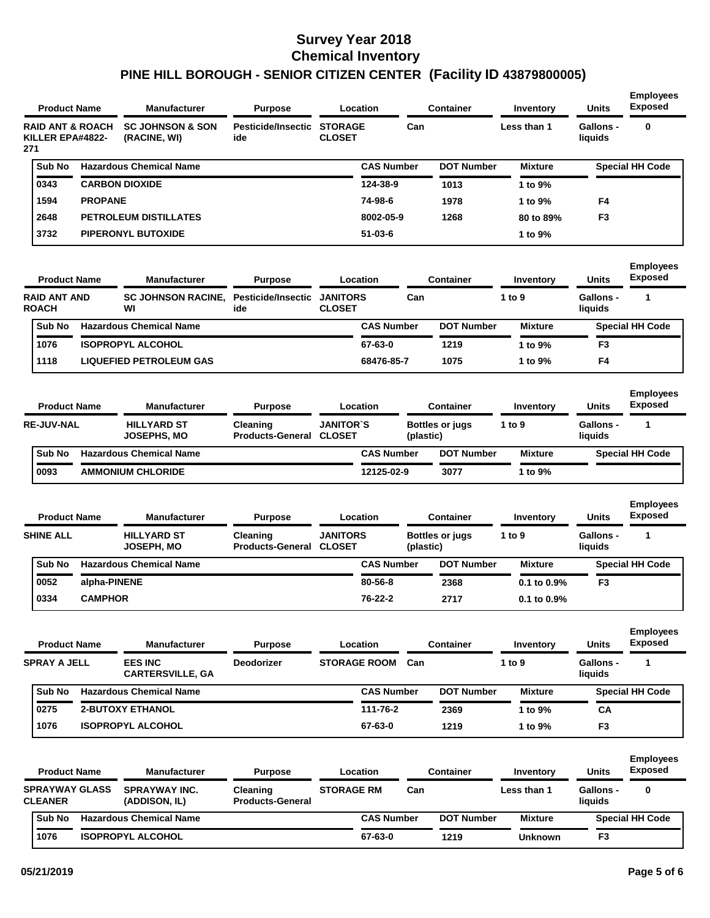# Survey Year 2018
# Chemical Inventory
## PINE HILL BOROUGH - SENIOR CITIZEN CENTER (Facility ID 43879800005)

| Product Name | Manufacturer | Purpose | Location | Container | Inventory | Units | Employees Exposed |
|---|---|---|---|---|---|---|---|
| RAID ANT & ROACH KILLER EPA#4822-271 | SC JOHNSON & SON (RACINE, WI) | Pesticide/Insecticide | STORAGE CLOSET | Can | Less than 1 | Gallons - liquids | 0 |

| Sub No | Hazardous Chemical Name | CAS Number | DOT Number | Mixture | Special HH Code |
|---|---|---|---|---|---|
| 0343 | CARBON DIOXIDE | 124-38-9 | 1013 | 1 to 9% | |
| 1594 | PROPANE | 74-98-6 | 1978 | 1 to 9% | F4 |
| 2648 | PETROLEUM DISTILLATES | 8002-05-9 | 1268 | 80 to 89% | F3 |
| 3732 | PIPERONYL BUTOXIDE | 51-03-6 | | 1 to 9% | |

| Product Name | Manufacturer | Purpose | Location | Container | Inventory | Units | Employees Exposed |
|---|---|---|---|---|---|---|---|
| RAID ANT AND ROACH | SC JOHNSON RACINE, WI | Pesticide/Insecticide | JANITORS CLOSET | Can | 1 to 9 | Gallons - liquids | 1 |

| Sub No | Hazardous Chemical Name | CAS Number | DOT Number | Mixture | Special HH Code |
|---|---|---|---|---|---|
| 1076 | ISOPROPYL ALCOHOL | 67-63-0 | 1219 | 1 to 9% | F3 |
| 1118 | LIQUEFIED PETROLEUM GAS | 68476-85-7 | 1075 | 1 to 9% | F4 |

| Product Name | Manufacturer | Purpose | Location | Container | Inventory | Units | Employees Exposed |
|---|---|---|---|---|---|---|---|
| RE-JUV-NAL | HILLYARD ST JOSEPHS, MO | Cleaning Products-General | JANITOR`S CLOSET | Bottles or jugs (plastic) | 1 to 9 | Gallons - liquids | 1 |

| Sub No | Hazardous Chemical Name | CAS Number | DOT Number | Mixture | Special HH Code |
|---|---|---|---|---|---|
| 0093 | AMMONIUM CHLORIDE | 12125-02-9 | 3077 | 1 to 9% | |

| Product Name | Manufacturer | Purpose | Location | Container | Inventory | Units | Employees Exposed |
|---|---|---|---|---|---|---|---|
| SHINE ALL | HILLYARD ST JOSEPH, MO | Cleaning Products-General | JANITORS CLOSET | Bottles or jugs (plastic) | 1 to 9 | Gallons - liquids | 1 |

| Sub No | Hazardous Chemical Name | CAS Number | DOT Number | Mixture | Special HH Code |
|---|---|---|---|---|---|
| 0052 | alpha-PINENE | 80-56-8 | 2368 | 0.1 to 0.9% | F3 |
| 0334 | CAMPHOR | 76-22-2 | 2717 | 0.1 to 0.9% | |

| Product Name | Manufacturer | Purpose | Location | Container | Inventory | Units | Employees Exposed |
|---|---|---|---|---|---|---|---|
| SPRAY A JELL | EES INC CARTERSVILLE, GA | Deodorizer | STORAGE ROOM | Can | 1 to 9 | Gallons - liquids | 1 |

| Sub No | Hazardous Chemical Name | CAS Number | DOT Number | Mixture | Special HH Code |
|---|---|---|---|---|---|
| 0275 | 2-BUTOXY ETHANOL | 111-76-2 | 2369 | 1 to 9% | CA |
| 1076 | ISOPROPYL ALCOHOL | 67-63-0 | 1219 | 1 to 9% | F3 |

| Product Name | Manufacturer | Purpose | Location | Container | Inventory | Units | Employees Exposed |
|---|---|---|---|---|---|---|---|
| SPRAYWAY GLASS CLEANER | SPRAYWAY INC. (ADDISON, IL) | Cleaning Products-General | STORAGE RM | Can | Less than 1 | Gallons - liquids | 0 |

| Sub No | Hazardous Chemical Name | CAS Number | DOT Number | Mixture | Special HH Code |
|---|---|---|---|---|---|
| 1076 | ISOPROPYL ALCOHOL | 67-63-0 | 1219 | Unknown | F3 |

05/21/2019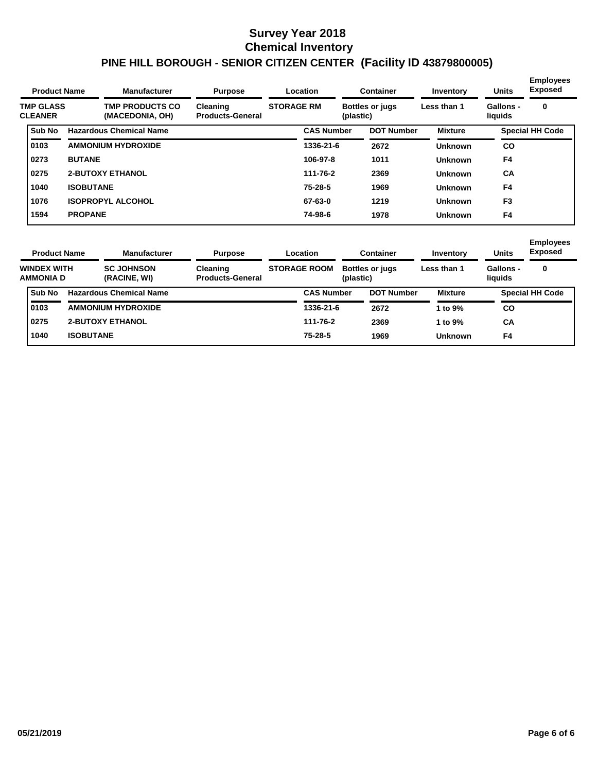# Survey Year 2018
# Chemical Inventory
## PINE HILL BOROUGH - SENIOR CITIZEN CENTER (Facility ID 43879800005)

| Product Name | Manufacturer | Purpose | Location | Container | Inventory | Units | Employees Exposed |
|---|---|---|---|---|---|---|---|
| TMP GLASS CLEANER | TMP PRODUCTS CO (MACEDONIA, OH) | Cleaning Products-General | STORAGE RM | Bottles or jugs (plastic) | Less than 1 | Gallons - liquids | 0 |

| Sub No | Hazardous Chemical Name | CAS Number | DOT Number | Mixture | Special HH Code |
|---|---|---|---|---|---|
| 0103 | AMMONIUM HYDROXIDE | 1336-21-6 | 2672 | Unknown | CO |
| 0273 | BUTANE | 106-97-8 | 1011 | Unknown | F4 |
| 0275 | 2-BUTOXY ETHANOL | 111-76-2 | 2369 | Unknown | CA |
| 1040 | ISOBUTANE | 75-28-5 | 1969 | Unknown | F4 |
| 1076 | ISOPROPYL ALCOHOL | 67-63-0 | 1219 | Unknown | F3 |
| 1594 | PROPANE | 74-98-6 | 1978 | Unknown | F4 |

| Product Name | Manufacturer | Purpose | Location | Container | Inventory | Units | Employees Exposed |
|---|---|---|---|---|---|---|---|
| WINDEX WITH AMMONIA D | SC JOHNSON (RACINE, WI) | Cleaning Products-General | STORAGE ROOM | Bottles or jugs (plastic) | Less than 1 | Gallons - liquids | 0 |

| Sub No | Hazardous Chemical Name | CAS Number | DOT Number | Mixture | Special HH Code |
|---|---|---|---|---|---|
| 0103 | AMMONIUM HYDROXIDE | 1336-21-6 | 2672 | 1 to 9% | CO |
| 0275 | 2-BUTOXY ETHANOL | 111-76-2 | 2369 | 1 to 9% | CA |
| 1040 | ISOBUTANE | 75-28-5 | 1969 | Unknown | F4 |

05/21/2019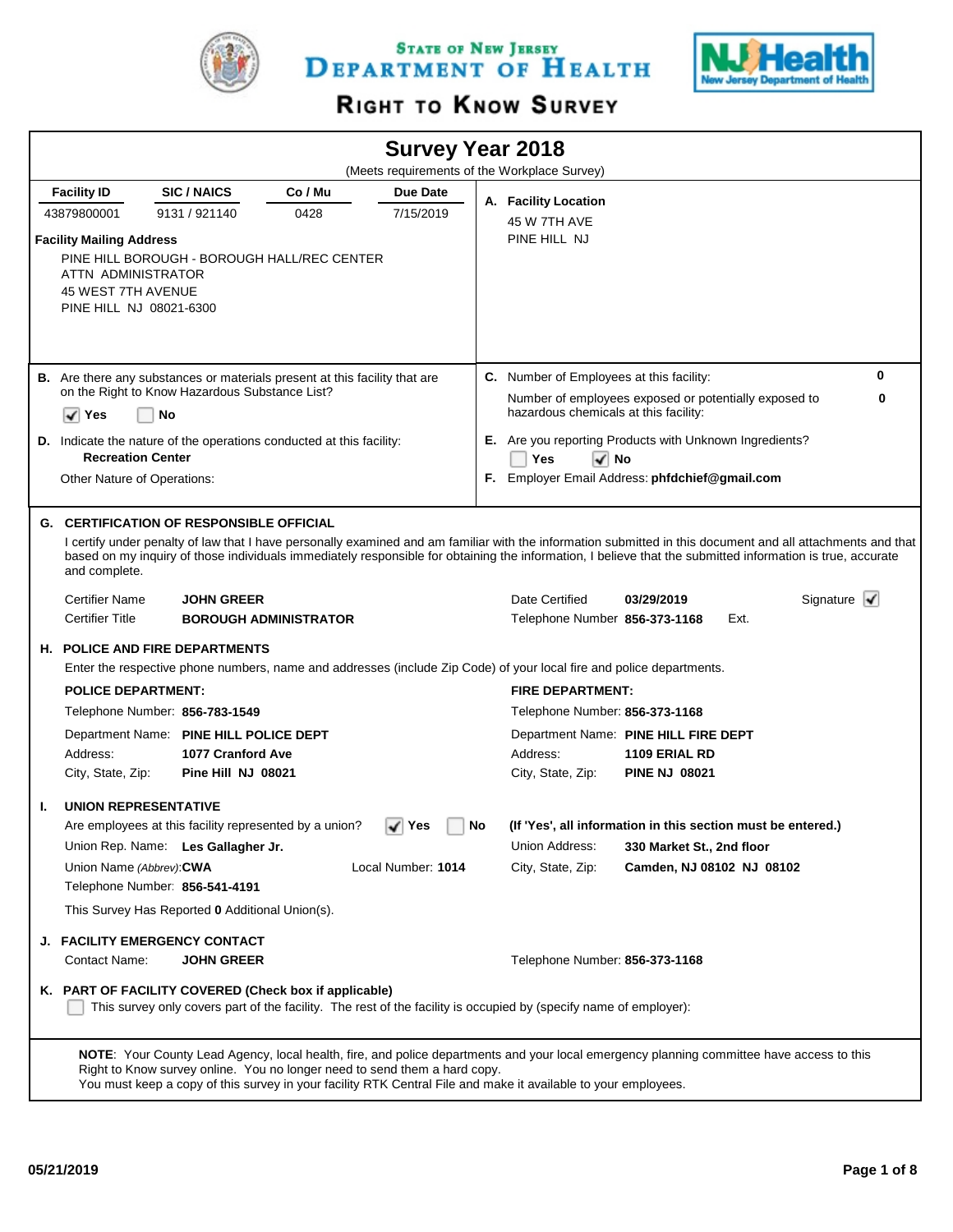State of New Jersey
# Department of Health

## Right to Know Survey

# Survey Year 2018

(Meets requirements of the Workplace Survey)

| Facility ID | SIC / NAICS | Co / Mu | Due Date |
|---|---|---|---|
| 43879800001 | 9131 / 921140 | 0428 | 7/15/2019 |

**Facility Mailing Address**

PINE HILL BOROUGH - BOROUGH HALL/REC CENTER
ATTN ADMINISTRATOR
45 WEST 7TH AVENUE
PINE HILL NJ 08021-6300

**A. Facility Location**

45 W 7TH AVE
PINE HILL NJ

**B.** Are there any substances or materials present at this facility that are on the Right to Know Hazardous Substance List?

☑ Yes ☐ No

**C.** Number of Employees at this facility: **0**

Number of employees exposed or potentially exposed to hazardous chemicals at this facility: **0**

**D.** Indicate the nature of the operations conducted at this facility:
**Recreation Center**

Other Nature of Operations:

**E.** Are you reporting Products with Unknown Ingredients?

☐ Yes ☑ No

**F.** Employer Email Address: **phfdchief@gmail.com**

### G. CERTIFICATION OF RESPONSIBLE OFFICIAL

I certify under penalty of law that I have personally examined and am familiar with the information submitted in this document and all attachments and that based on my inquiry of those individuals immediately responsible for obtaining the information, I believe that the submitted information is true, accurate and complete.

Certifier Name **JOHN GREER**
Certifier Title **BOROUGH ADMINISTRATOR**
Date Certified **03/29/2019**
Telephone Number **856-373-1168** Ext.
Signature ☑

### H. POLICE AND FIRE DEPARTMENTS

Enter the respective phone numbers, name and addresses (include Zip Code) of your local fire and police departments.

**POLICE DEPARTMENT:**

Telephone Number: **856-783-1549**
Department Name: **PINE HILL POLICE DEPT**
Address: **1077 Cranford Ave**
City, State, Zip: **Pine Hill NJ 08021**

**FIRE DEPARTMENT:**

Telephone Number: **856-373-1168**
Department Name: **PINE HILL FIRE DEPT**
Address: **1109 ERIAL RD**
City, State, Zip: **PINE NJ 08021**

### I. UNION REPRESENTATIVE

Are employees at this facility represented by a union? ☑ Yes ☐ No

**(If 'Yes', all information in this section must be entered.)**

Union Rep. Name: **Les Gallagher Jr.**
Union Name *(Abbrev)*: **CWA**
Local Number: **1014**
Telephone Number: **856-541-4191**
Union Address: **330 Market St., 2nd floor**
City, State, Zip: **Camden, NJ 08102 NJ 08102**

This Survey Has Reported **0** Additional Union(s).

### J. FACILITY EMERGENCY CONTACT

Contact Name: **JOHN GREER**
Telephone Number: **856-373-1168**

### K. PART OF FACILITY COVERED (Check box if applicable)

☐ This survey only covers part of the facility. The rest of the facility is occupied by (specify name of employer):

**NOTE**: Your County Lead Agency, local health, fire, and police departments and your local emergency planning committee have access to this Right to Know survey online. You no longer need to send them a hard copy.
You must keep a copy of this survey in your facility RTK Central File and make it available to your employees.

05/21/2019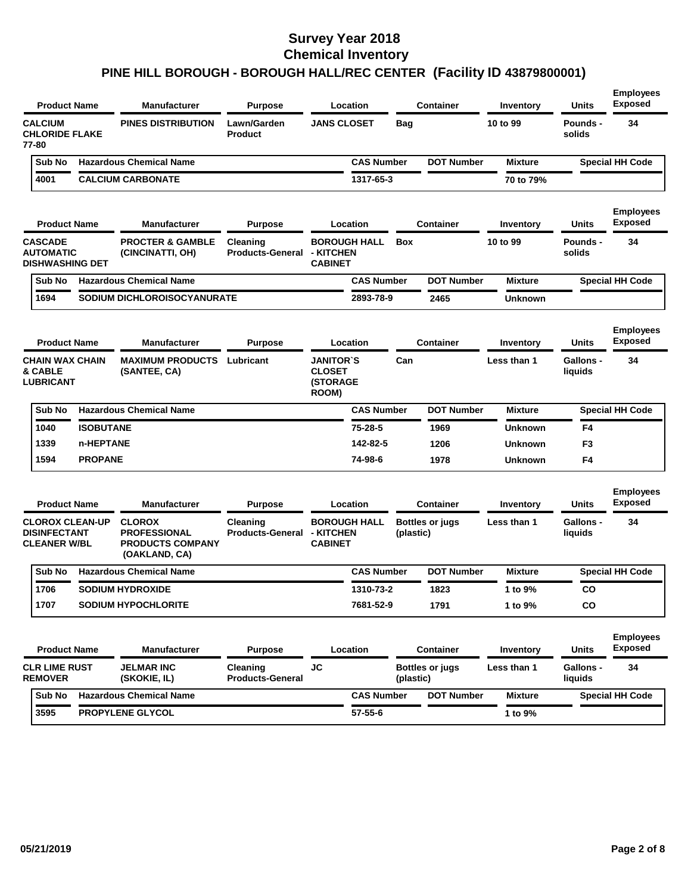# Survey Year 2018
## Chemical Inventory
### PINE HILL BOROUGH - BOROUGH HALL/REC CENTER (Facility ID 43879800001)

| Product Name | Manufacturer | Purpose | Location | Container | Inventory | Units | Employees Exposed |
|---|---|---|---|---|---|---|---|
| CALCIUM CHLORIDE FLAKE 77-80 | PINES DISTRIBUTION | Lawn/Garden Product | JANS CLOSET | Bag | 10 to 99 | Pounds - solids | 34 |

| Sub No | Hazardous Chemical Name | CAS Number | DOT Number | Mixture | Special HH Code |
|---|---|---|---|---|---|
| 4001 | CALCIUM CARBONATE | 1317-65-3 | | 70 to 79% | |

| Product Name | Manufacturer | Purpose | Location | Container | Inventory | Units | Employees Exposed |
|---|---|---|---|---|---|---|---|
| CASCADE AUTOMATIC DISHWASHING DET | PROCTER & GAMBLE (CINCINATTI, OH) | Cleaning Products-General | BOROUGH HALL - KITCHEN CABINET | Box | 10 to 99 | Pounds - solids | 34 |

| Sub No | Hazardous Chemical Name | CAS Number | DOT Number | Mixture | Special HH Code |
|---|---|---|---|---|---|
| 1694 | SODIUM DICHLOROISOCYANURATE | 2893-78-9 | 2465 | Unknown | |

| Product Name | Manufacturer | Purpose | Location | Container | Inventory | Units | Employees Exposed |
|---|---|---|---|---|---|---|---|
| CHAIN WAX CHAIN & CABLE LUBRICANT | MAXIMUM PRODUCTS (SANTEE, CA) | Lubricant | JANITOR`S CLOSET (STORAGE ROOM) | Can | Less than 1 | Gallons - liquids | 34 |

| Sub No | Hazardous Chemical Name | CAS Number | DOT Number | Mixture | Special HH Code |
|---|---|---|---|---|---|
| 1040 | ISOBUTANE | 75-28-5 | 1969 | Unknown | F4 |
| 1339 | n-HEPTANE | 142-82-5 | 1206 | Unknown | F3 |
| 1594 | PROPANE | 74-98-6 | 1978 | Unknown | F4 |

| Product Name | Manufacturer | Purpose | Location | Container | Inventory | Units | Employees Exposed |
|---|---|---|---|---|---|---|---|
| CLOROX CLEAN-UP DISINFECTANT CLEANER W/BL | CLOROX PROFESSIONAL PRODUCTS COMPANY (OAKLAND, CA) | Cleaning Products-General | BOROUGH HALL - KITCHEN CABINET | Bottles or jugs (plastic) | Less than 1 | Gallons - liquids | 34 |

| Sub No | Hazardous Chemical Name | CAS Number | DOT Number | Mixture | Special HH Code |
|---|---|---|---|---|---|
| 1706 | SODIUM HYDROXIDE | 1310-73-2 | 1823 | 1 to 9% | CO |
| 1707 | SODIUM HYPOCHLORITE | 7681-52-9 | 1791 | 1 to 9% | CO |

| Product Name | Manufacturer | Purpose | Location | Container | Inventory | Units | Employees Exposed |
|---|---|---|---|---|---|---|---|
| CLR LIME RUST REMOVER | JELMAR INC (SKOKIE, IL) | Cleaning Products-General | JC | Bottles or jugs (plastic) | Less than 1 | Gallons - liquids | 34 |

| Sub No | Hazardous Chemical Name | CAS Number | DOT Number | Mixture | Special HH Code |
|---|---|---|---|---|---|
| 3595 | PROPYLENE GLYCOL | 57-55-6 | | 1 to 9% | |

05/21/2019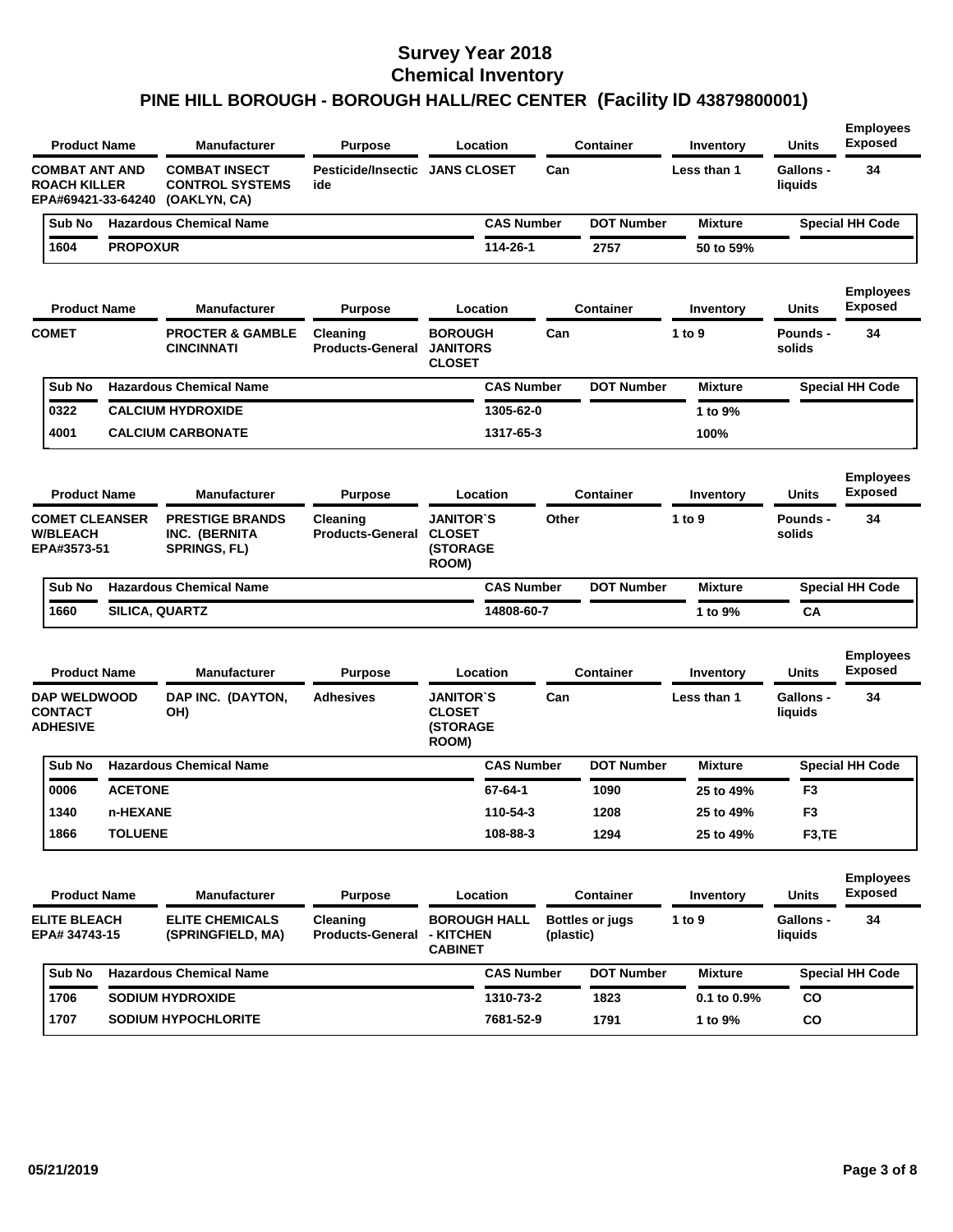# Survey Year 2018
# Chemical Inventory
## PINE HILL BOROUGH - BOROUGH HALL/REC CENTER (Facility ID 43879800001)

| Product Name | Manufacturer | Purpose | Location | Container | Inventory | Units | Employees Exposed |
|---|---|---|---|---|---|---|---|
| COMBAT ANT AND ROACH KILLER EPA#69421-33-64240 | COMBAT INSECT CONTROL SYSTEMS (OAKLYN, CA) | Pesticide/Insecticide | JANS CLOSET | Can | Less than 1 | Gallons - liquids | 34 |

| Sub No | Hazardous Chemical Name | CAS Number | DOT Number | Mixture | Special HH Code |
|---|---|---|---|---|---|
| 1604 | PROPOXUR | 114-26-1 | 2757 | 50 to 59% | |

| Product Name | Manufacturer | Purpose | Location | Container | Inventory | Units | Employees Exposed |
|---|---|---|---|---|---|---|---|
| COMET | PROCTER & GAMBLE CINCINNATI | Cleaning Products-General | BOROUGH JANITORS CLOSET | Can | 1 to 9 | Pounds - solids | 34 |

| Sub No | Hazardous Chemical Name | CAS Number | DOT Number | Mixture | Special HH Code |
|---|---|---|---|---|---|
| 0322 | CALCIUM HYDROXIDE | 1305-62-0 | | 1 to 9% | |
| 4001 | CALCIUM CARBONATE | 1317-65-3 | | 100% | |

| Product Name | Manufacturer | Purpose | Location | Container | Inventory | Units | Employees Exposed |
|---|---|---|---|---|---|---|---|
| COMET CLEANSER W/BLEACH EPA#3573-51 | PRESTIGE BRANDS INC. (BERNITA SPRINGS, FL) | Cleaning Products-General | JANITOR`S CLOSET (STORAGE ROOM) | Other | 1 to 9 | Pounds - solids | 34 |

| Sub No | Hazardous Chemical Name | CAS Number | DOT Number | Mixture | Special HH Code |
|---|---|---|---|---|---|
| 1660 | SILICA, QUARTZ | 14808-60-7 | | 1 to 9% | CA |

| Product Name | Manufacturer | Purpose | Location | Container | Inventory | Units | Employees Exposed |
|---|---|---|---|---|---|---|---|
| DAP WELDWOOD CONTACT ADHESIVE | DAP INC. (DAYTON, OH) | Adhesives | JANITOR`S CLOSET (STORAGE ROOM) | Can | Less than 1 | Gallons - liquids | 34 |

| Sub No | Hazardous Chemical Name | CAS Number | DOT Number | Mixture | Special HH Code |
|---|---|---|---|---|---|
| 0006 | ACETONE | 67-64-1 | 1090 | 25 to 49% | F3 |
| 1340 | n-HEXANE | 110-54-3 | 1208 | 25 to 49% | F3 |
| 1866 | TOLUENE | 108-88-3 | 1294 | 25 to 49% | F3,TE |

| Product Name | Manufacturer | Purpose | Location | Container | Inventory | Units | Employees Exposed |
|---|---|---|---|---|---|---|---|
| ELITE BLEACH EPA# 34743-15 | ELITE CHEMICALS (SPRINGFIELD, MA) | Cleaning Products-General | BOROUGH HALL - KITCHEN CABINET | Bottles or jugs (plastic) | 1 to 9 | Gallons - liquids | 34 |

| Sub No | Hazardous Chemical Name | CAS Number | DOT Number | Mixture | Special HH Code |
|---|---|---|---|---|---|
| 1706 | SODIUM HYDROXIDE | 1310-73-2 | 1823 | 0.1 to 0.9% | CO |
| 1707 | SODIUM HYPOCHLORITE | 7681-52-9 | 1791 | 1 to 9% | CO |

05/21/2019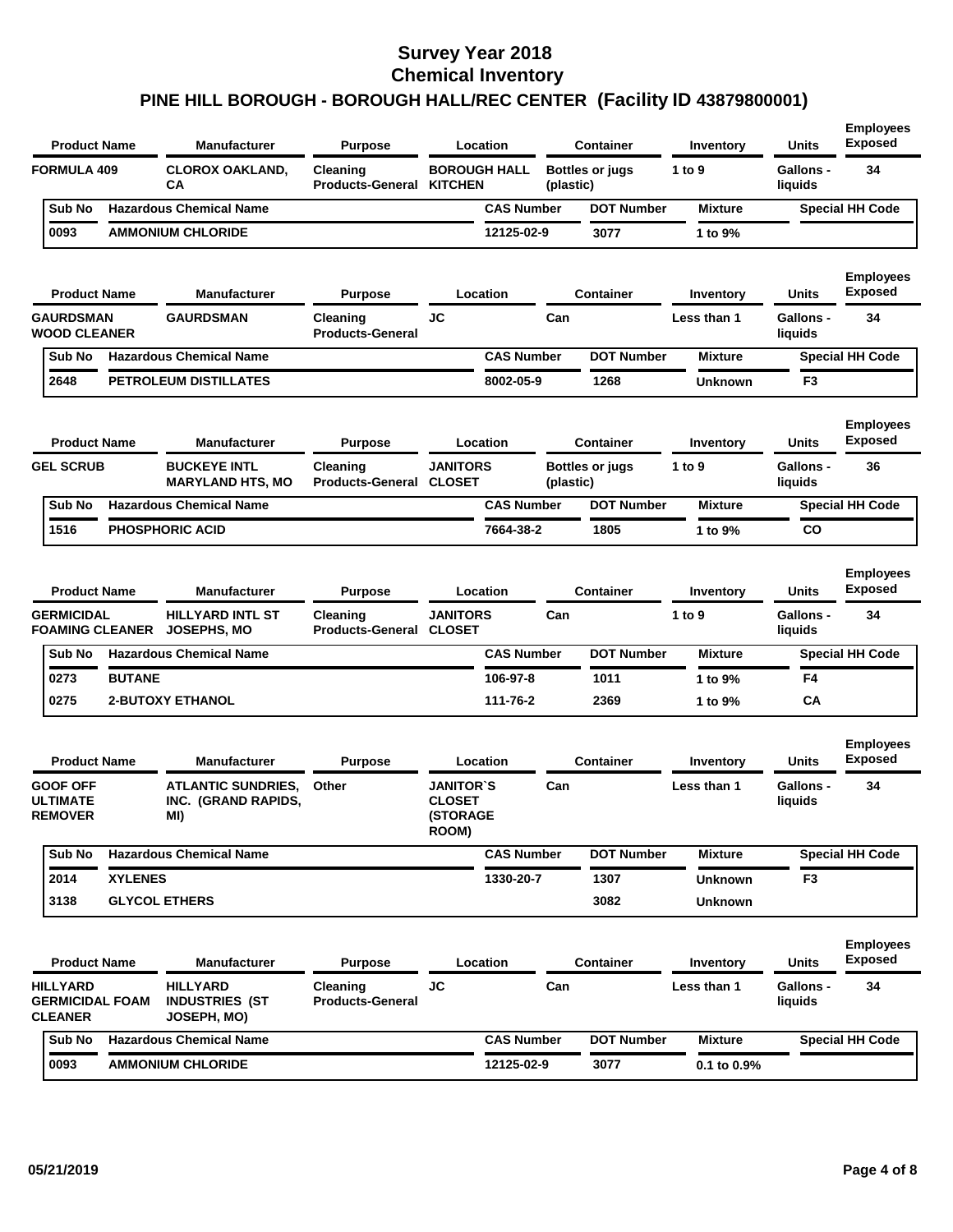# Survey Year 2018
## Chemical Inventory
## PINE HILL BOROUGH - BOROUGH HALL/REC CENTER (Facility ID 43879800001)

| Product Name | Manufacturer | Purpose | Location | Container | Inventory | Units | Employees Exposed |
|---|---|---|---|---|---|---|---|
| FORMULA 409 | CLOROX OAKLAND, CA | Cleaning Products-General | BOROUGH HALL KITCHEN | Bottles or jugs (plastic) | 1 to 9 | Gallons - liquids | 34 |

| Sub No | Hazardous Chemical Name | CAS Number | DOT Number | Mixture | Special HH Code |
|---|---|---|---|---|---|
| 0093 | AMMONIUM CHLORIDE | 12125-02-9 | 3077 | 1 to 9% | |

| Product Name | Manufacturer | Purpose | Location | Container | Inventory | Units | Employees Exposed |
|---|---|---|---|---|---|---|---|
| GAURDSMAN WOOD CLEANER | GAURDSMAN | Cleaning Products-General | JC | Can | Less than 1 | Gallons - liquids | 34 |

| Sub No | Hazardous Chemical Name | CAS Number | DOT Number | Mixture | Special HH Code |
|---|---|---|---|---|---|
| 2648 | PETROLEUM DISTILLATES | 8002-05-9 | 1268 | Unknown | F3 |

| Product Name | Manufacturer | Purpose | Location | Container | Inventory | Units | Employees Exposed |
|---|---|---|---|---|---|---|---|
| GEL SCRUB | BUCKEYE INTL MARYLAND HTS, MO | Cleaning Products-General | JANITORS CLOSET | Bottles or jugs (plastic) | 1 to 9 | Gallons - liquids | 36 |

| Sub No | Hazardous Chemical Name | CAS Number | DOT Number | Mixture | Special HH Code |
|---|---|---|---|---|---|
| 1516 | PHOSPHORIC ACID | 7664-38-2 | 1805 | 1 to 9% | CO |

| Product Name | Manufacturer | Purpose | Location | Container | Inventory | Units | Employees Exposed |
|---|---|---|---|---|---|---|---|
| GERMICIDAL FOAMING CLEANER | HILLYARD INTL ST JOSEPHS, MO | Cleaning Products-General | JANITORS CLOSET | Can | 1 to 9 | Gallons - liquids | 34 |

| Sub No | Hazardous Chemical Name | CAS Number | DOT Number | Mixture | Special HH Code |
|---|---|---|---|---|---|
| 0273 | BUTANE | 106-97-8 | 1011 | 1 to 9% | F4 |
| 0275 | 2-BUTOXY ETHANOL | 111-76-2 | 2369 | 1 to 9% | CA |

| Product Name | Manufacturer | Purpose | Location | Container | Inventory | Units | Employees Exposed |
|---|---|---|---|---|---|---|---|
| GOOF OFF ULTIMATE REMOVER | ATLANTIC SUNDRIES, INC. (GRAND RAPIDS, MI) | Other | JANITOR`S CLOSET (STORAGE ROOM) | Can | Less than 1 | Gallons - liquids | 34 |

| Sub No | Hazardous Chemical Name | CAS Number | DOT Number | Mixture | Special HH Code |
|---|---|---|---|---|---|
| 2014 | XYLENES | 1330-20-7 | 1307 | Unknown | F3 |
| 3138 | GLYCOL ETHERS | | 3082 | Unknown | |

| Product Name | Manufacturer | Purpose | Location | Container | Inventory | Units | Employees Exposed |
|---|---|---|---|---|---|---|---|
| HILLYARD GERMICIDAL FOAM CLEANER | HILLYARD INDUSTRIES (ST JOSEPH, MO) | Cleaning Products-General | JC | Can | Less than 1 | Gallons - liquids | 34 |

| Sub No | Hazardous Chemical Name | CAS Number | DOT Number | Mixture | Special HH Code |
|---|---|---|---|---|---|
| 0093 | AMMONIUM CHLORIDE | 12125-02-9 | 3077 | 0.1 to 0.9% | |

05/21/2019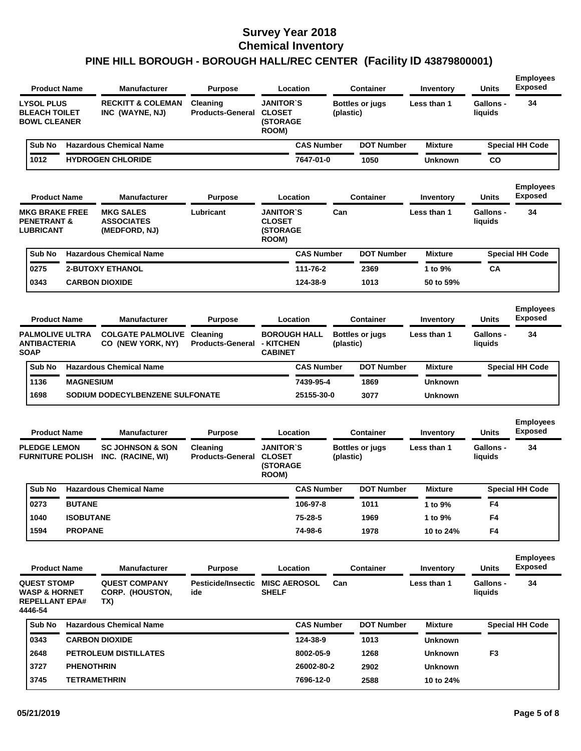# Survey Year 2018
# Chemical Inventory
## PINE HILL BOROUGH - BOROUGH HALL/REC CENTER (Facility ID 43879800001)

| Product Name | Manufacturer | Purpose | Location | Container | Inventory | Units | Employees Exposed |
|---|---|---|---|---|---|---|---|
| LYSOL PLUS BLEACH TOILET BOWL CLEANER | RECKITT & COLEMAN INC (WAYNE, NJ) | Cleaning Products-General | JANITOR`S CLOSET (STORAGE ROOM) | Bottles or jugs (plastic) | Less than 1 | Gallons - liquids | 34 |

| Sub No | Hazardous Chemical Name | CAS Number | DOT Number | Mixture | Special HH Code |
|---|---|---|---|---|---|
| 1012 | HYDROGEN CHLORIDE | 7647-01-0 | 1050 | Unknown | CO |

| Product Name | Manufacturer | Purpose | Location | Container | Inventory | Units | Employees Exposed |
|---|---|---|---|---|---|---|---|
| MKG BRAKE FREE PENETRANT & LUBRICANT | MKG SALES ASSOCIATES (MEDFORD, NJ) | Lubricant | JANITOR`S CLOSET (STORAGE ROOM) | Can | Less than 1 | Gallons - liquids | 34 |

| Sub No | Hazardous Chemical Name | CAS Number | DOT Number | Mixture | Special HH Code |
|---|---|---|---|---|---|
| 0275 | 2-BUTOXY ETHANOL | 111-76-2 | 2369 | 1 to 9% | CA |
| 0343 | CARBON DIOXIDE | 124-38-9 | 1013 | 50 to 59% | |

| Product Name | Manufacturer | Purpose | Location | Container | Inventory | Units | Employees Exposed |
|---|---|---|---|---|---|---|---|
| PALMOLIVE ULTRA ANTIBACTERIA SOAP | COLGATE PALMOLIVE CO (NEW YORK, NY) | Cleaning Products-General | BOROUGH HALL - KITCHEN CABINET | Bottles or jugs (plastic) | Less than 1 | Gallons - liquids | 34 |

| Sub No | Hazardous Chemical Name | CAS Number | DOT Number | Mixture | Special HH Code |
|---|---|---|---|---|---|
| 1136 | MAGNESIUM | 7439-95-4 | 1869 | Unknown | |
| 1698 | SODIUM DODECYLBENZENE SULFONATE | 25155-30-0 | 3077 | Unknown | |

| Product Name | Manufacturer | Purpose | Location | Container | Inventory | Units | Employees Exposed |
|---|---|---|---|---|---|---|---|
| PLEDGE LEMON FURNITURE POLISH | SC JOHNSON & SON INC. (RACINE, WI) | Cleaning Products-General | JANITOR`S CLOSET (STORAGE ROOM) | Bottles or jugs (plastic) | Less than 1 | Gallons - liquids | 34 |

| Sub No | Hazardous Chemical Name | CAS Number | DOT Number | Mixture | Special HH Code |
|---|---|---|---|---|---|
| 0273 | BUTANE | 106-97-8 | 1011 | 1 to 9% | F4 |
| 1040 | ISOBUTANE | 75-28-5 | 1969 | 1 to 9% | F4 |
| 1594 | PROPANE | 74-98-6 | 1978 | 10 to 24% | F4 |

| Product Name | Manufacturer | Purpose | Location | Container | Inventory | Units | Employees Exposed |
|---|---|---|---|---|---|---|---|
| QUEST STOMP WASP & HORNET REPELLANT EPA# 4446-54 | QUEST COMPANY CORP. (HOUSTON, TX) | Pesticide/Insecticide | MISC AEROSOL SHELF | Can | Less than 1 | Gallons - liquids | 34 |

| Sub No | Hazardous Chemical Name | CAS Number | DOT Number | Mixture | Special HH Code |
|---|---|---|---|---|---|
| 0343 | CARBON DIOXIDE | 124-38-9 | 1013 | Unknown | |
| 2648 | PETROLEUM DISTILLATES | 8002-05-9 | 1268 | Unknown | F3 |
| 3727 | PHENOTHRIN | 26002-80-2 | 2902 | Unknown | |
| 3745 | TETRAMETHRIN | 7696-12-0 | 2588 | 10 to 24% | |

05/21/2019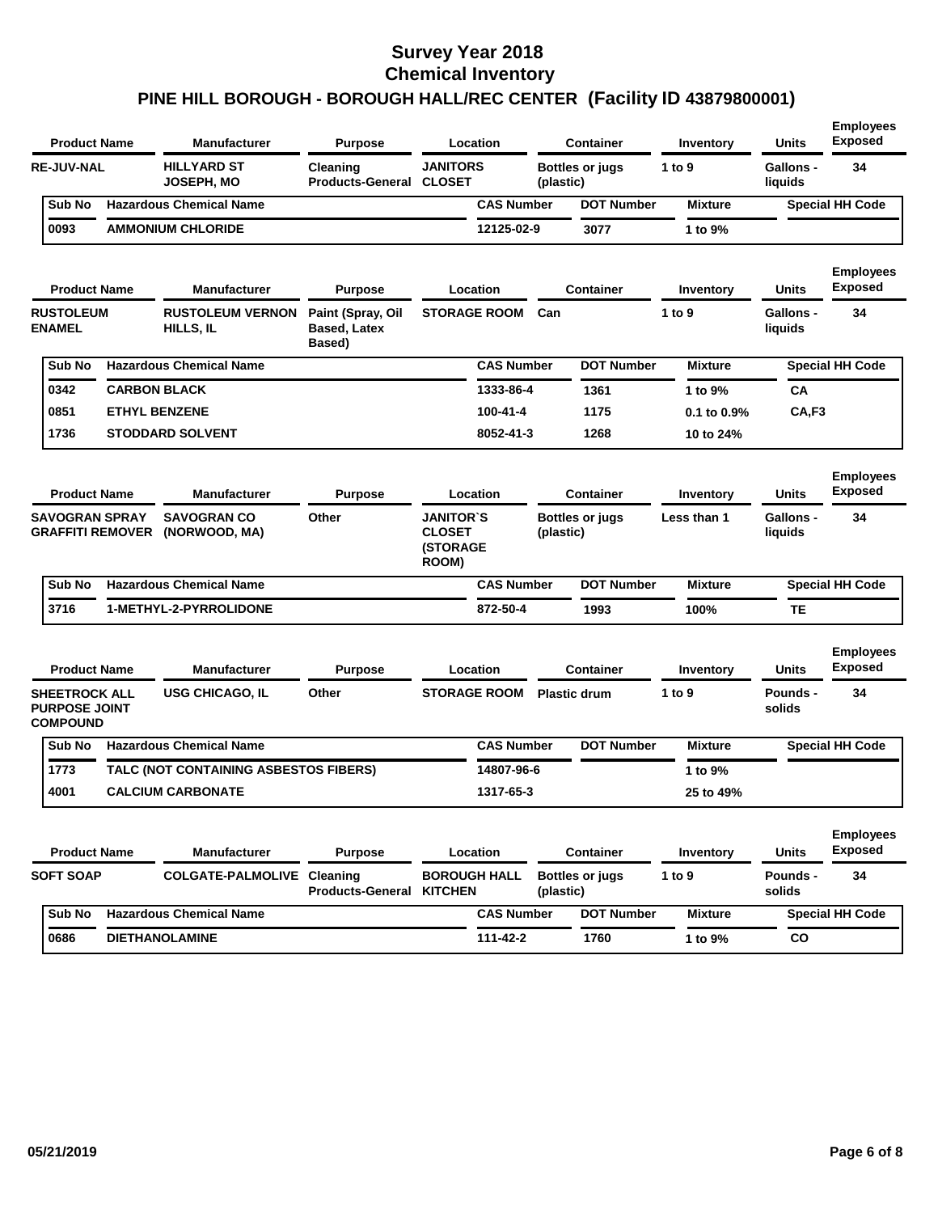# Survey Year 2018
# Chemical Inventory
## PINE HILL BOROUGH - BOROUGH HALL/REC CENTER (Facility ID 43879800001)

| Product Name | Manufacturer | Purpose | Location | Container | Inventory | Units | Employees Exposed |
|---|---|---|---|---|---|---|---|
| RE-JUV-NAL | HILLYARD ST JOSEPH, MO | Cleaning Products-General | JANITORS CLOSET | Bottles or jugs (plastic) | 1 to 9 | Gallons - liquids | 34 |

| Sub No | Hazardous Chemical Name | CAS Number | DOT Number | Mixture | Special HH Code |
|---|---|---|---|---|---|
| 0093 | AMMONIUM CHLORIDE | 12125-02-9 | 3077 | 1 to 9% | |

| Product Name | Manufacturer | Purpose | Location | Container | Inventory | Units | Employees Exposed |
|---|---|---|---|---|---|---|---|
| RUSTOLEUM ENAMEL | RUSTOLEUM VERNON HILLS, IL | Paint (Spray, Oil Based, Latex Based) | STORAGE ROOM | Can | 1 to 9 | Gallons - liquids | 34 |

| Sub No | Hazardous Chemical Name | CAS Number | DOT Number | Mixture | Special HH Code |
|---|---|---|---|---|---|
| 0342 | CARBON BLACK | 1333-86-4 | 1361 | 1 to 9% | CA |
| 0851 | ETHYL BENZENE | 100-41-4 | 1175 | 0.1 to 0.9% | CA,F3 |
| 1736 | STODDARD SOLVENT | 8052-41-3 | 1268 | 10 to 24% | |

| Product Name | Manufacturer | Purpose | Location | Container | Inventory | Units | Employees Exposed |
|---|---|---|---|---|---|---|---|
| SAVOGRAN SPRAY GRAFFITI REMOVER | SAVOGRAN CO (NORWOOD, MA) | Other | JANITOR`S CLOSET (STORAGE ROOM) | Bottles or jugs (plastic) | Less than 1 | Gallons - liquids | 34 |

| Sub No | Hazardous Chemical Name | CAS Number | DOT Number | Mixture | Special HH Code |
|---|---|---|---|---|---|
| 3716 | 1-METHYL-2-PYRROLIDONE | 872-50-4 | 1993 | 100% | TE |

| Product Name | Manufacturer | Purpose | Location | Container | Inventory | Units | Employees Exposed |
|---|---|---|---|---|---|---|---|
| SHEETROCK ALL PURPOSE JOINT COMPOUND | USG CHICAGO, IL | Other | STORAGE ROOM | Plastic drum | 1 to 9 | Pounds - solids | 34 |

| Sub No | Hazardous Chemical Name | CAS Number | DOT Number | Mixture | Special HH Code |
|---|---|---|---|---|---|
| 1773 | TALC (NOT CONTAINING ASBESTOS FIBERS) | 14807-96-6 | | 1 to 9% | |
| 4001 | CALCIUM CARBONATE | 1317-65-3 | | 25 to 49% | |

| Product Name | Manufacturer | Purpose | Location | Container | Inventory | Units | Employees Exposed |
|---|---|---|---|---|---|---|---|
| SOFT SOAP | COLGATE-PALMOLIVE | Cleaning Products-General | BOROUGH HALL KITCHEN | Bottles or jugs (plastic) | 1 to 9 | Pounds - solids | 34 |

| Sub No | Hazardous Chemical Name | CAS Number | DOT Number | Mixture | Special HH Code |
|---|---|---|---|---|---|
| 0686 | DIETHANOLAMINE | 111-42-2 | 1760 | 1 to 9% | CO |

05/21/2019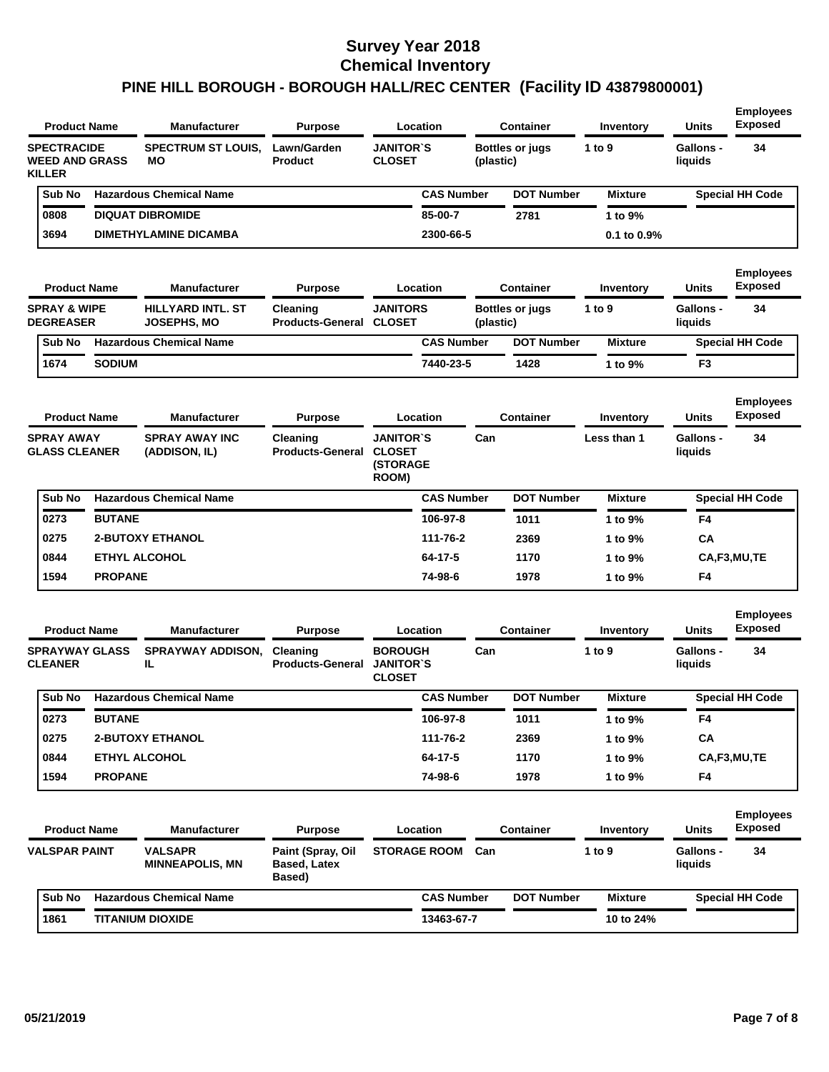# Survey Year 2018
# Chemical Inventory
## PINE HILL BOROUGH - BOROUGH HALL/REC CENTER (Facility ID 43879800001)

| Product Name | Manufacturer | Purpose | Location | Container | Inventory | Units | Employees Exposed |
|---|---|---|---|---|---|---|---|
| SPECTRACIDE WEED AND GRASS KILLER | SPECTRUM ST LOUIS, MO | Lawn/Garden Product | JANITOR`S CLOSET | Bottles or jugs (plastic) | 1 to 9 | Gallons - liquids | 34 |

| Sub No | Hazardous Chemical Name | CAS Number | DOT Number | Mixture | Special HH Code |
|---|---|---|---|---|---|
| 0808 | DIQUAT DIBROMIDE | 85-00-7 | 2781 | 1 to 9% | |
| 3694 | DIMETHYLAMINE DICAMBA | 2300-66-5 | | 0.1 to 0.9% | |

| Product Name | Manufacturer | Purpose | Location | Container | Inventory | Units | Employees Exposed |
|---|---|---|---|---|---|---|---|
| SPRAY & WIPE DEGREASER | HILLYARD INTL. ST JOSEPHS, MO | Cleaning Products-General | JANITORS CLOSET | Bottles or jugs (plastic) | 1 to 9 | Gallons - liquids | 34 |

| Sub No | Hazardous Chemical Name | CAS Number | DOT Number | Mixture | Special HH Code |
|---|---|---|---|---|---|
| 1674 | SODIUM | 7440-23-5 | 1428 | 1 to 9% | F3 |

| Product Name | Manufacturer | Purpose | Location | Container | Inventory | Units | Employees Exposed |
|---|---|---|---|---|---|---|---|
| SPRAY AWAY GLASS CLEANER | SPRAY AWAY INC (ADDISON, IL) | Cleaning Products-General | JANITOR`S CLOSET (STORAGE ROOM) | Can | Less than 1 | Gallons - liquids | 34 |

| Sub No | Hazardous Chemical Name | CAS Number | DOT Number | Mixture | Special HH Code |
|---|---|---|---|---|---|
| 0273 | BUTANE | 106-97-8 | 1011 | 1 to 9% | F4 |
| 0275 | 2-BUTOXY ETHANOL | 111-76-2 | 2369 | 1 to 9% | CA |
| 0844 | ETHYL ALCOHOL | 64-17-5 | 1170 | 1 to 9% | CA,F3,MU,TE |
| 1594 | PROPANE | 74-98-6 | 1978 | 1 to 9% | F4 |

| Product Name | Manufacturer | Purpose | Location | Container | Inventory | Units | Employees Exposed |
|---|---|---|---|---|---|---|---|
| SPRAYWAY GLASS CLEANER | SPRAYWAY ADDISON, IL | Cleaning Products-General | BOROUGH JANITOR`S CLOSET | Can | 1 to 9 | Gallons - liquids | 34 |

| Sub No | Hazardous Chemical Name | CAS Number | DOT Number | Mixture | Special HH Code |
|---|---|---|---|---|---|
| 0273 | BUTANE | 106-97-8 | 1011 | 1 to 9% | F4 |
| 0275 | 2-BUTOXY ETHANOL | 111-76-2 | 2369 | 1 to 9% | CA |
| 0844 | ETHYL ALCOHOL | 64-17-5 | 1170 | 1 to 9% | CA,F3,MU,TE |
| 1594 | PROPANE | 74-98-6 | 1978 | 1 to 9% | F4 |

| Product Name | Manufacturer | Purpose | Location | Container | Inventory | Units | Employees Exposed |
|---|---|---|---|---|---|---|---|
| VALSPAR PAINT | VALSAPR MINNEAPOLIS, MN | Paint (Spray, Oil Based, Latex Based) | STORAGE ROOM | Can | 1 to 9 | Gallons - liquids | 34 |

| Sub No | Hazardous Chemical Name | CAS Number | DOT Number | Mixture | Special HH Code |
|---|---|---|---|---|---|
| 1861 | TITANIUM DIOXIDE | 13463-67-7 | | 10 to 24% | |

05/21/2019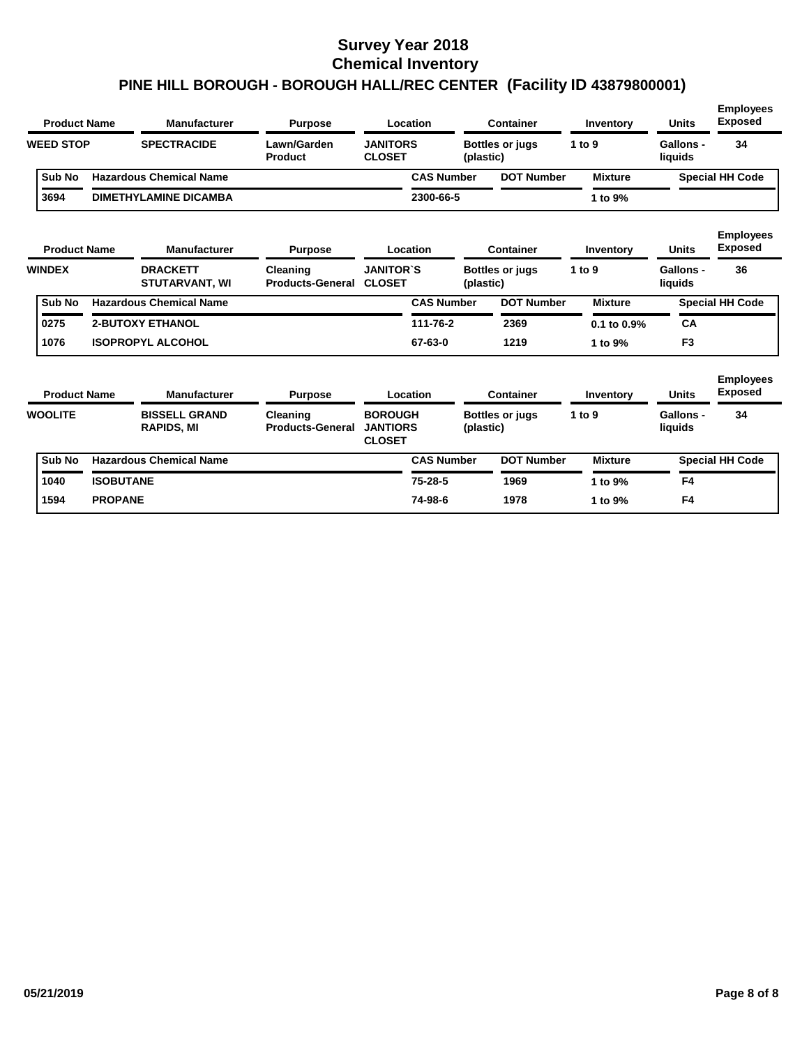# Survey Year 2018
# Chemical Inventory
## PINE HILL BOROUGH - BOROUGH HALL/REC CENTER (Facility ID 43879800001)

| Product Name | Manufacturer | Purpose | Location | Container | Inventory | Units | Employees Exposed |
|---|---|---|---|---|---|---|---|
| WEED STOP | SPECTRACIDE | Lawn/Garden Product | JANITORS CLOSET | Bottles or jugs (plastic) | 1 to 9 | Gallons - liquids | 34 |

| Sub No | Hazardous Chemical Name | CAS Number | DOT Number | Mixture | Special HH Code |
|---|---|---|---|---|---|
| 3694 | DIMETHYLAMINE DICAMBA | 2300-66-5 | | 1 to 9% | |

| Product Name | Manufacturer | Purpose | Location | Container | Inventory | Units | Employees Exposed |
|---|---|---|---|---|---|---|---|
| WINDEX | DRACKETT STUTARVANT, WI | Cleaning Products-General | JANITOR`S CLOSET | Bottles or jugs (plastic) | 1 to 9 | Gallons - liquids | 36 |

| Sub No | Hazardous Chemical Name | CAS Number | DOT Number | Mixture | Special HH Code |
|---|---|---|---|---|---|
| 0275 | 2-BUTOXY ETHANOL | 111-76-2 | 2369 | 0.1 to 0.9% | CA |
| 1076 | ISOPROPYL ALCOHOL | 67-63-0 | 1219 | 1 to 9% | F3 |

| Product Name | Manufacturer | Purpose | Location | Container | Inventory | Units | Employees Exposed |
|---|---|---|---|---|---|---|---|
| WOOLITE | BISSELL GRAND RAPIDS, MI | Cleaning Products-General | BOROUGH JANTIORS CLOSET | Bottles or jugs (plastic) | 1 to 9 | Gallons - liquids | 34 |

| Sub No | Hazardous Chemical Name | CAS Number | DOT Number | Mixture | Special HH Code |
|---|---|---|---|---|---|
| 1040 | ISOBUTANE | 75-28-5 | 1969 | 1 to 9% | F4 |
| 1594 | PROPANE | 74-98-6 | 1978 | 1 to 9% | F4 |

05/21/2019